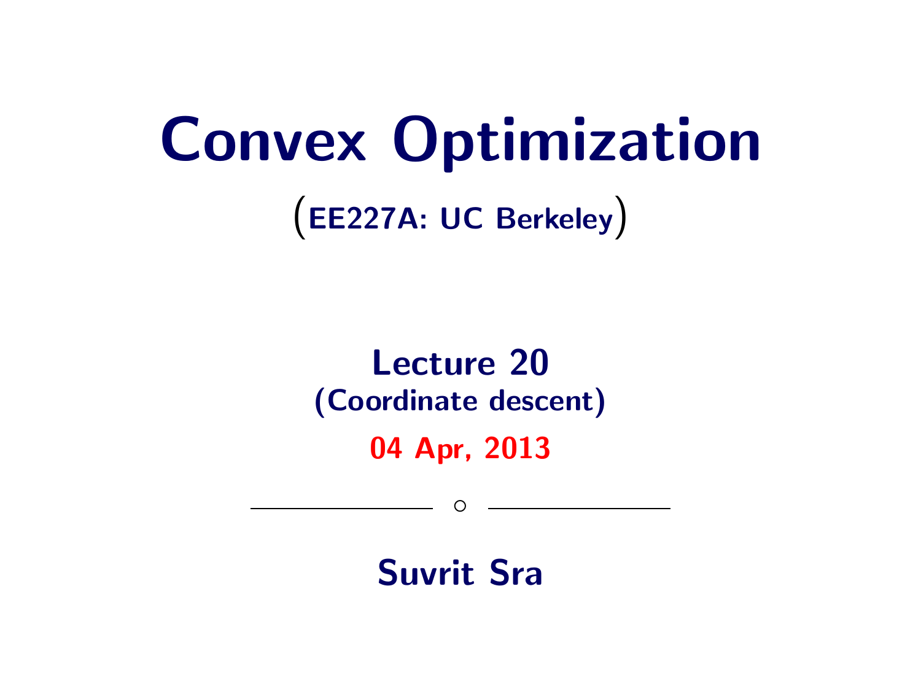# Convex Optimization

(EE227A: UC Berkeley)

## Lecture 20
### (Coordinate descent)

**04 Apr, 2013**

**Suvrit Sra**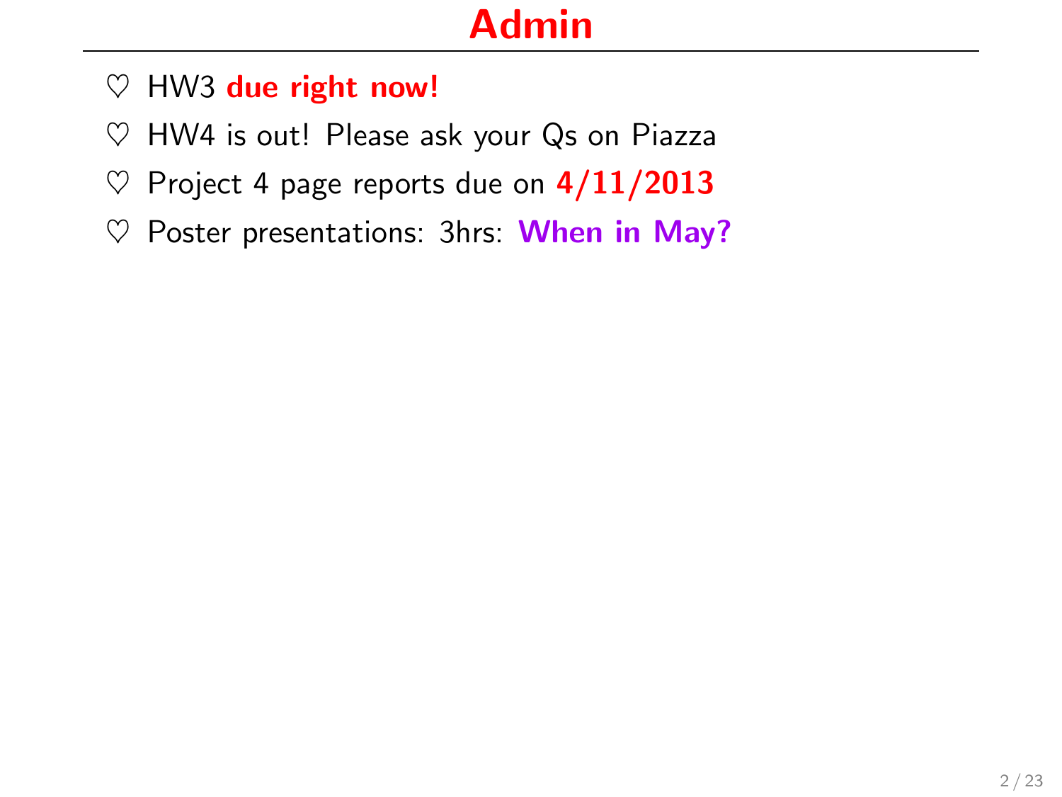# Admin

- ♡ HW3 **due right now!**
- ♡ HW4 is out! Please ask your Qs on Piazza
- ♡ Project 4 page reports due on **4/11/2013**
- ♡ Poster presentations: 3hrs: **When in May?**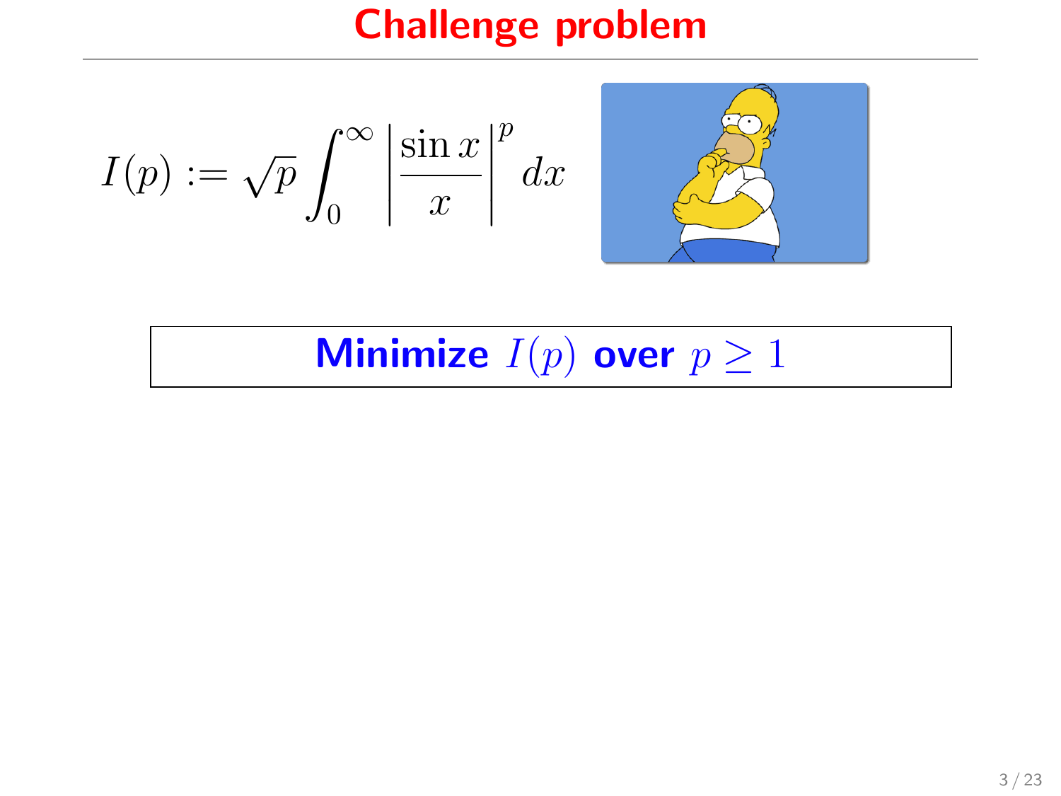# Challenge problem

$$I(p) := \sqrt{p} \int_0^\infty \left| \frac{\sin x}{x} \right|^p dx$$

**Minimize $I(p)$ over $p \geq 1$**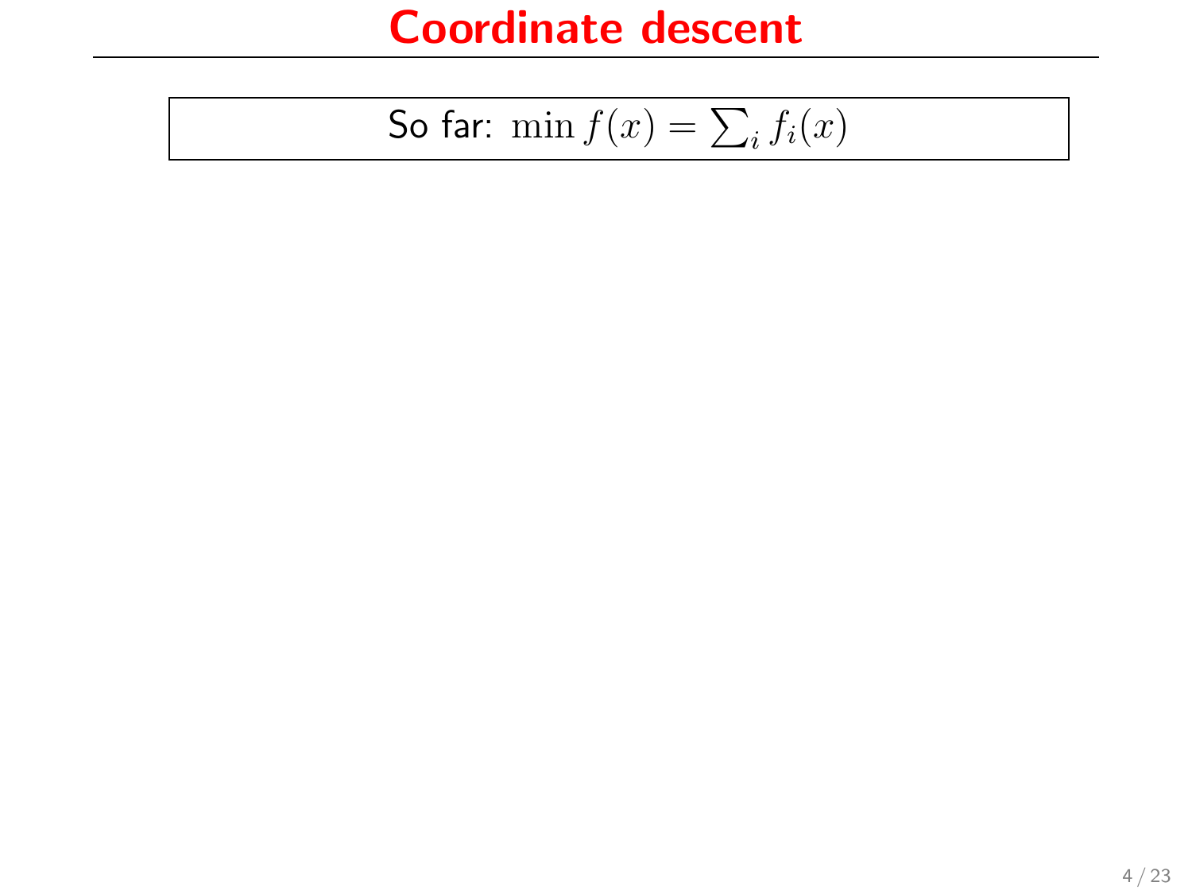# Coordinate descent

So far: $\min f(x) = \sum_i f_i(x)$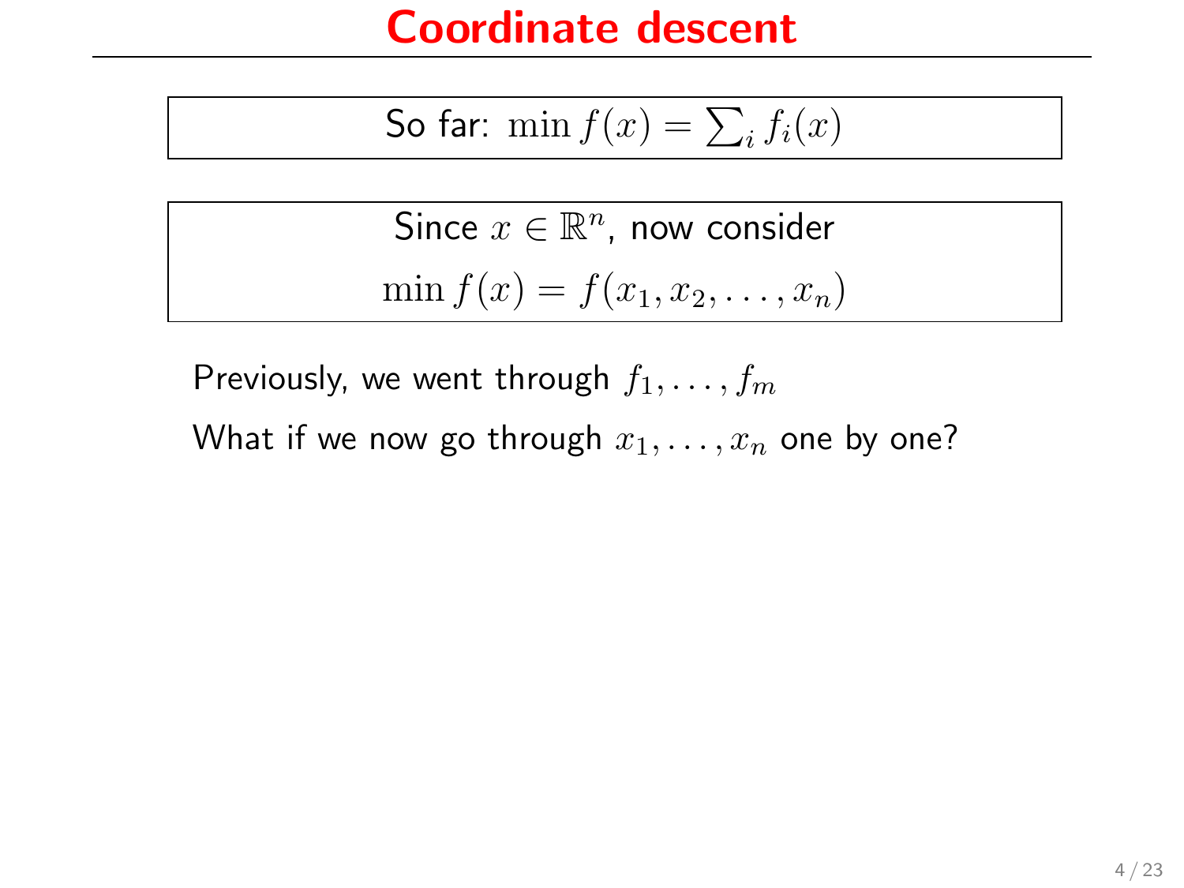# Coordinate descent

So far: $\min f(x) = \sum_i f_i(x)$

Since $x \in \mathbb{R}^n$, now consider

$$\min f(x) = f(x_1, x_2, \ldots, x_n)$$

Previously, we went through $f_1, \ldots, f_m$

What if we now go through $x_1, \ldots, x_n$ one by one?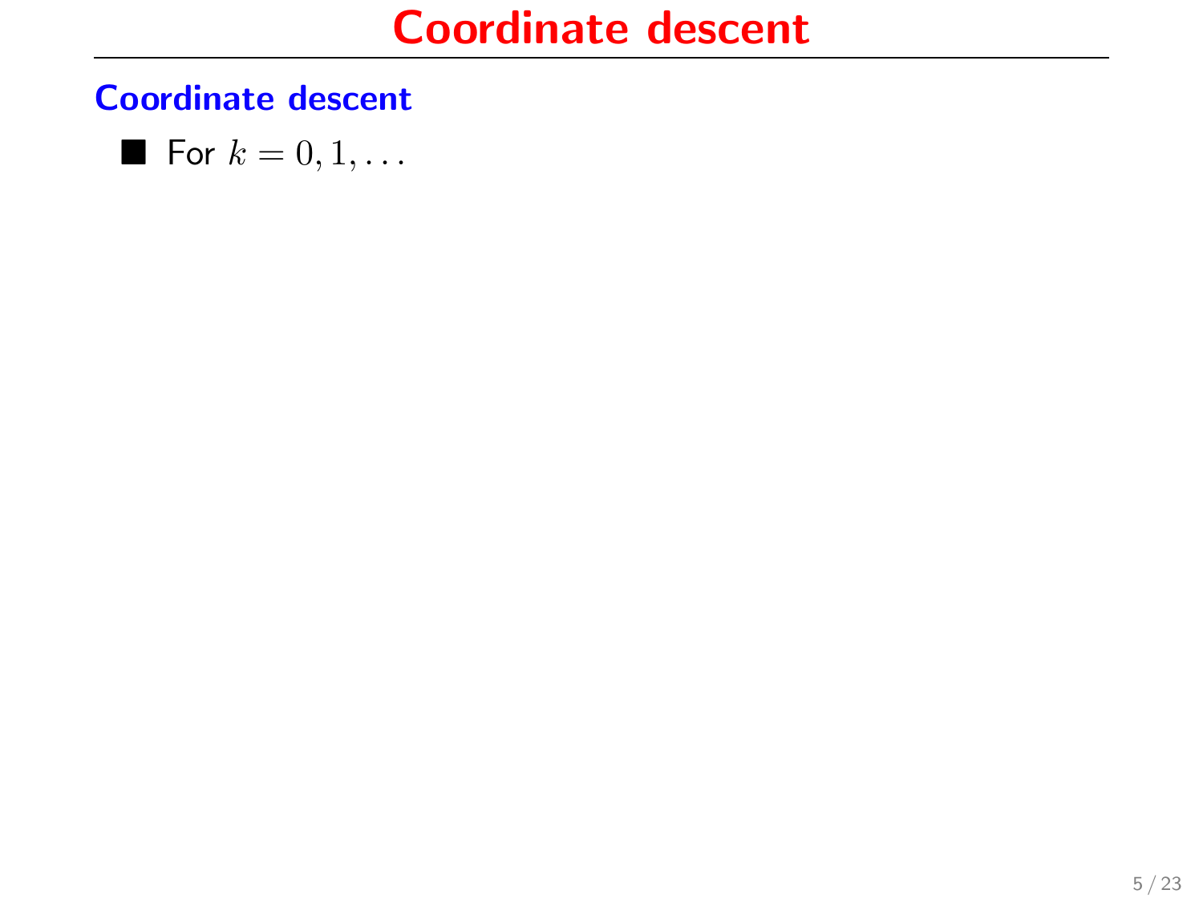# Coordinate descent

## Coordinate descent

- For $k = 0, 1, \ldots$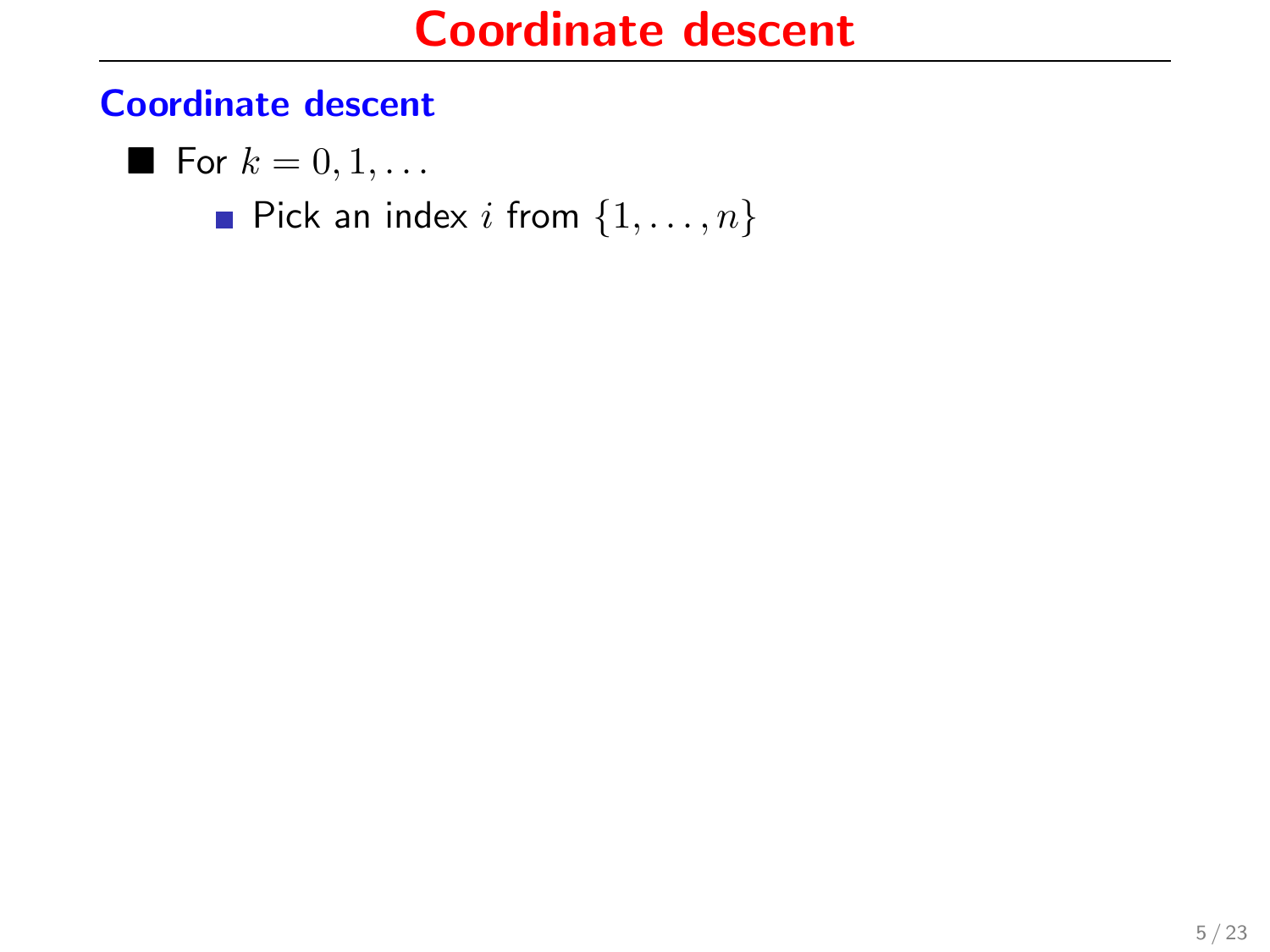# Coordinate descent

## Coordinate descent

- For $k = 0, 1, \ldots$
  - Pick an index $i$ from $\{1, \ldots, n\}$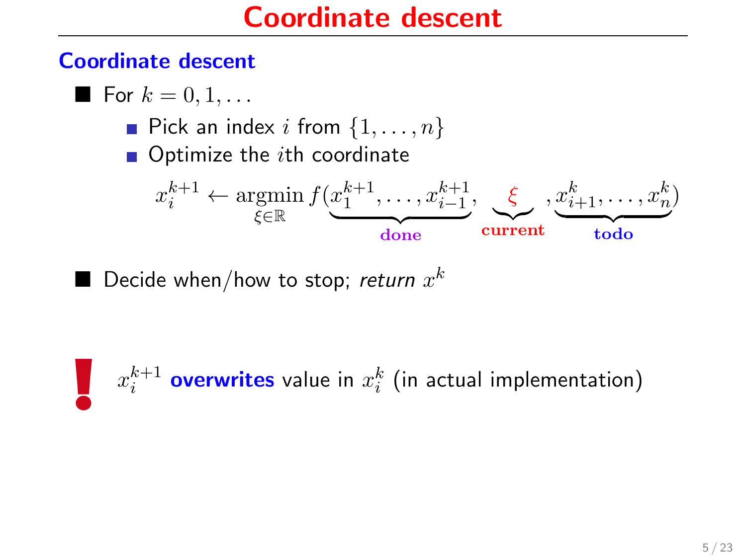# Coordinate descent

### Coordinate descent

- For $k = 0, 1, \ldots$
  - Pick an index $i$ from $\{1, \ldots, n\}$
  - Optimize the $i$th coordinate

$$x_i^{k+1} \leftarrow \operatorname*{argmin}_{\xi \in \mathbb{R}} f(\underbrace{x_1^{k+1}, \ldots, x_{i-1}^{k+1}}_{\textbf{done}}, \underbrace{\xi}_{\textbf{current}}, \underbrace{x_{i+1}^{k}, \ldots, x_n^{k}}_{\textbf{todo}})$$

- Decide when/how to stop; *return* $x^k$

**!** $x_i^{k+1}$ **overwrites** value in $x_i^k$ (in actual implementation)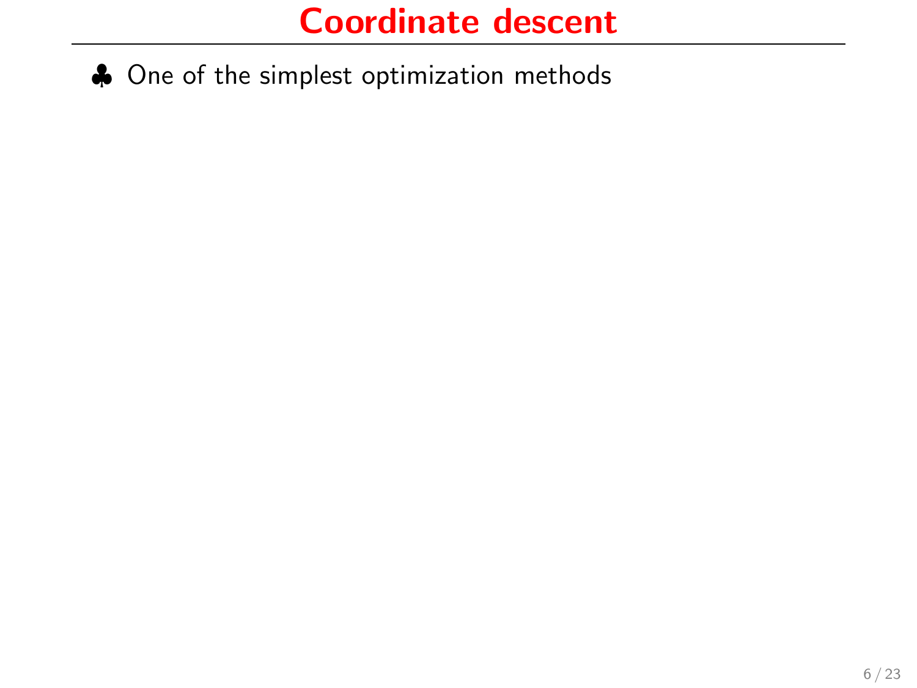# Coordinate descent

♣ One of the simplest optimization methods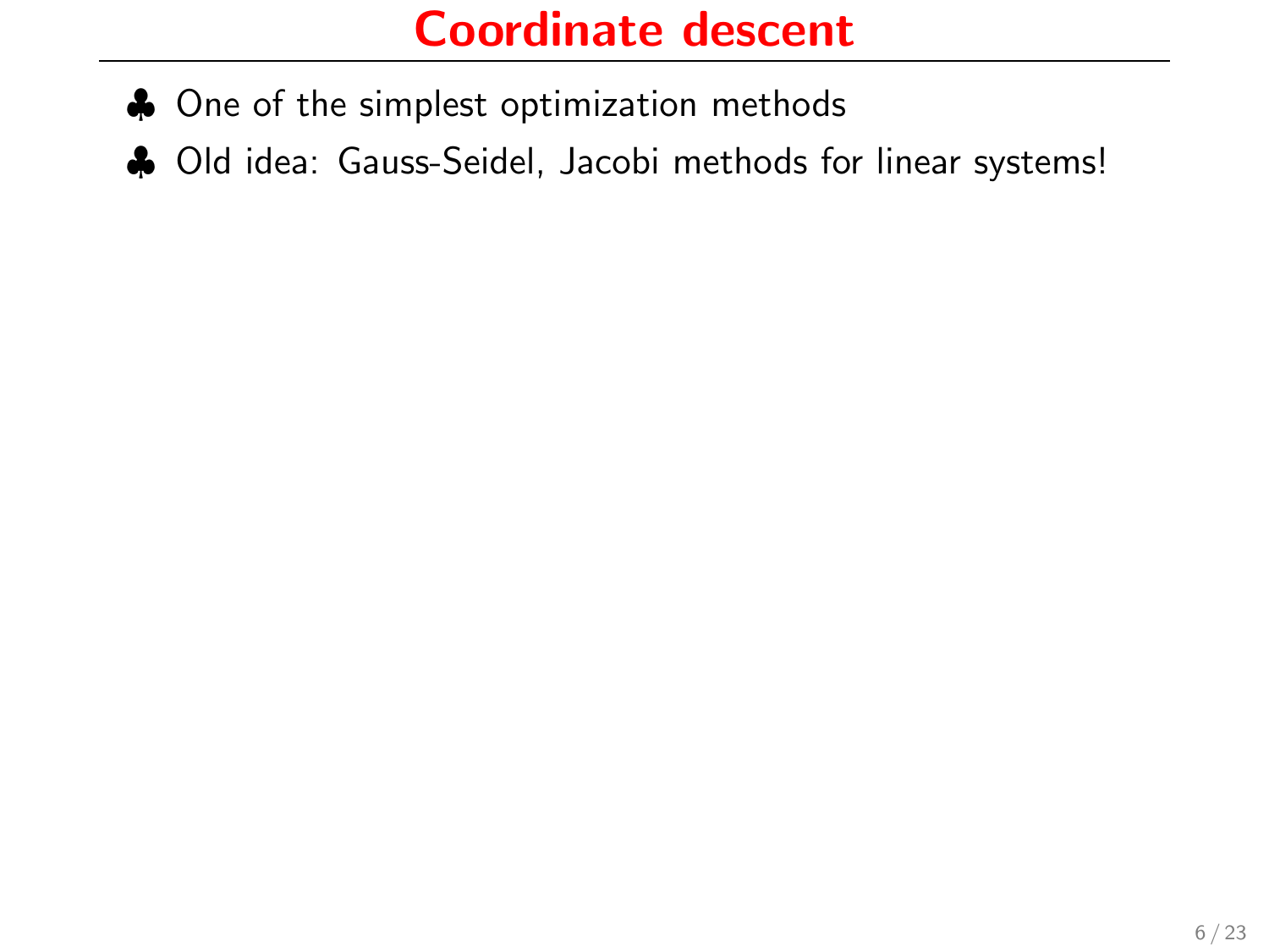# Coordinate descent

- ♣ One of the simplest optimization methods
- ♣ Old idea: Gauss-Seidel, Jacobi methods for linear systems!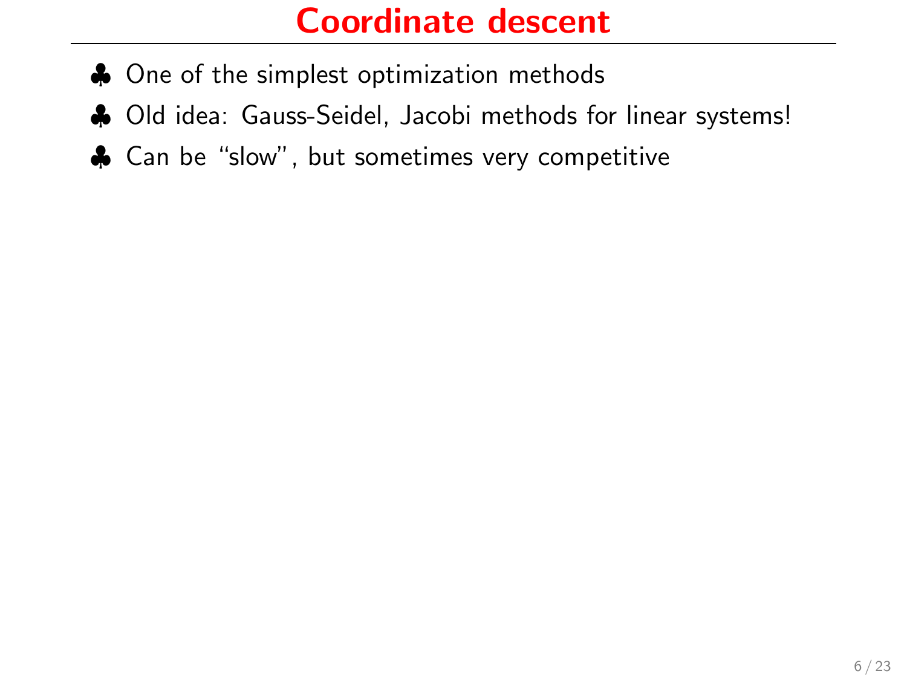# Coordinate descent

- ♣ One of the simplest optimization methods
- ♣ Old idea: Gauss-Seidel, Jacobi methods for linear systems!
- ♣ Can be "slow", but sometimes very competitive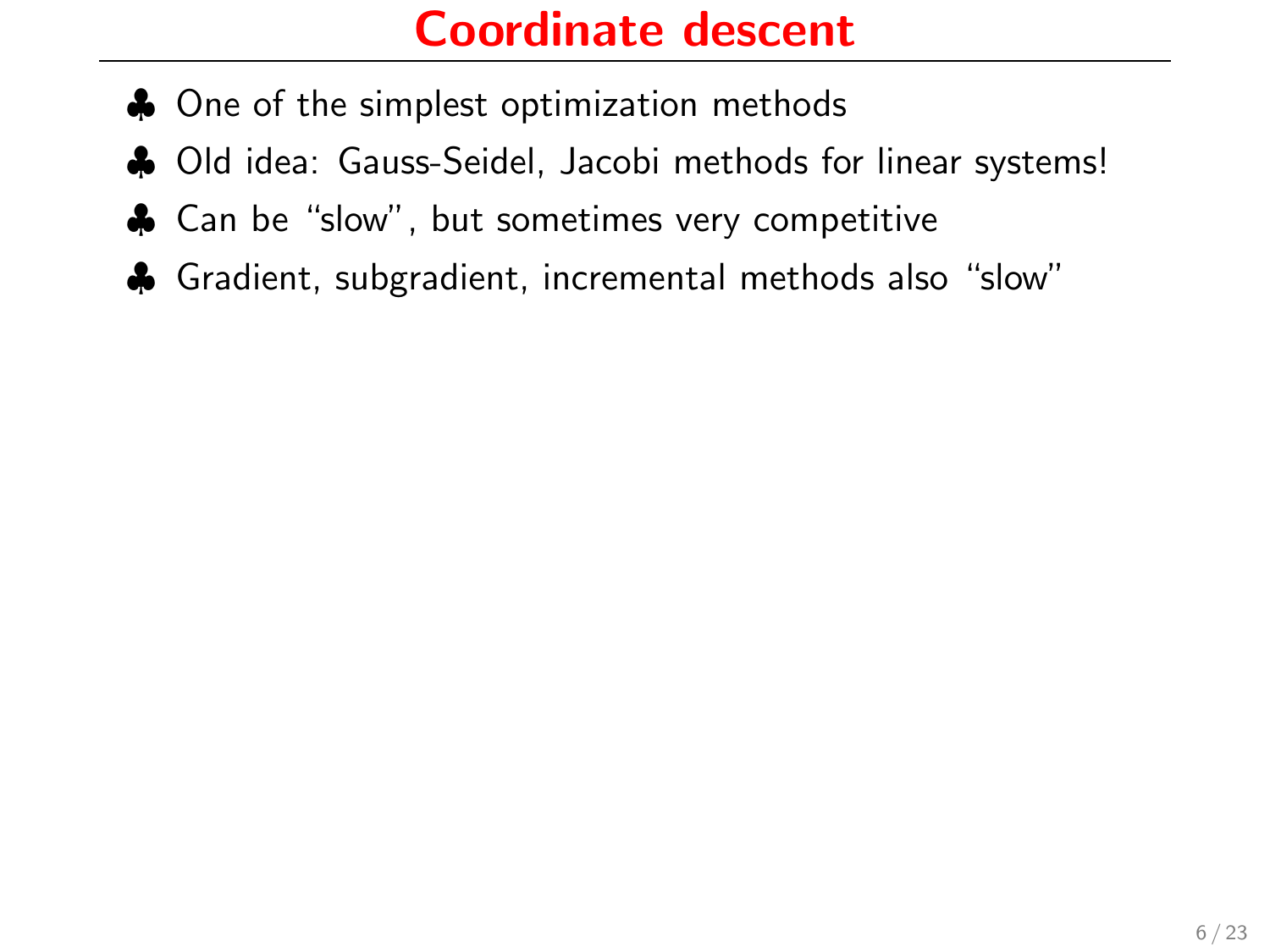# Coordinate descent

- ♣ One of the simplest optimization methods
- ♣ Old idea: Gauss-Seidel, Jacobi methods for linear systems!
- ♣ Can be "slow", but sometimes very competitive
- ♣ Gradient, subgradient, incremental methods also "slow"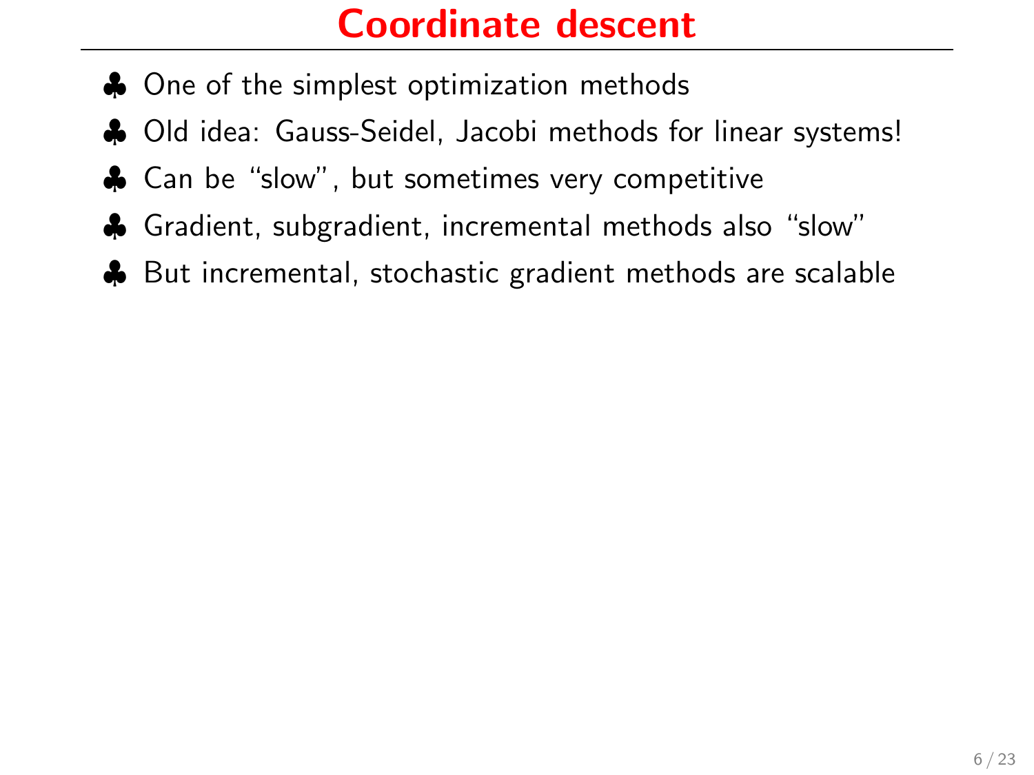# Coordinate descent

- One of the simplest optimization methods
- Old idea: Gauss-Seidel, Jacobi methods for linear systems!
- Can be "slow", but sometimes very competitive
- Gradient, subgradient, incremental methods also "slow"
- But incremental, stochastic gradient methods are scalable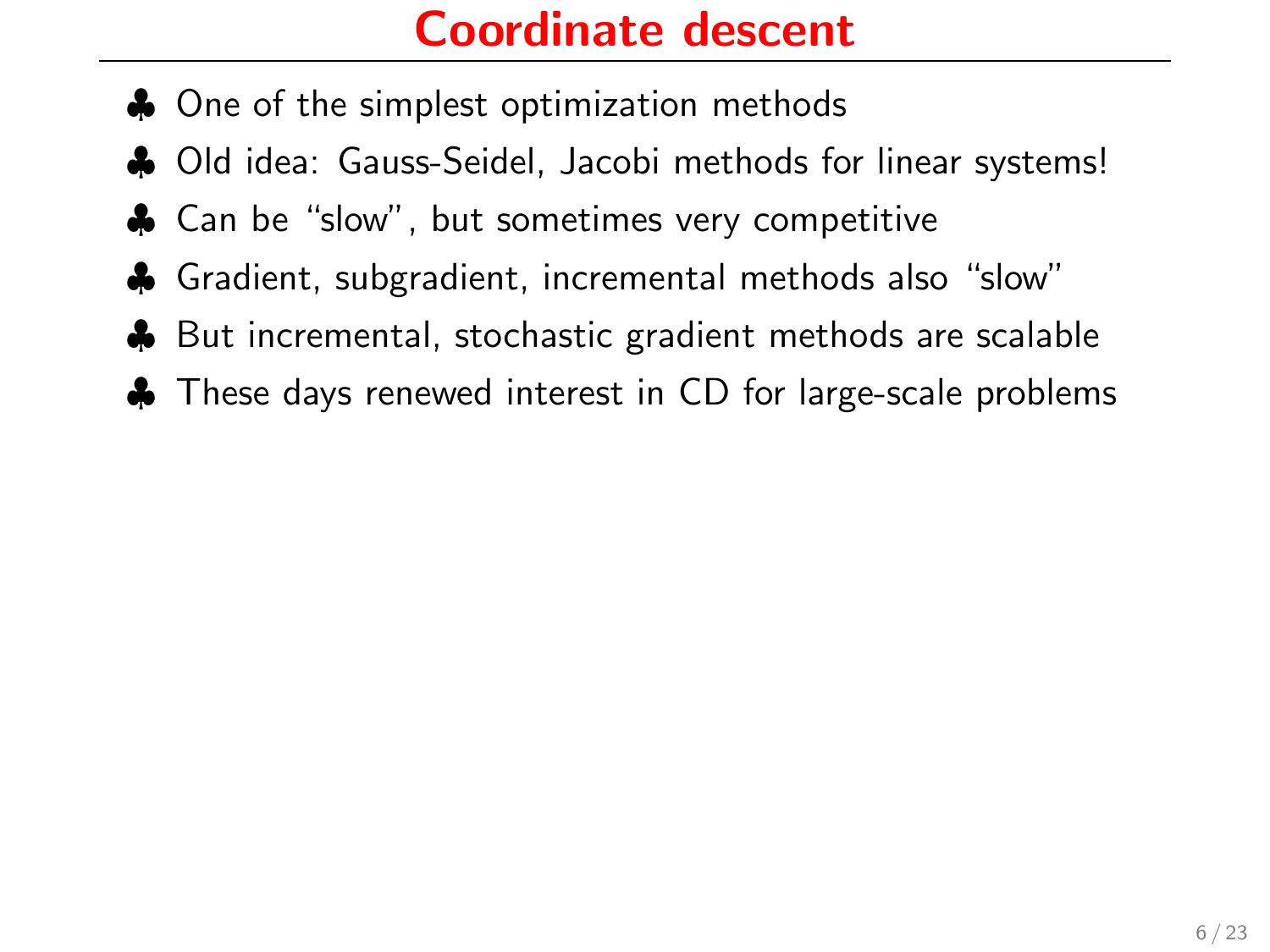# Coordinate descent

- One of the simplest optimization methods
- Old idea: Gauss-Seidel, Jacobi methods for linear systems!
- Can be "slow", but sometimes very competitive
- Gradient, subgradient, incremental methods also "slow"
- But incremental, stochastic gradient methods are scalable
- These days renewed interest in CD for large-scale problems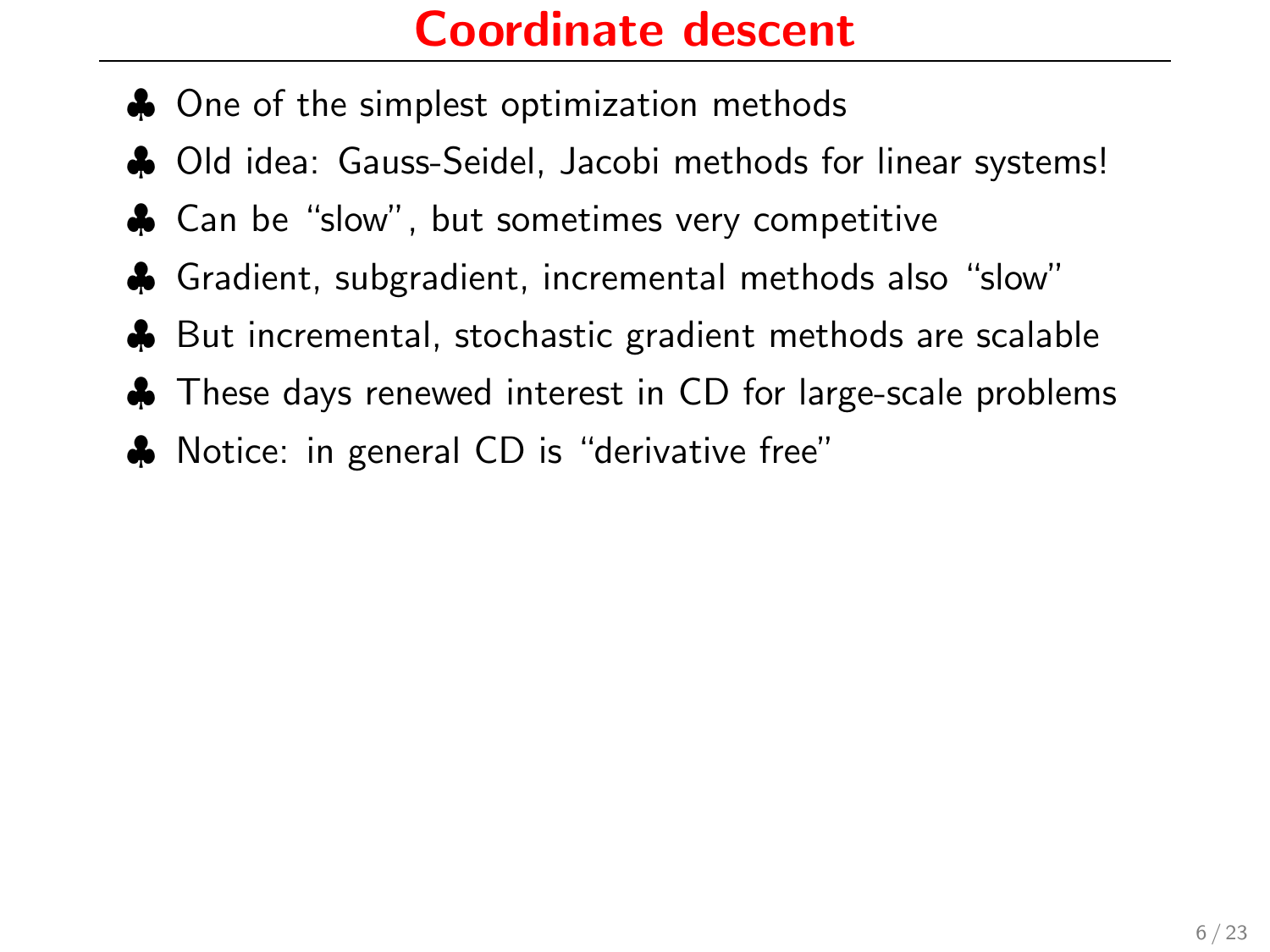# Coordinate descent

- ♣ One of the simplest optimization methods
- ♣ Old idea: Gauss-Seidel, Jacobi methods for linear systems!
- ♣ Can be "slow", but sometimes very competitive
- ♣ Gradient, subgradient, incremental methods also "slow"
- ♣ But incremental, stochastic gradient methods are scalable
- ♣ These days renewed interest in CD for large-scale problems
- ♣ Notice: in general CD is "derivative free"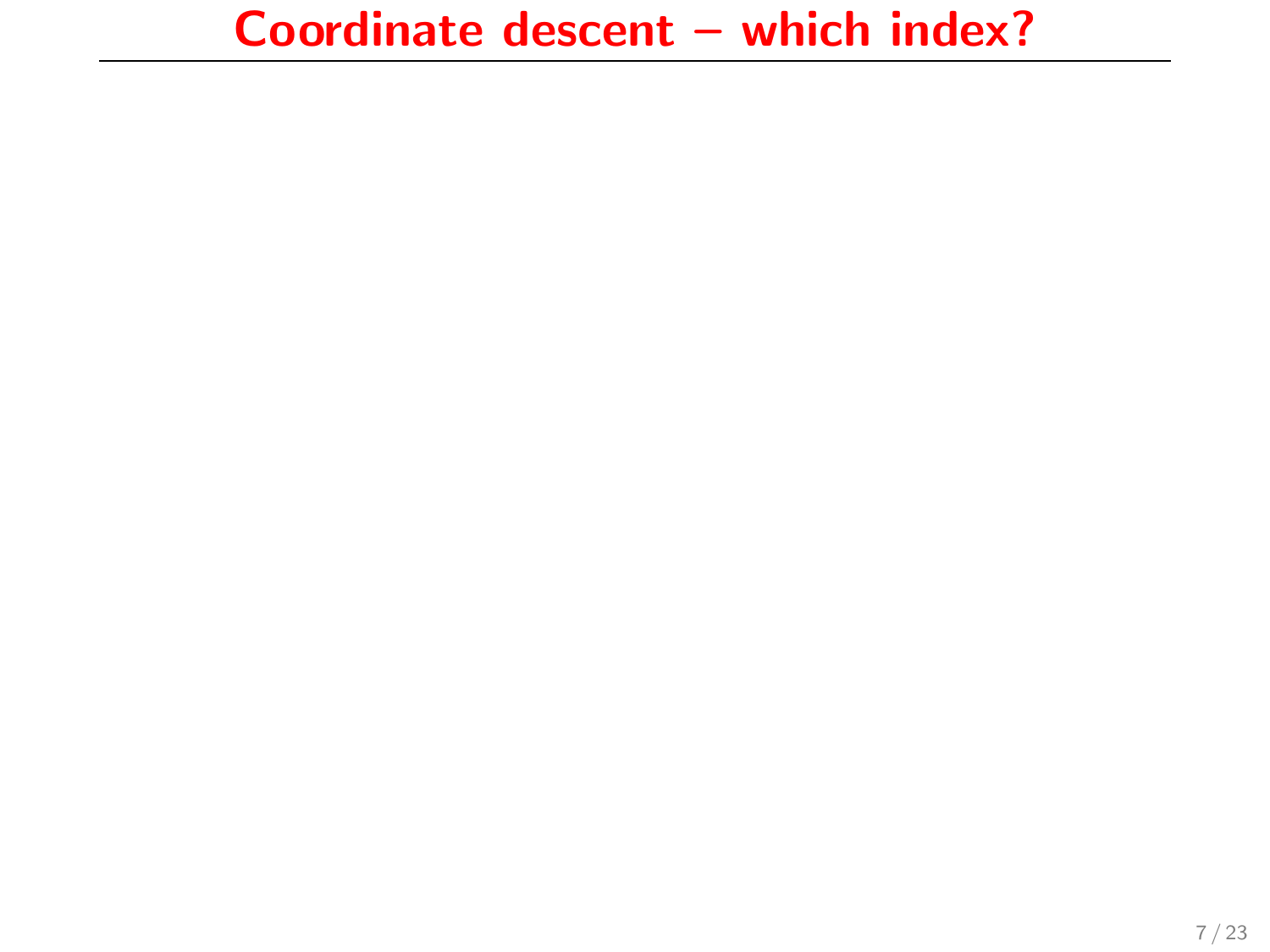# Coordinate descent – which index?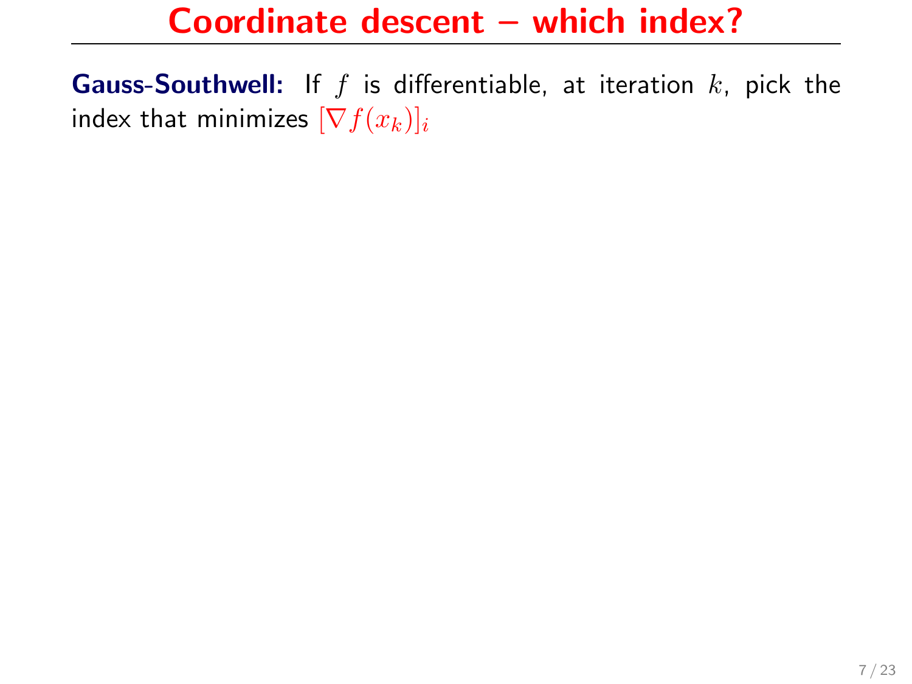# Coordinate descent – which index?

**Gauss-Southwell:** If $f$ is differentiable, at iteration $k$, pick the index that minimizes $[\nabla f(x_k)]_i$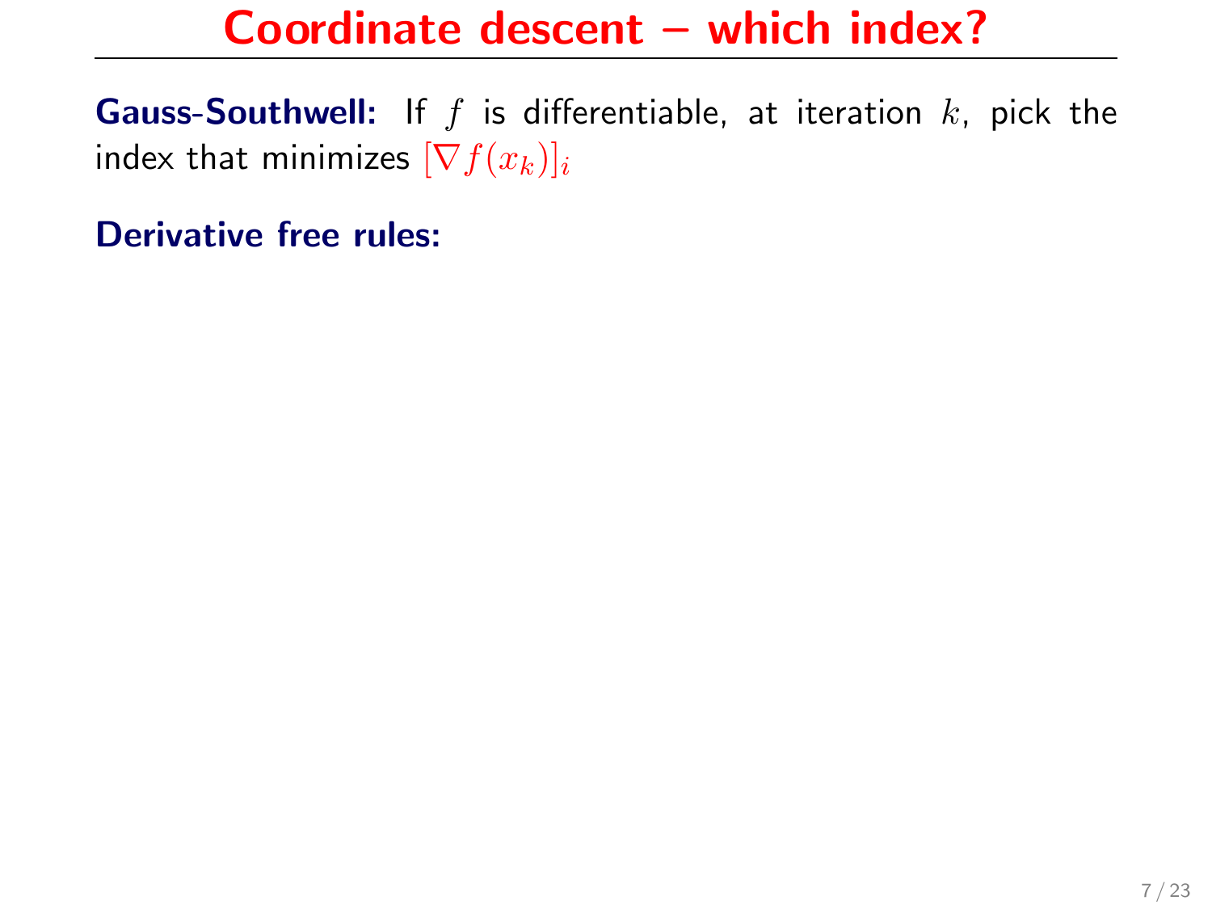# Coordinate descent – which index?

**Gauss-Southwell:** If $f$ is differentiable, at iteration $k$, pick the index that minimizes $[\nabla f(x_k)]_i$

**Derivative free rules:**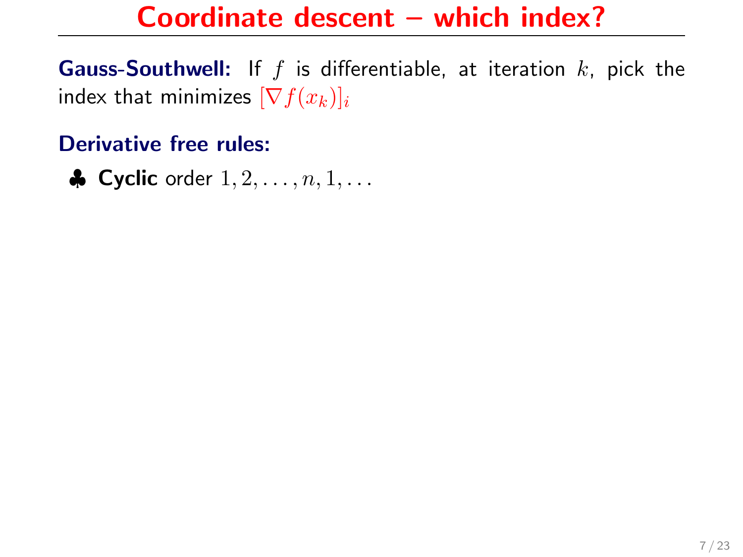# Coordinate descent – which index?

**Gauss-Southwell:** If $f$ is differentiable, at iteration $k$, pick the index that minimizes $[\nabla f(x_k)]_i$

**Derivative free rules:**

- ♣ **Cyclic** order $1, 2, \ldots, n, 1, \ldots$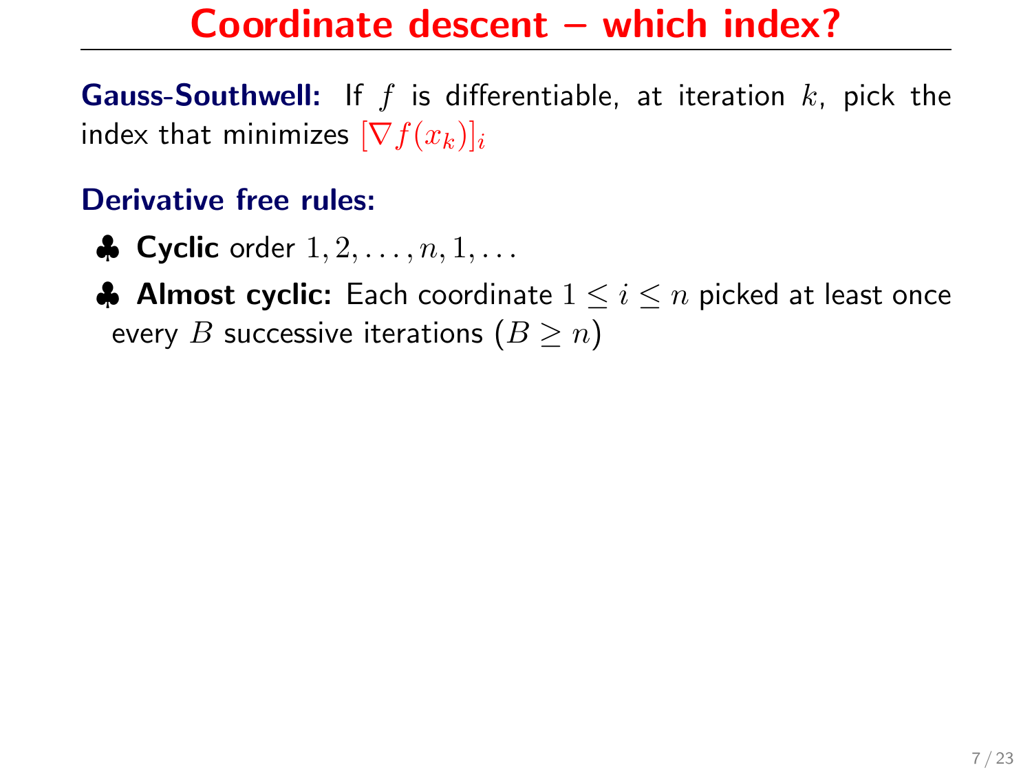# Coordinate descent – which index?

**Gauss-Southwell:** If $f$ is differentiable, at iteration $k$, pick the index that minimizes $[\nabla f(x_k)]_i$

**Derivative free rules:**

- ♣ **Cyclic** order $1, 2, \ldots, n, 1, \ldots$
- ♣ **Almost cyclic:** Each coordinate $1 \leq i \leq n$ picked at least once every $B$ successive iterations ($B \geq n$)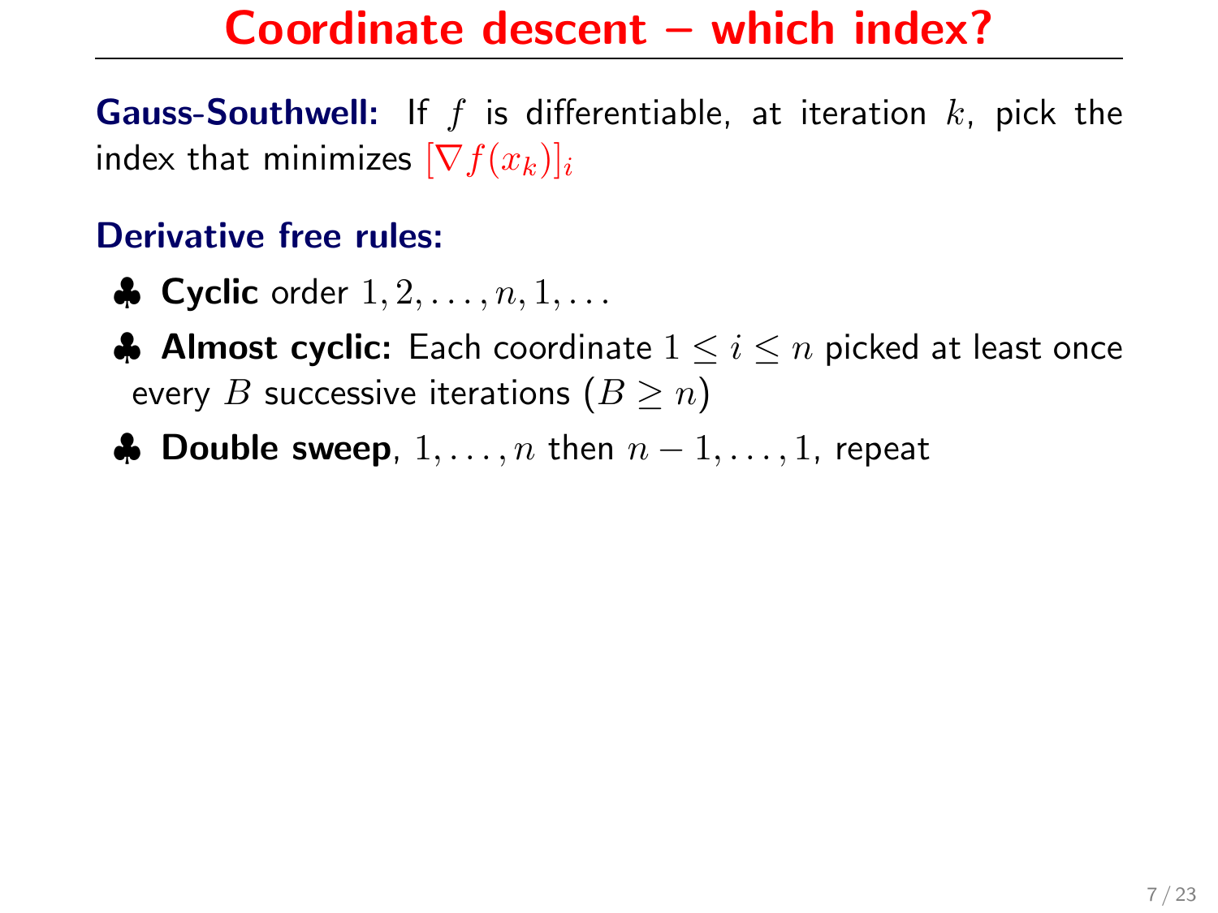# Coordinate descent – which index?

**Gauss-Southwell:** If $f$ is differentiable, at iteration $k$, pick the index that minimizes $[\nabla f(x_k)]_i$

**Derivative free rules:**

- ♣ **Cyclic** order $1, 2, \ldots, n, 1, \ldots$
- ♣ **Almost cyclic:** Each coordinate $1 \leq i \leq n$ picked at least once every $B$ successive iterations ($B \geq n$)
- ♣ **Double sweep**, $1, \ldots, n$ then $n-1, \ldots, 1$, repeat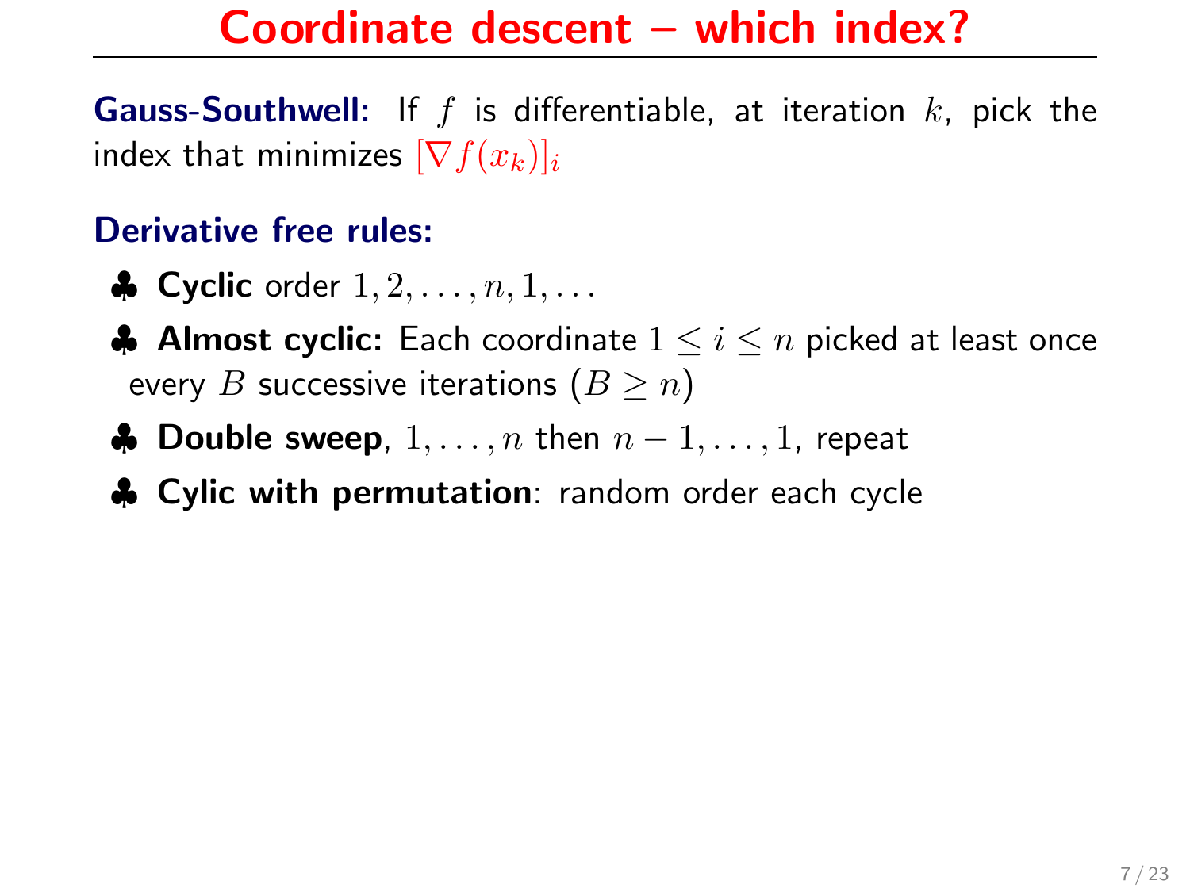# Coordinate descent – which index?

**Gauss-Southwell:** If $f$ is differentiable, at iteration $k$, pick the index that minimizes $[\nabla f(x_k)]_i$

**Derivative free rules:**

- ♣ **Cyclic** order $1, 2, \ldots, n, 1, \ldots$
- ♣ **Almost cyclic:** Each coordinate $1 \leq i \leq n$ picked at least once every $B$ successive iterations ($B \geq n$)
- ♣ **Double sweep**, $1, \ldots, n$ then $n-1, \ldots, 1$, repeat
- ♣ **Cylic with permutation**: random order each cycle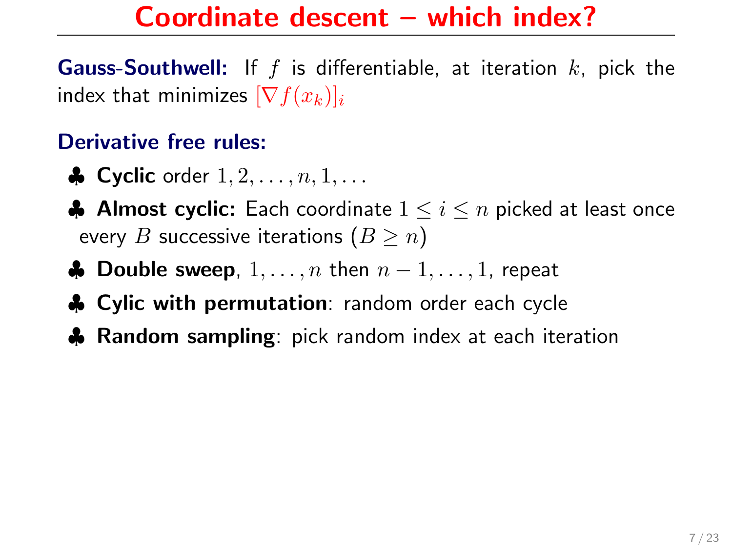# Coordinate descent – which index?

**Gauss-Southwell:** If $f$ is differentiable, at iteration $k$, pick the index that minimizes $[\nabla f(x_k)]_i$

**Derivative free rules:**

♣ **Cyclic** order $1, 2, \ldots, n, 1, \ldots$

♣ **Almost cyclic:** Each coordinate $1 \leq i \leq n$ picked at least once every $B$ successive iterations ($B \geq n$)

♣ **Double sweep**, $1, \ldots, n$ then $n-1, \ldots, 1$, repeat

♣ **Cylic with permutation**: random order each cycle

♣ **Random sampling**: pick random index at each iteration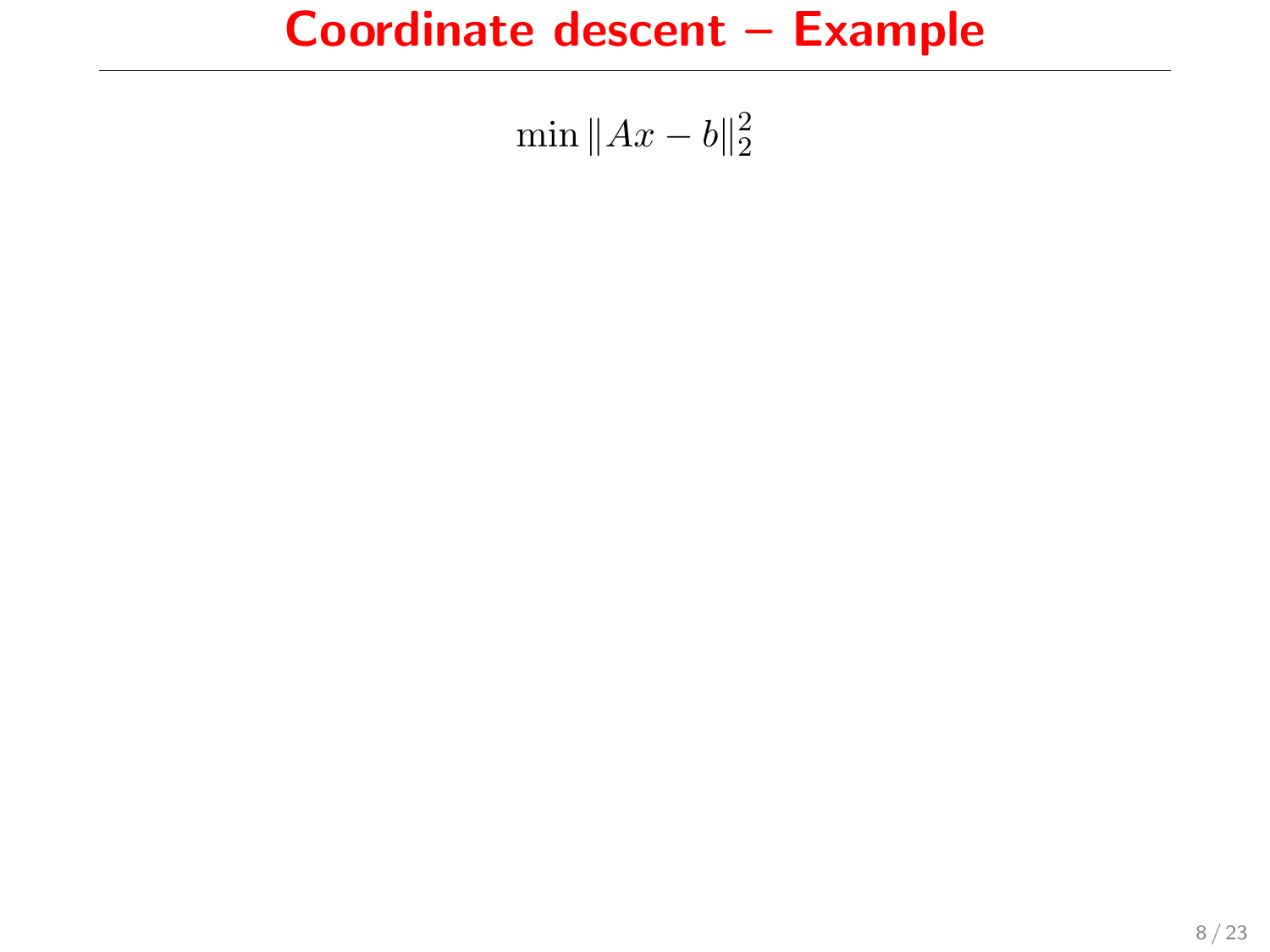# Coordinate descent – Example

$$\min \|Ax - b\|_2^2$$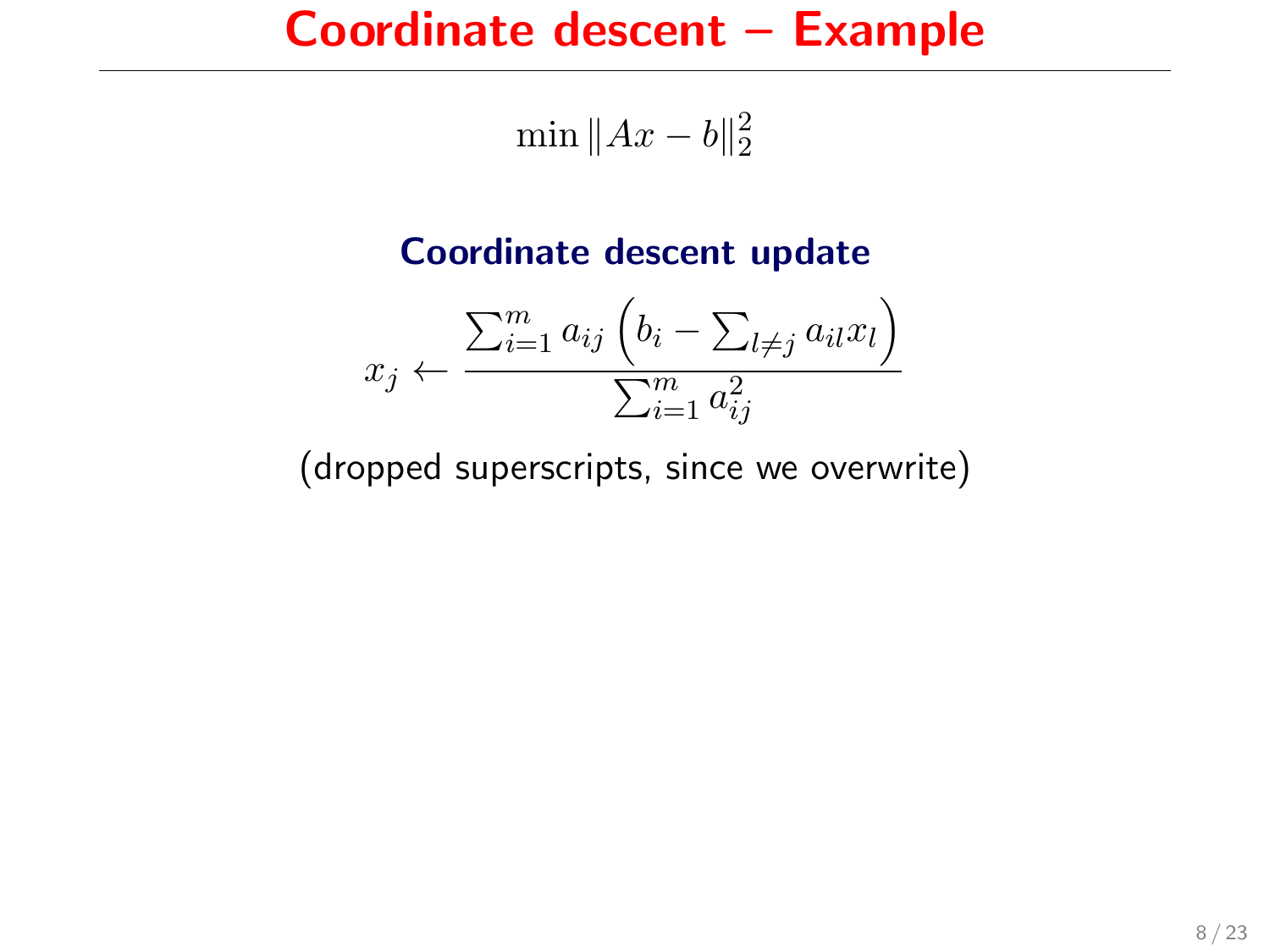# Coordinate descent – Example

$$\min \|Ax - b\|_2^2$$

### Coordinate descent update

$$x_j \leftarrow \frac{\sum_{i=1}^m a_{ij} \left( b_i - \sum_{l \neq j} a_{il} x_l \right)}{\sum_{i=1}^m a_{ij}^2}$$

(dropped superscripts, since we overwrite)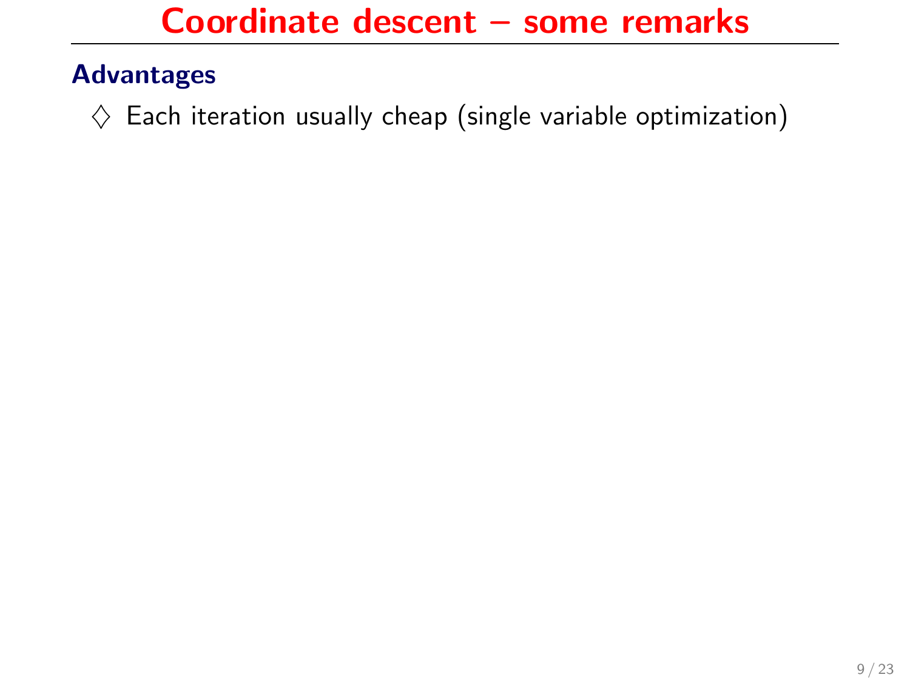# Coordinate descent – some remarks

## Advantages

- ♢ Each iteration usually cheap (single variable optimization)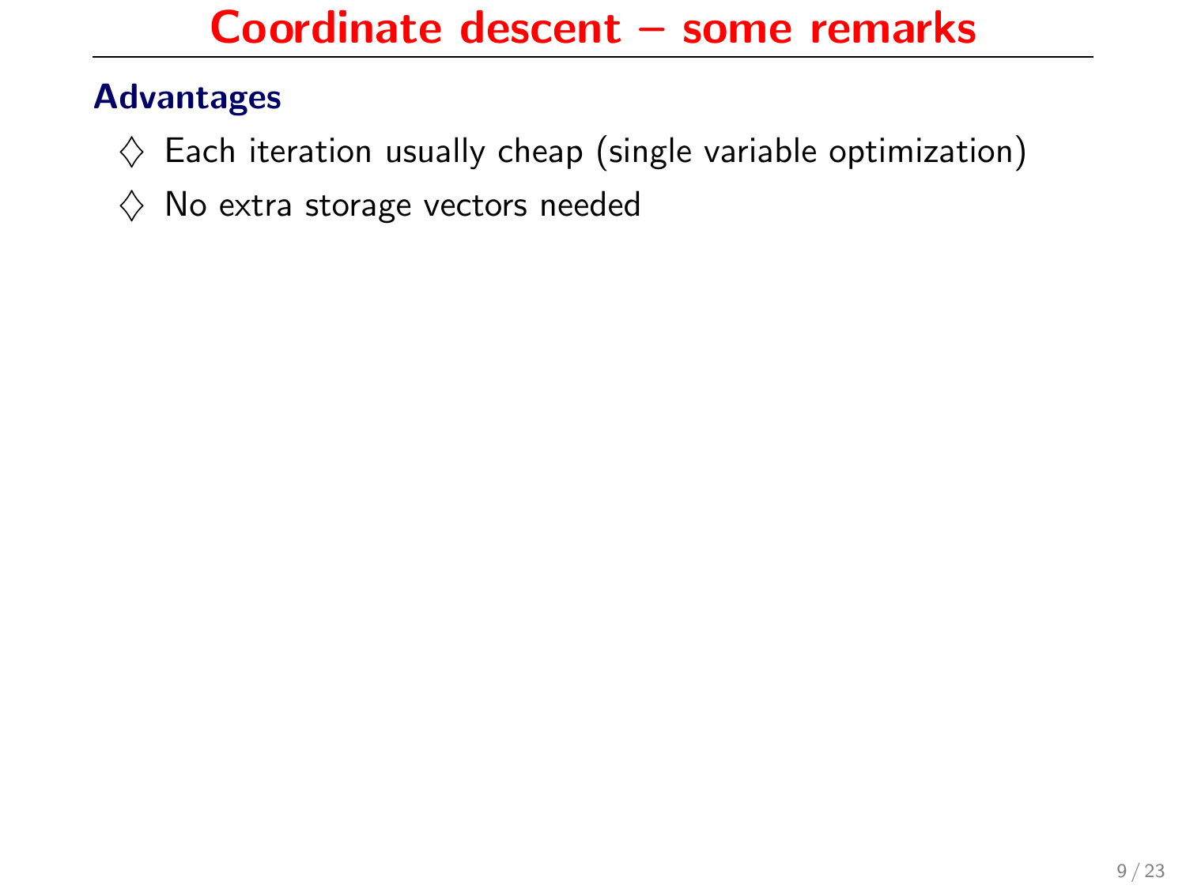# Coordinate descent – some remarks

**Advantages**

- ♢ Each iteration usually cheap (single variable optimization)
- ♢ No extra storage vectors needed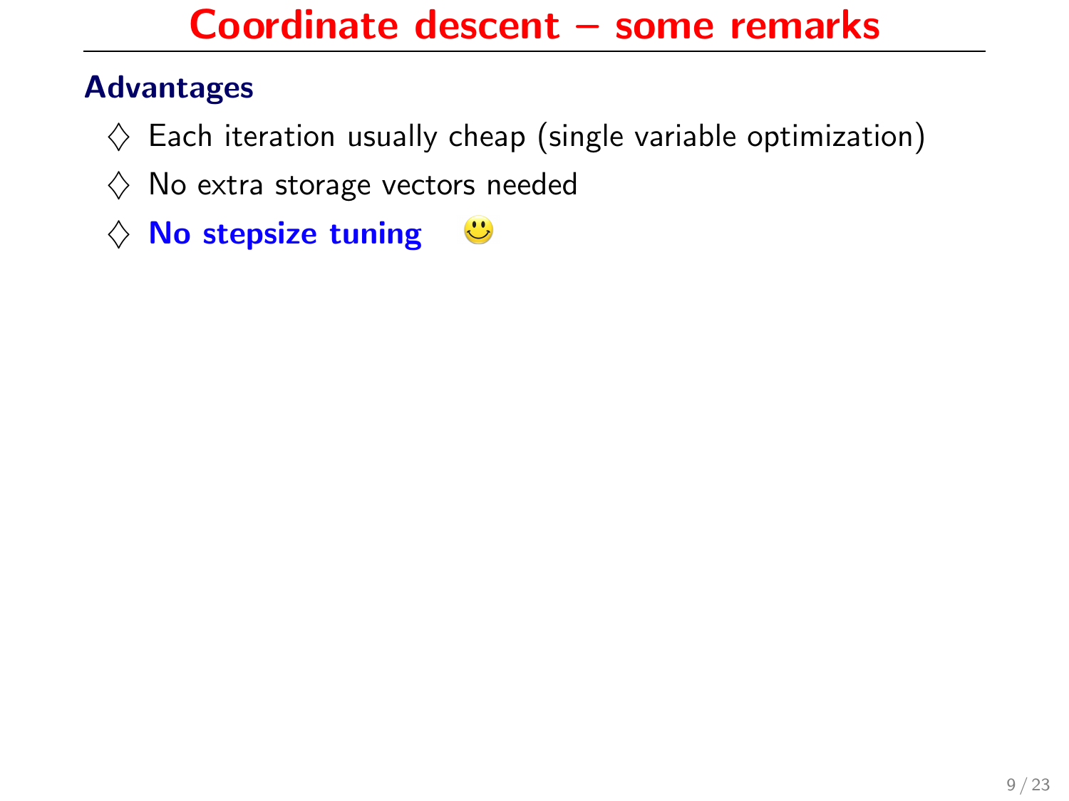# Coordinate descent – some remarks

## Advantages

- ♢ Each iteration usually cheap (single variable optimization)
- ♢ No extra storage vectors needed
- ♢ **No stepsize tuning** 🙂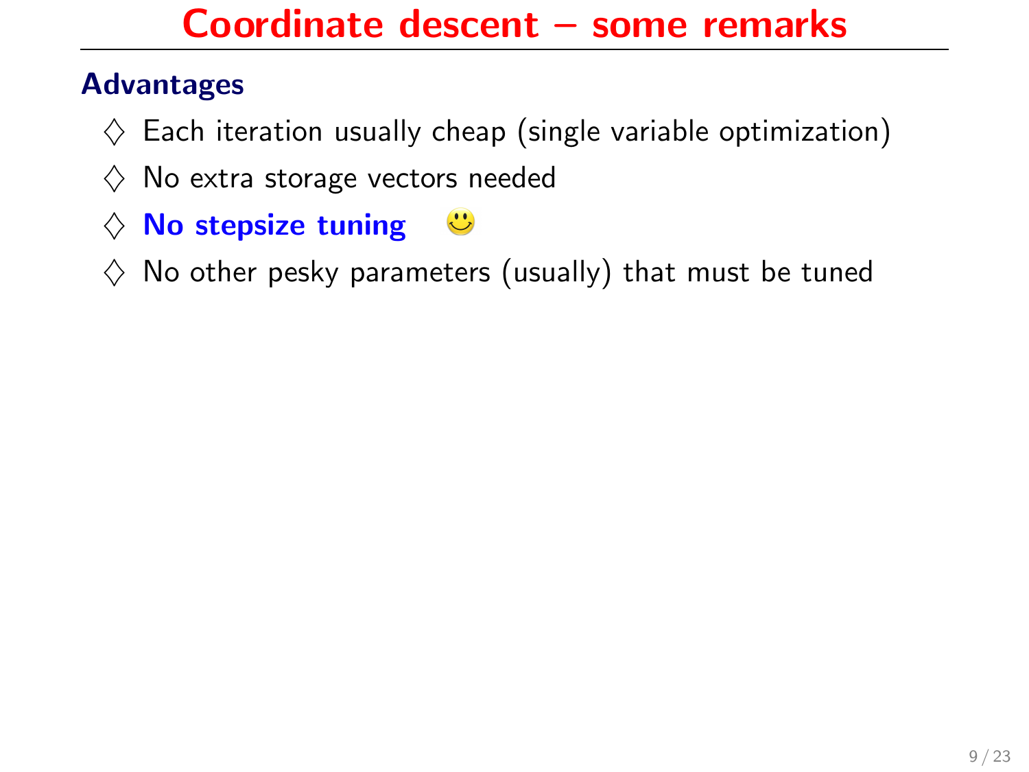# Coordinate descent – some remarks

## Advantages

- ♢ Each iteration usually cheap (single variable optimization)
- ♢ No extra storage vectors needed
- ♢ **No stepsize tuning** 🙂
- ♢ No other pesky parameters (usually) that must be tuned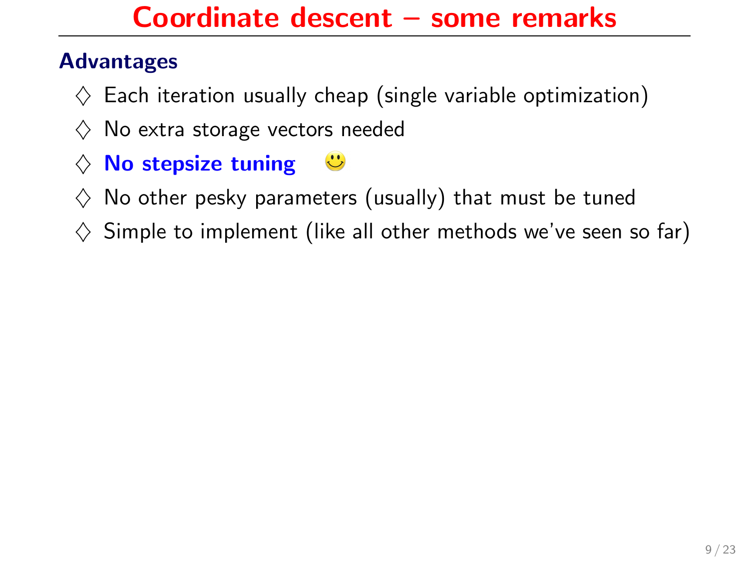# Coordinate descent – some remarks

## Advantages

- ♢ Each iteration usually cheap (single variable optimization)
- ♢ No extra storage vectors needed
- ♢ **No stepsize tuning** 🙂
- ♢ No other pesky parameters (usually) that must be tuned
- ♢ Simple to implement (like all other methods we've seen so far)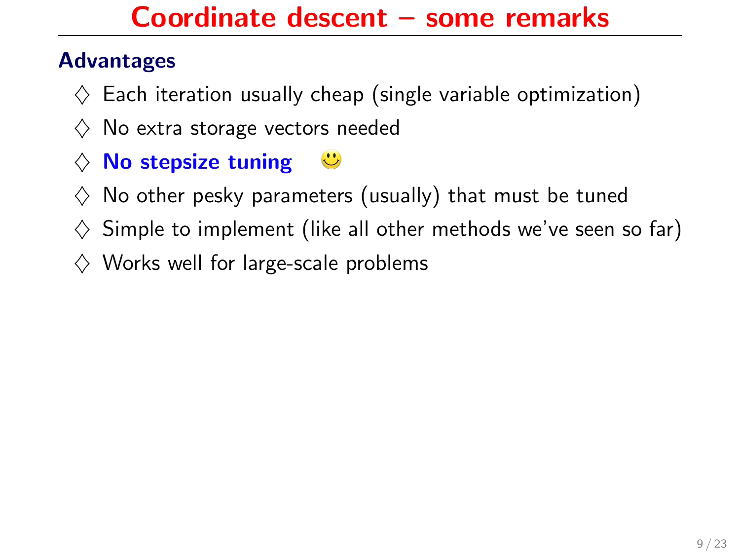# Coordinate descent – some remarks

### Advantages

- ♢ Each iteration usually cheap (single variable optimization)
- ♢ No extra storage vectors needed
- ♢ **No stepsize tuning** 🙂
- ♢ No other pesky parameters (usually) that must be tuned
- ♢ Simple to implement (like all other methods we've seen so far)
- ♢ Works well for large-scale problems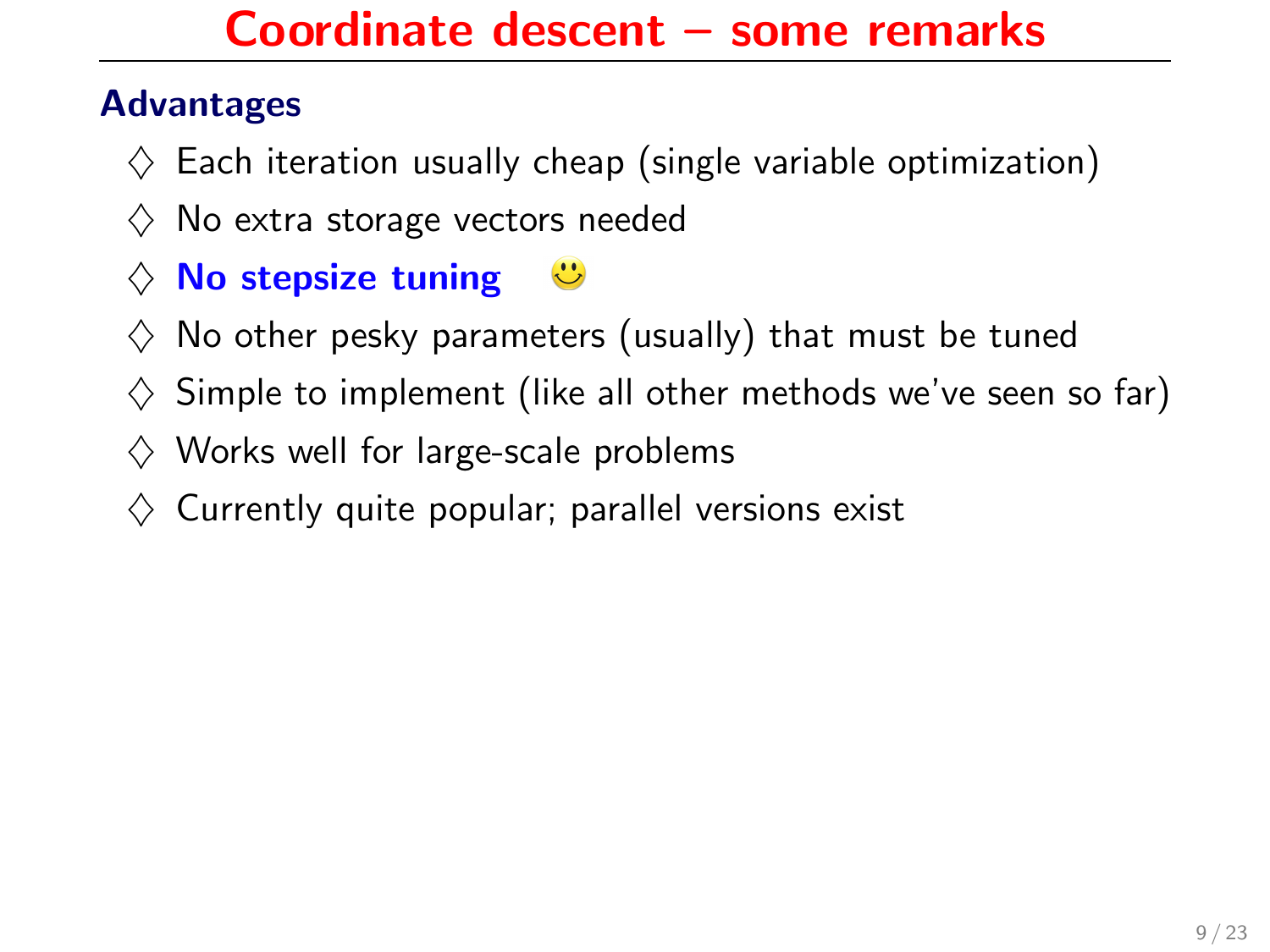# Coordinate descent – some remarks

## Advantages

- Each iteration usually cheap (single variable optimization)
- No extra storage vectors needed
- **No stepsize tuning** 🙂
- No other pesky parameters (usually) that must be tuned
- Simple to implement (like all other methods we've seen so far)
- Works well for large-scale problems
- Currently quite popular; parallel versions exist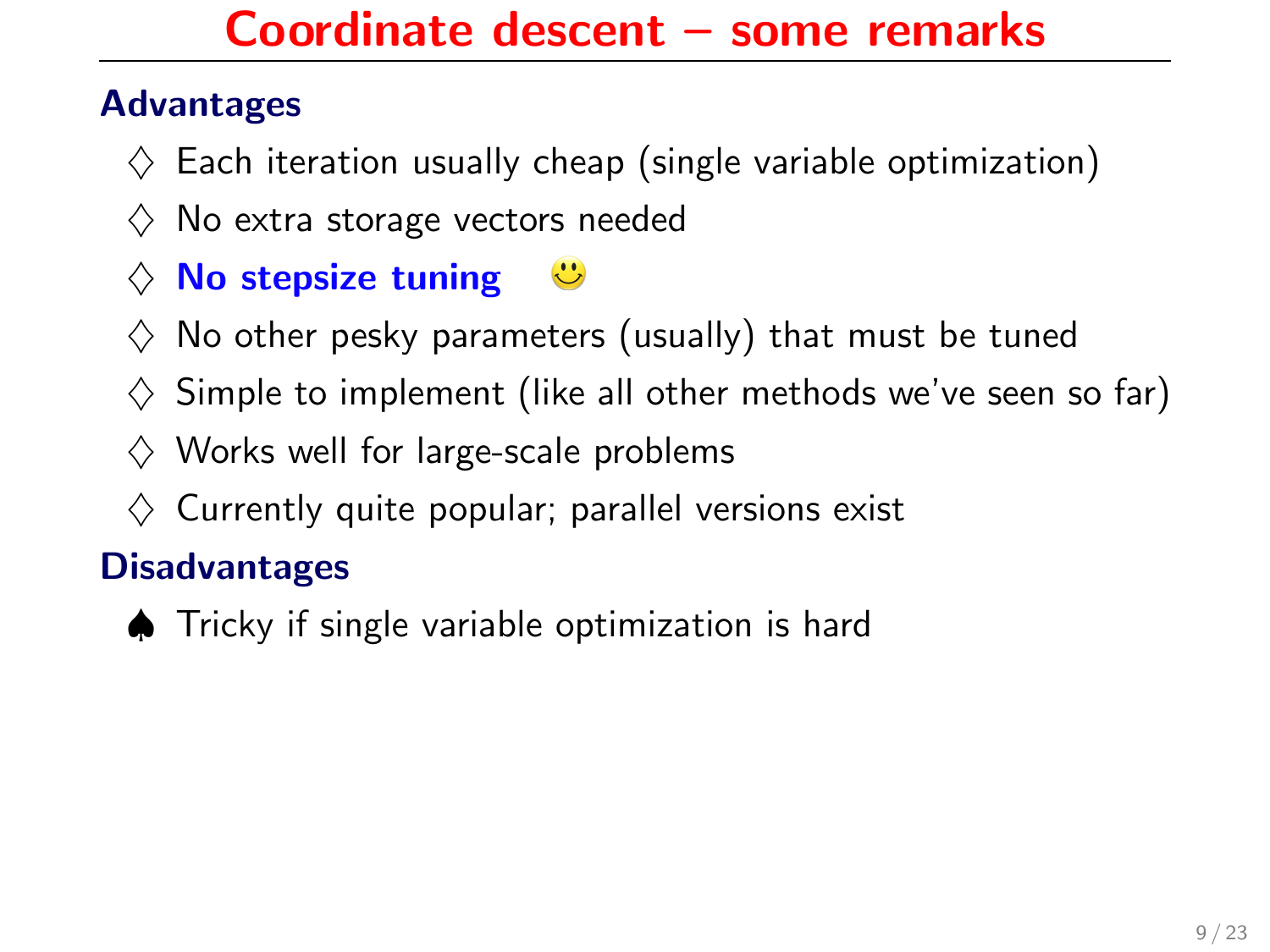# Coordinate descent – some remarks

### Advantages

- ♢ Each iteration usually cheap (single variable optimization)
- ♢ No extra storage vectors needed
- ♢ **No stepsize tuning** 🙂
- ♢ No other pesky parameters (usually) that must be tuned
- ♢ Simple to implement (like all other methods we've seen so far)
- ♢ Works well for large-scale problems
- ♢ Currently quite popular; parallel versions exist

### Disadvantages

- ♠ Tricky if single variable optimization is hard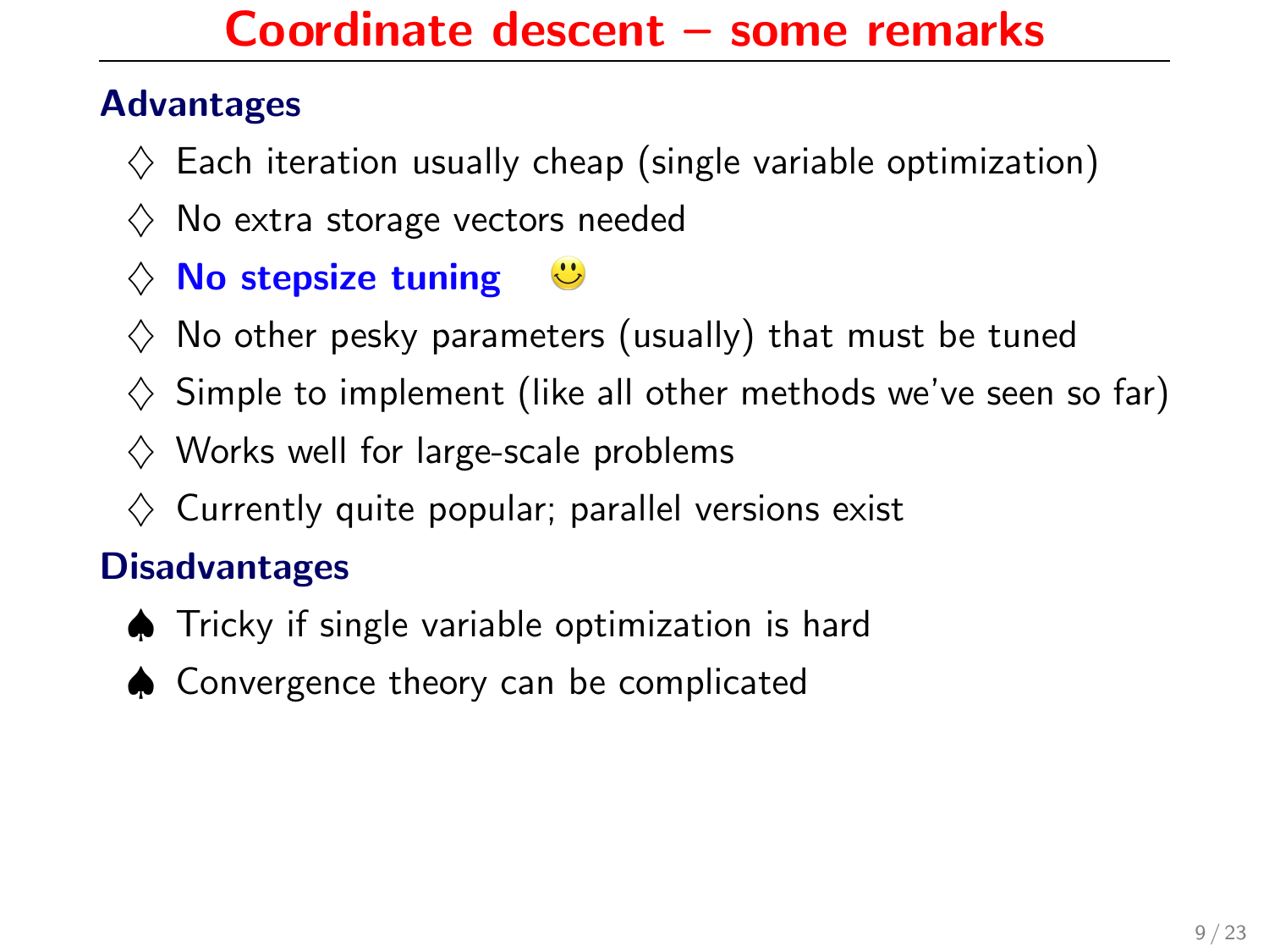# Coordinate descent – some remarks

### Advantages

- ♢ Each iteration usually cheap (single variable optimization)
- ♢ No extra storage vectors needed
- ♢ **No stepsize tuning** 🙂
- ♢ No other pesky parameters (usually) that must be tuned
- ♢ Simple to implement (like all other methods we've seen so far)
- ♢ Works well for large-scale problems
- ♢ Currently quite popular; parallel versions exist

### Disadvantages

- ♠ Tricky if single variable optimization is hard
- ♠ Convergence theory can be complicated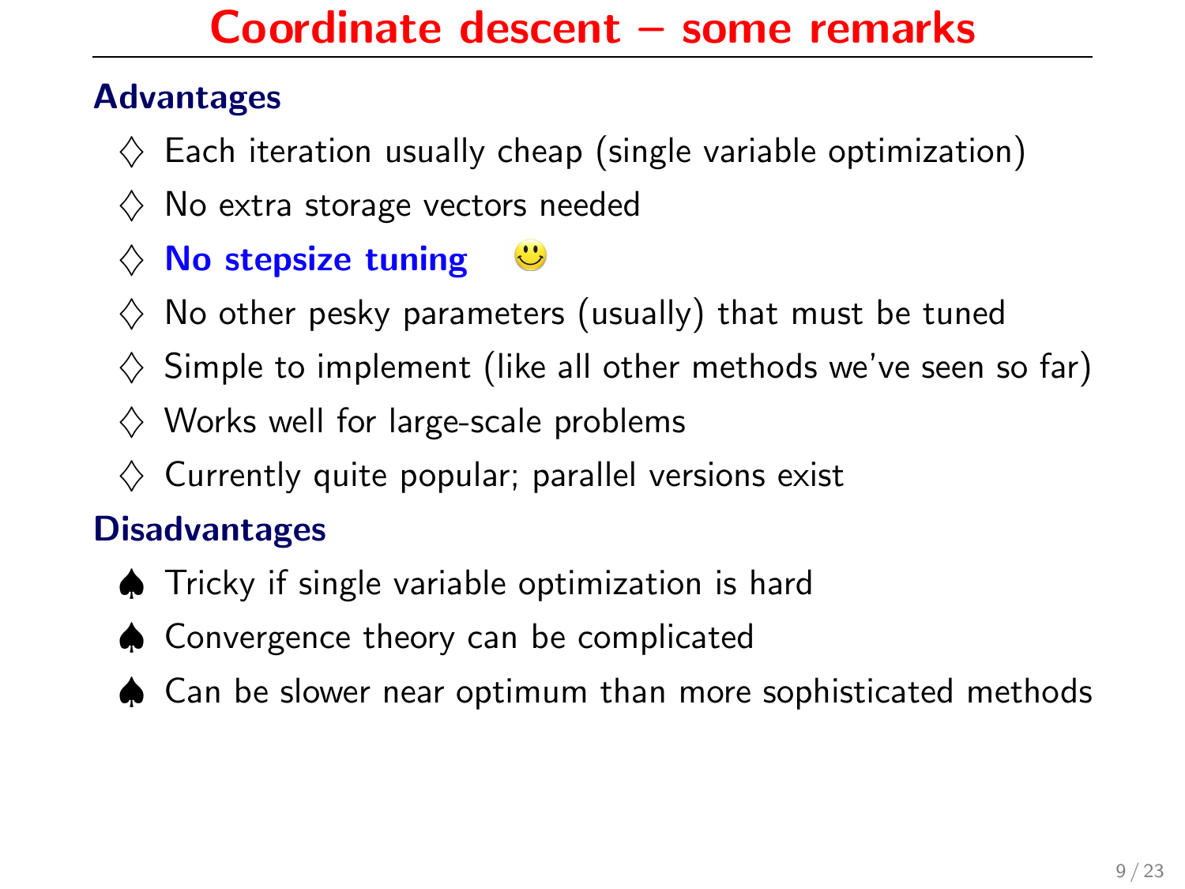# Coordinate descent – some remarks

## Advantages

- ♢ Each iteration usually cheap (single variable optimization)
- ♢ No extra storage vectors needed
- ♢ **No stepsize tuning** 🙂
- ♢ No other pesky parameters (usually) that must be tuned
- ♢ Simple to implement (like all other methods we've seen so far)
- ♢ Works well for large-scale problems
- ♢ Currently quite popular; parallel versions exist

## Disadvantages

- ♠ Tricky if single variable optimization is hard
- ♠ Convergence theory can be complicated
- ♠ Can be slower near optimum than more sophisticated methods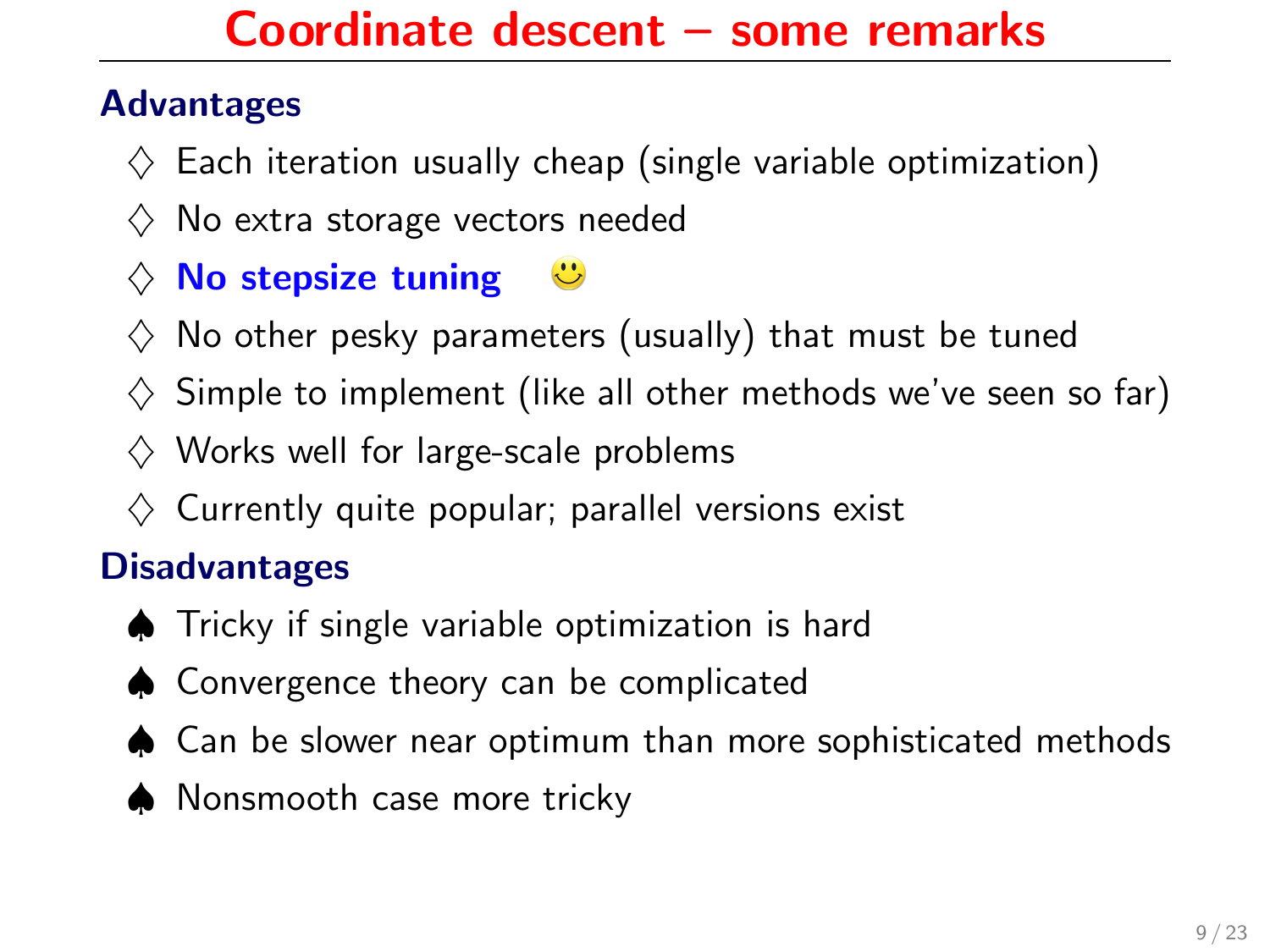# Coordinate descent – some remarks

## Advantages

- ♢ Each iteration usually cheap (single variable optimization)
- ♢ No extra storage vectors needed
- ♢ **No stepsize tuning** 🙂
- ♢ No other pesky parameters (usually) that must be tuned
- ♢ Simple to implement (like all other methods we've seen so far)
- ♢ Works well for large-scale problems
- ♢ Currently quite popular; parallel versions exist

## Disadvantages

- ♠ Tricky if single variable optimization is hard
- ♠ Convergence theory can be complicated
- ♠ Can be slower near optimum than more sophisticated methods
- ♠ Nonsmooth case more tricky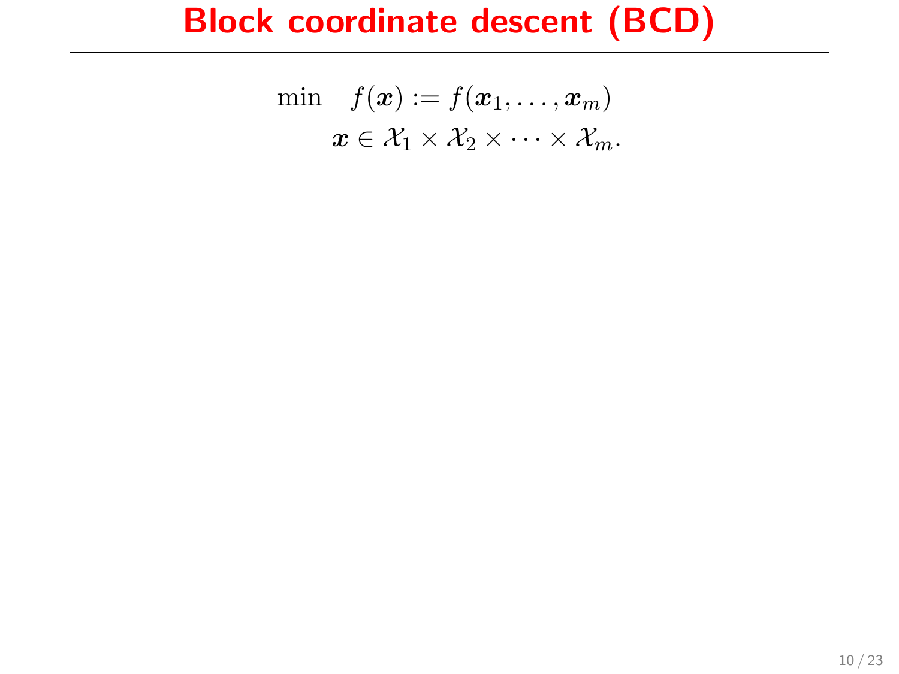# Block coordinate descent (BCD)

$$
\begin{aligned}
\min \quad & f(\boldsymbol{x}) := f(\boldsymbol{x}_1, \ldots, \boldsymbol{x}_m) \\
& \boldsymbol{x} \in \mathcal{X}_1 \times \mathcal{X}_2 \times \cdots \times \mathcal{X}_m.
\end{aligned}
$$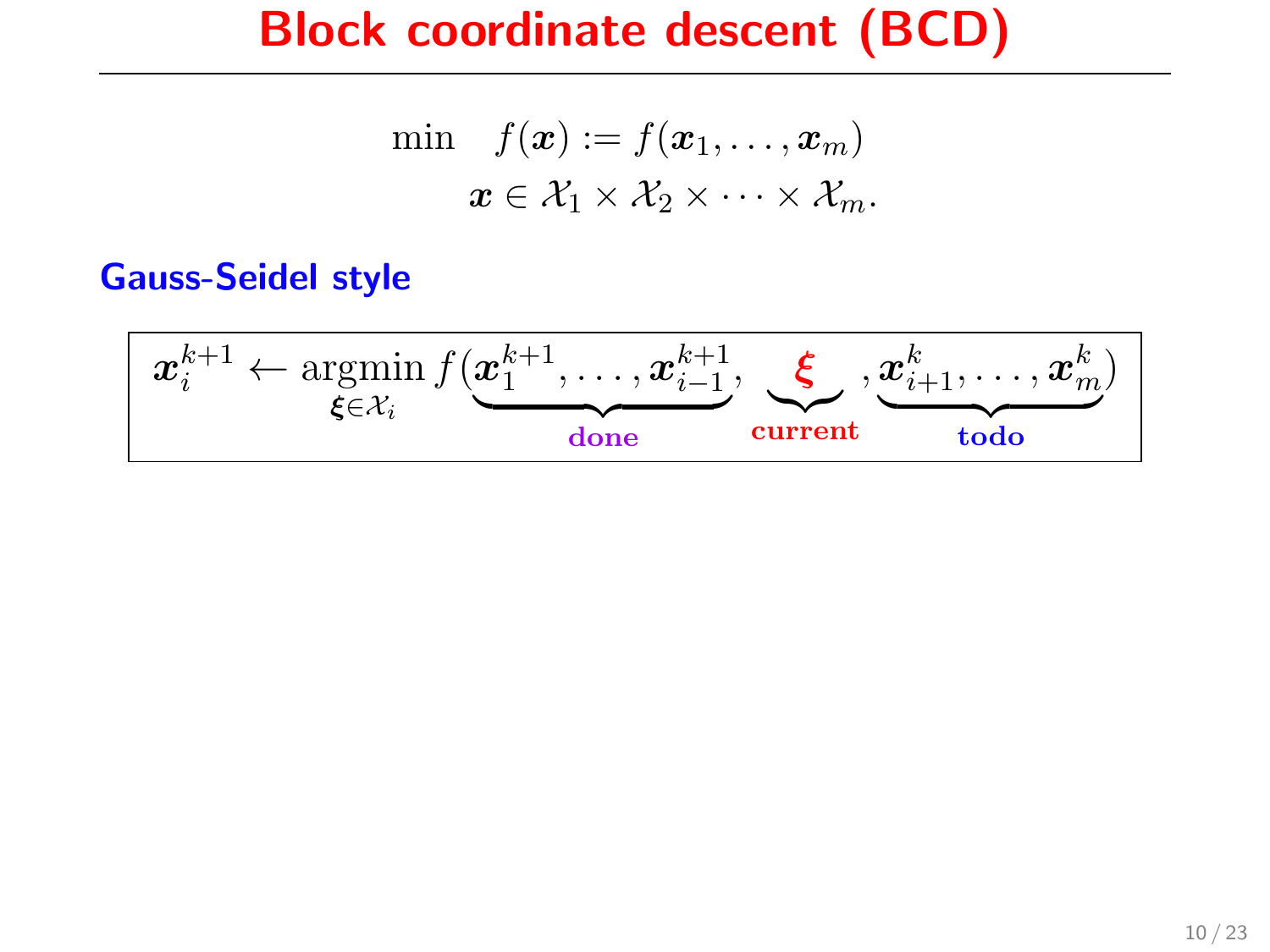# Block coordinate descent (BCD)

$$
\begin{aligned}
\min \quad & f(\boldsymbol{x}) := f(\boldsymbol{x}_1, \ldots, \boldsymbol{x}_m) \\
& \boldsymbol{x} \in \mathcal{X}_1 \times \mathcal{X}_2 \times \cdots \times \mathcal{X}_m.
\end{aligned}
$$

**Gauss-Seidel style**

$$
\boxed{\boldsymbol{x}_i^{k+1} \leftarrow \underset{\boldsymbol{\xi} \in \mathcal{X}_i}{\operatorname{argmin}} \, f(\underbrace{\boldsymbol{x}_1^{k+1}, \ldots, \boldsymbol{x}_{i-1}^{k+1}}_{\textbf{done}}, \underbrace{\boldsymbol{\xi}}_{\textbf{current}}, \underbrace{\boldsymbol{x}_{i+1}^{k}, \ldots, \boldsymbol{x}_m^{k}}_{\textbf{todo}})}
$$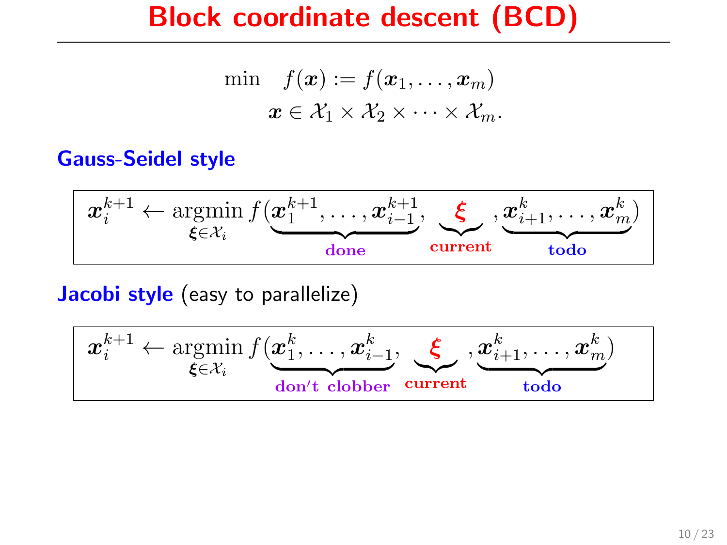# Block coordinate descent (BCD)

$$
\begin{aligned}
\min \quad & f(\boldsymbol{x}) := f(\boldsymbol{x}_1, \ldots, \boldsymbol{x}_m) \\
& \boldsymbol{x} \in \mathcal{X}_1 \times \mathcal{X}_2 \times \cdots \times \mathcal{X}_m.
\end{aligned}
$$

**Gauss-Seidel style**

$$
\boldsymbol{x}_i^{k+1} \leftarrow \underset{\boldsymbol{\xi} \in \mathcal{X}_i}{\operatorname{argmin}}\, f(\underbrace{\boldsymbol{x}_1^{k+1}, \ldots, \boldsymbol{x}_{i-1}^{k+1}}_{\textbf{done}}, \underbrace{\boldsymbol{\xi}}_{\textbf{current}}, \underbrace{\boldsymbol{x}_{i+1}^{k}, \ldots, \boldsymbol{x}_m^{k}}_{\textbf{todo}})
$$

**Jacobi style** (easy to parallelize)

$$
\boldsymbol{x}_i^{k+1} \leftarrow \underset{\boldsymbol{\xi} \in \mathcal{X}_i}{\operatorname{argmin}}\, f(\underbrace{\boldsymbol{x}_1^{k}, \ldots, \boldsymbol{x}_{i-1}^{k}}_{\textbf{don't clobber}}, \underbrace{\boldsymbol{\xi}}_{\textbf{current}}, \underbrace{\boldsymbol{x}_{i+1}^{k}, \ldots, \boldsymbol{x}_m^{k}}_{\textbf{todo}})
$$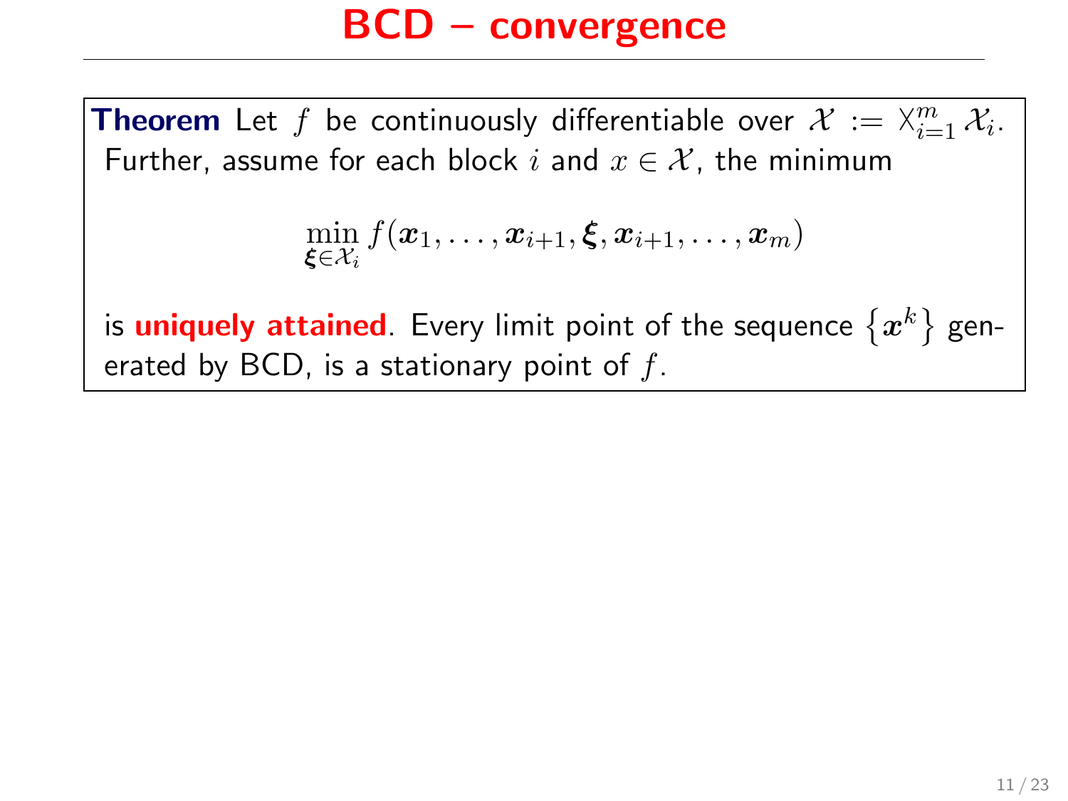# BCD – convergence

**Theorem** Let $f$ be continuously differentiable over $\mathcal{X} := \times_{i=1}^{m} \mathcal{X}_i$. Further, assume for each block $i$ and $x \in \mathcal{X}$, the minimum

$$\min_{\boldsymbol{\xi} \in \mathcal{X}_i} f(\boldsymbol{x}_1, \ldots, \boldsymbol{x}_{i+1}, \boldsymbol{\xi}, \boldsymbol{x}_{i+1}, \ldots, \boldsymbol{x}_m)$$

is **uniquely attained**. Every limit point of the sequence $\{\boldsymbol{x}^k\}$ generated by BCD, is a stationary point of $f$.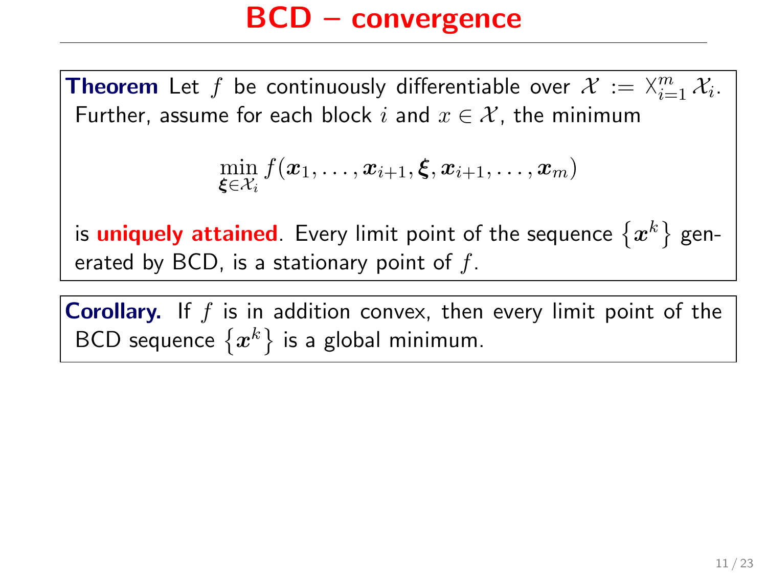# BCD – convergence

**Theorem** Let $f$ be continuously differentiable over $\mathcal{X} := \times_{i=1}^{m} \mathcal{X}_i$. Further, assume for each block $i$ and $x \in \mathcal{X}$, the minimum

$$\min_{\boldsymbol{\xi} \in \mathcal{X}_i} f(\boldsymbol{x}_1, \ldots, \boldsymbol{x}_{i+1}, \boldsymbol{\xi}, \boldsymbol{x}_{i+1}, \ldots, \boldsymbol{x}_m)$$

is **uniquely attained**. Every limit point of the sequence $\{\boldsymbol{x}^k\}$ generated by BCD, is a stationary point of $f$.

**Corollary.** If $f$ is in addition convex, then every limit point of the BCD sequence $\{\boldsymbol{x}^k\}$ is a global minimum.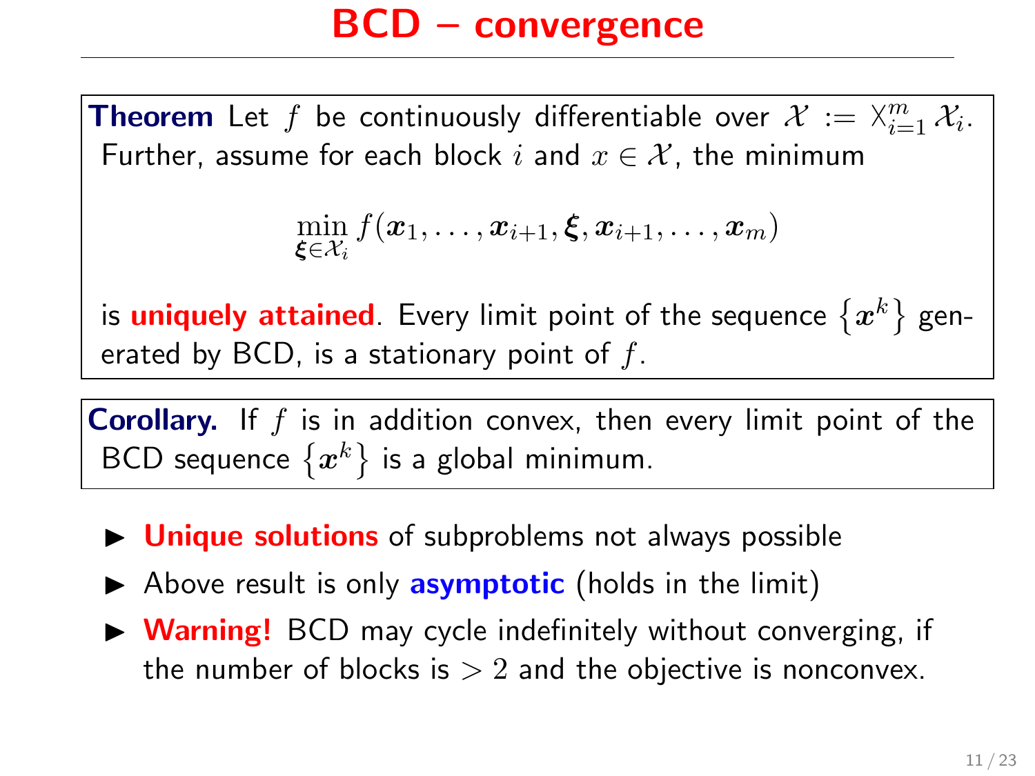# BCD – convergence

**Theorem** Let $f$ be continuously differentiable over $\mathcal{X} := \times_{i=1}^{m} \mathcal{X}_i$. Further, assume for each block $i$ and $x \in \mathcal{X}$, the minimum

$$\min_{\boldsymbol{\xi} \in \mathcal{X}_i} f(\boldsymbol{x}_1, \ldots, \boldsymbol{x}_{i+1}, \boldsymbol{\xi}, \boldsymbol{x}_{i+1}, \ldots, \boldsymbol{x}_m)$$

is **uniquely attained**. Every limit point of the sequence $\{\boldsymbol{x}^k\}$ generated by BCD, is a stationary point of $f$.

**Corollary.** If $f$ is in addition convex, then every limit point of the BCD sequence $\{\boldsymbol{x}^k\}$ is a global minimum.

- **Unique solutions** of subproblems not always possible
- Above result is only **asymptotic** (holds in the limit)
- **Warning!** BCD may cycle indefinitely without converging, if the number of blocks is $> 2$ and the objective is nonconvex.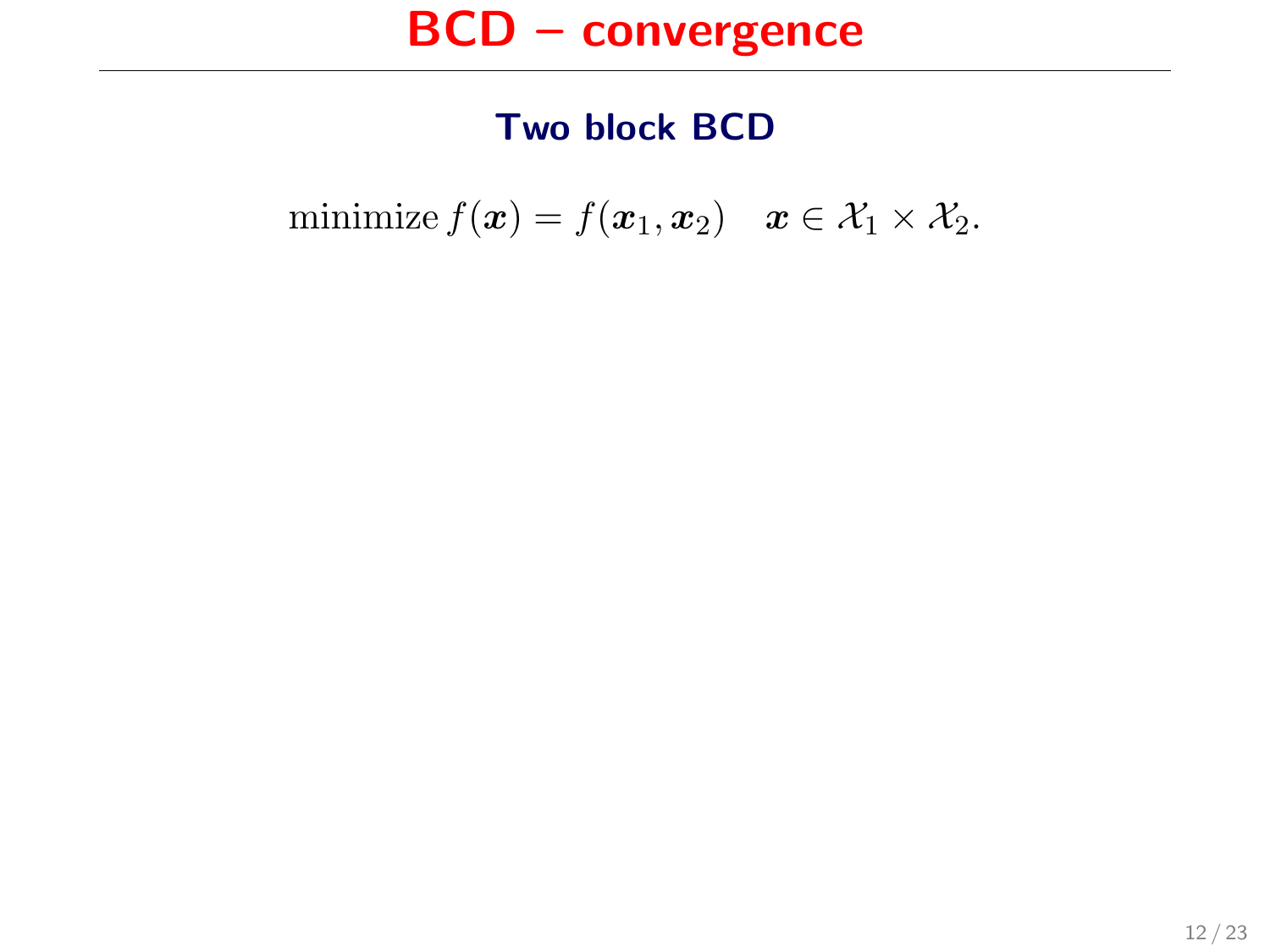# BCD – convergence

## Two block BCD

$$\text{minimize}\, f(\boldsymbol{x}) = f(\boldsymbol{x}_1, \boldsymbol{x}_2) \quad \boldsymbol{x} \in \mathcal{X}_1 \times \mathcal{X}_2.$$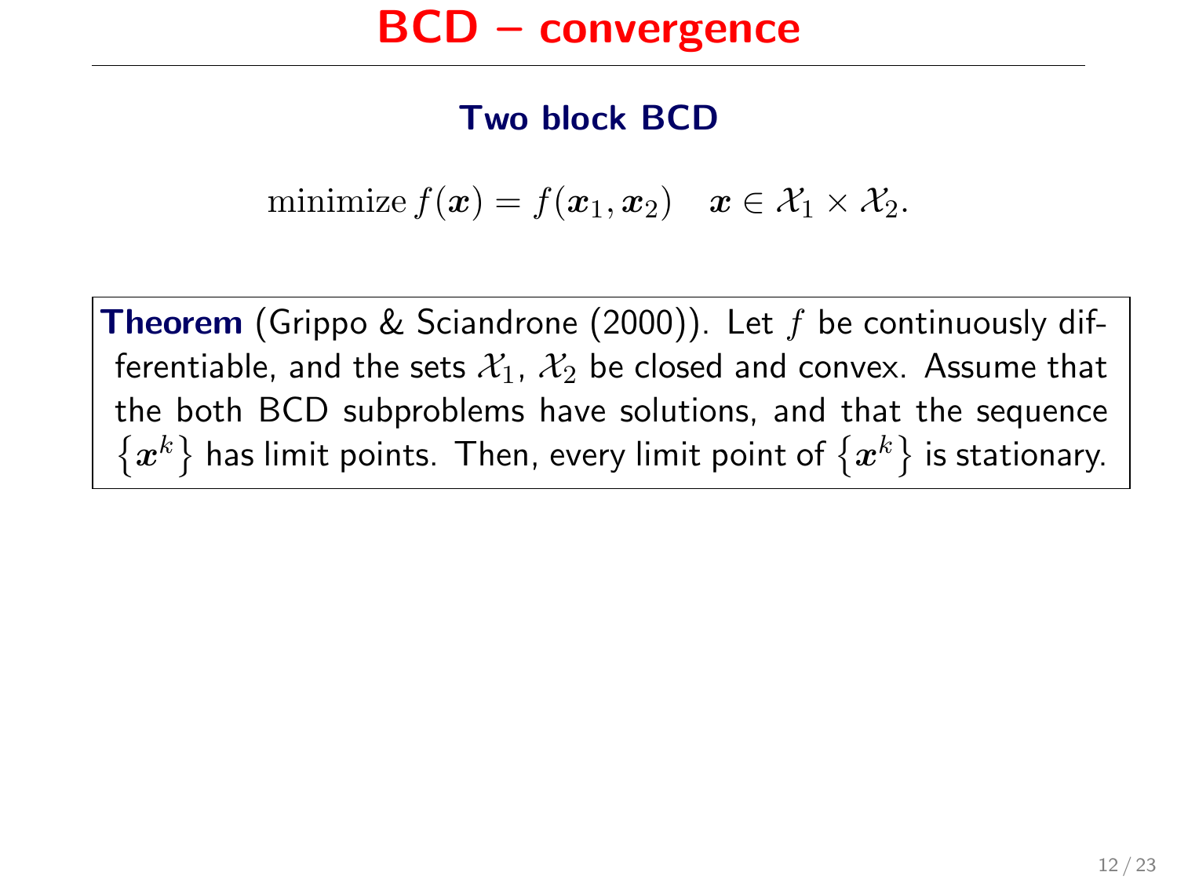# BCD – convergence

## Two block BCD

$$\text{minimize}\, f(\boldsymbol{x}) = f(\boldsymbol{x}_1, \boldsymbol{x}_2) \quad \boldsymbol{x} \in \mathcal{X}_1 \times \mathcal{X}_2.$$

**Theorem** (Grippo & Sciandrone (2000)). Let $f$ be continuously differentiable, and the sets $\mathcal{X}_1$, $\mathcal{X}_2$ be closed and convex. Assume that the both BCD subproblems have solutions, and that the sequence $\{\boldsymbol{x}^k\}$ has limit points. Then, every limit point of $\{\boldsymbol{x}^k\}$ is stationary.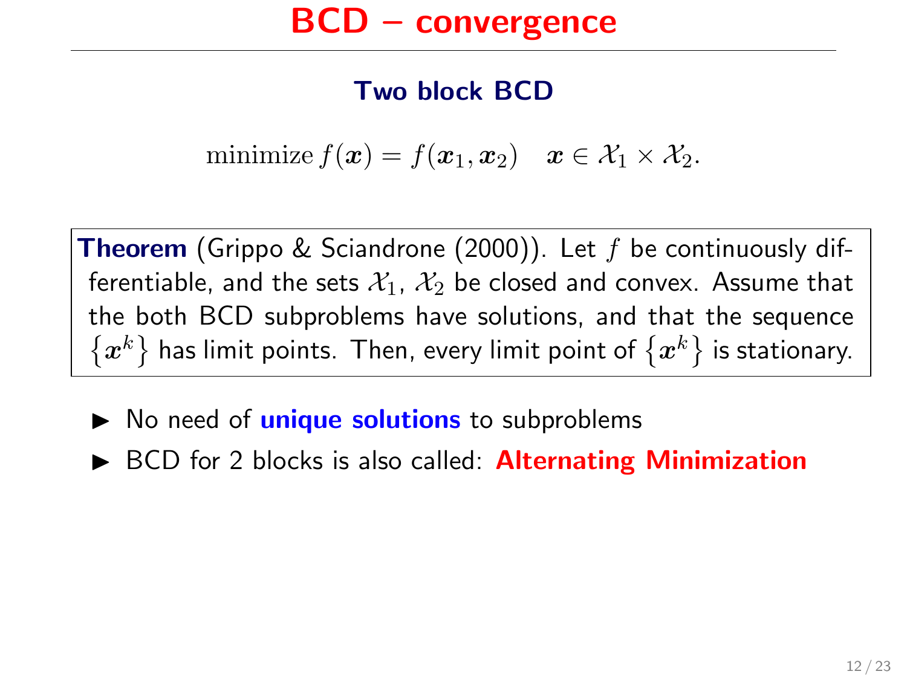# BCD – convergence

### Two block BCD

$$\text{minimize}\, f(\boldsymbol{x}) = f(\boldsymbol{x}_1, \boldsymbol{x}_2) \quad \boldsymbol{x} \in \mathcal{X}_1 \times \mathcal{X}_2.$$

> **Theorem** (Grippo & Sciandrone (2000)). Let $f$ be continuously differentiable, and the sets $\mathcal{X}_1$, $\mathcal{X}_2$ be closed and convex. Assume that the both BCD subproblems have solutions, and that the sequence $\{\boldsymbol{x}^k\}$ has limit points. Then, every limit point of $\{\boldsymbol{x}^k\}$ is stationary.

- No need of **unique solutions** to subproblems
- BCD for 2 blocks is also called: **Alternating Minimization**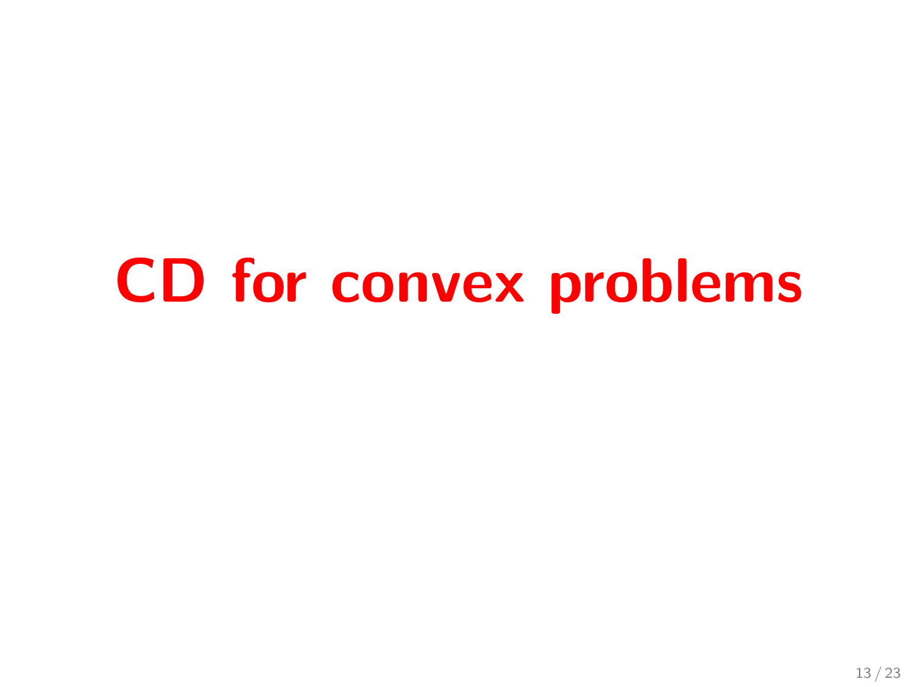# CD for convex problems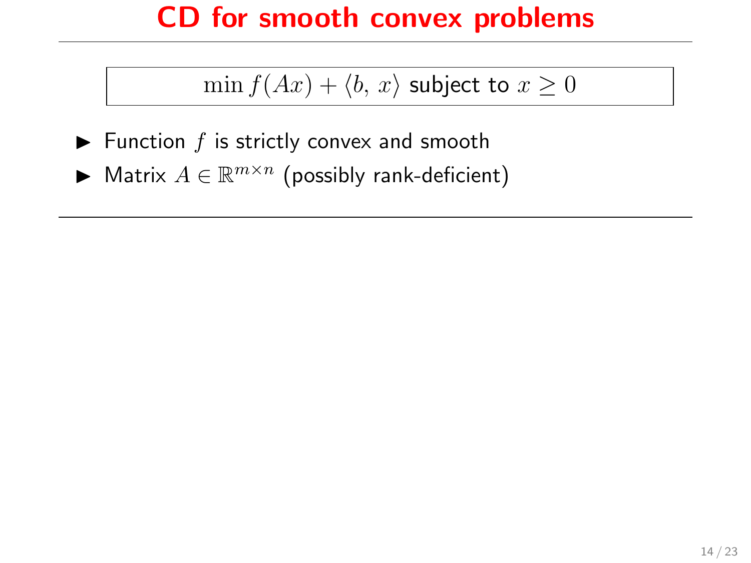# CD for smooth convex problems

$$\min f(Ax) + \langle b, x \rangle \text{ subject to } x \geq 0$$

- Function $f$ is strictly convex and smooth
- Matrix $A \in \mathbb{R}^{m \times n}$ (possibly rank-deficient)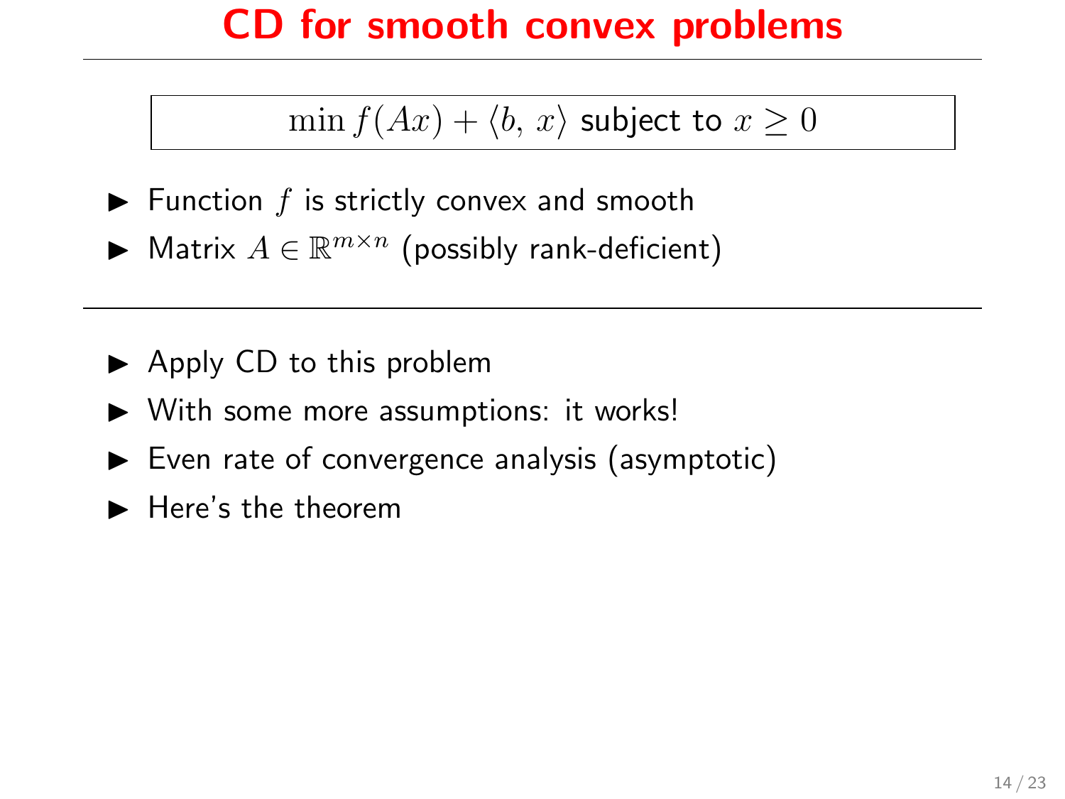# CD for smooth convex problems

$$\min f(Ax) + \langle b, x \rangle \text{ subject to } x \geq 0$$

- Function $f$ is strictly convex and smooth
- Matrix $A \in \mathbb{R}^{m \times n}$ (possibly rank-deficient)

---

- Apply CD to this problem
- With some more assumptions: it works!
- Even rate of convergence analysis (asymptotic)
- Here's the theorem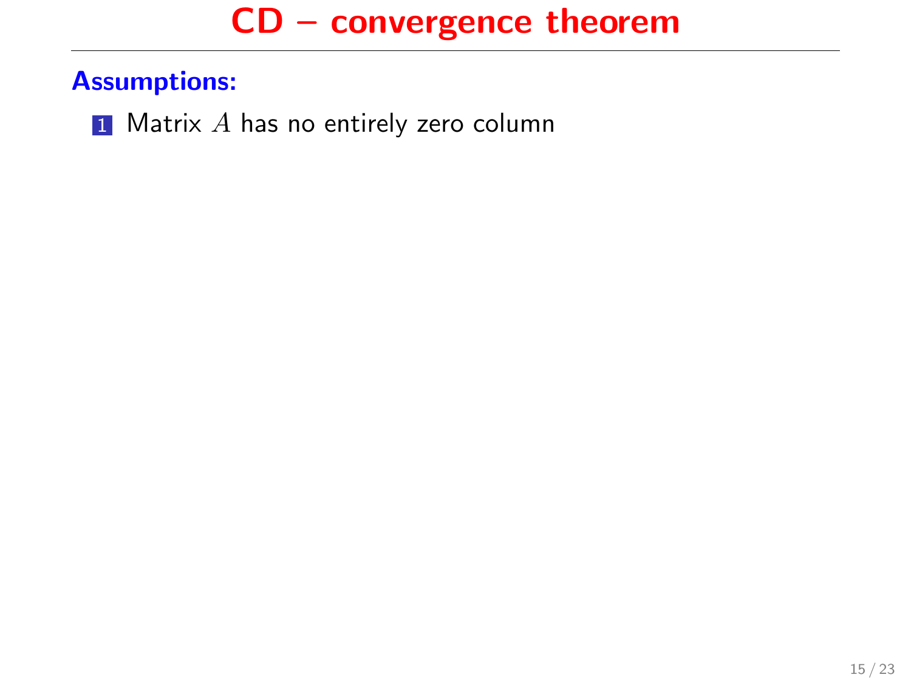# CD – convergence theorem

**Assumptions:**

1. Matrix $A$ has no entirely zero column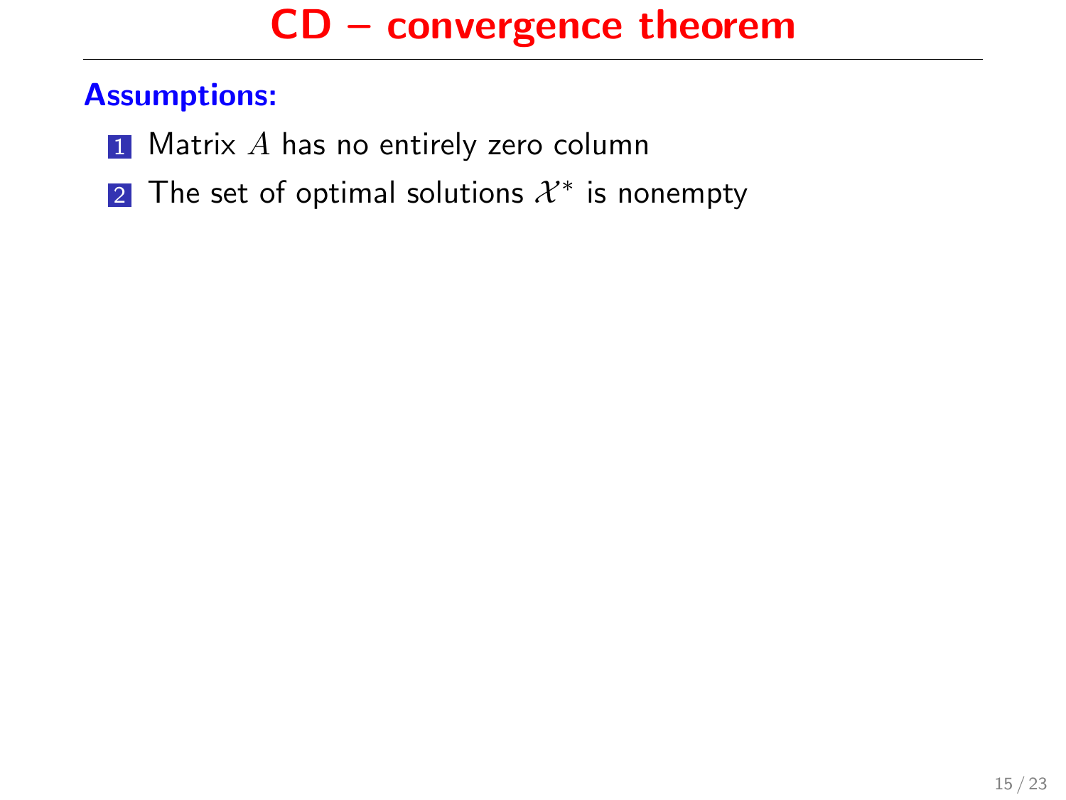# CD – convergence theorem

**Assumptions:**

1. Matrix $A$ has no entirely zero column
2. The set of optimal solutions $\mathcal{X}^*$ is nonempty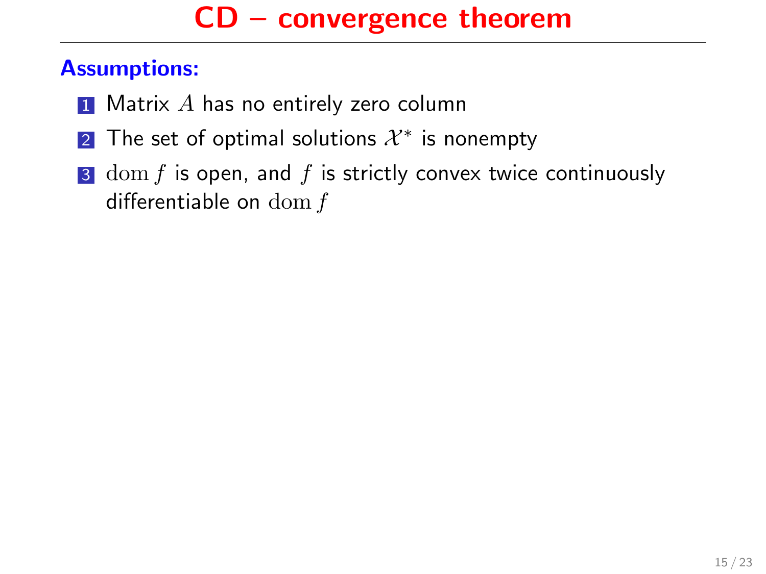# CD – convergence theorem

**Assumptions:**

1. Matrix $A$ has no entirely zero column
2. The set of optimal solutions $\mathcal{X}^*$ is nonempty
3. $\operatorname{dom} f$ is open, and $f$ is strictly convex twice continuously differentiable on $\operatorname{dom} f$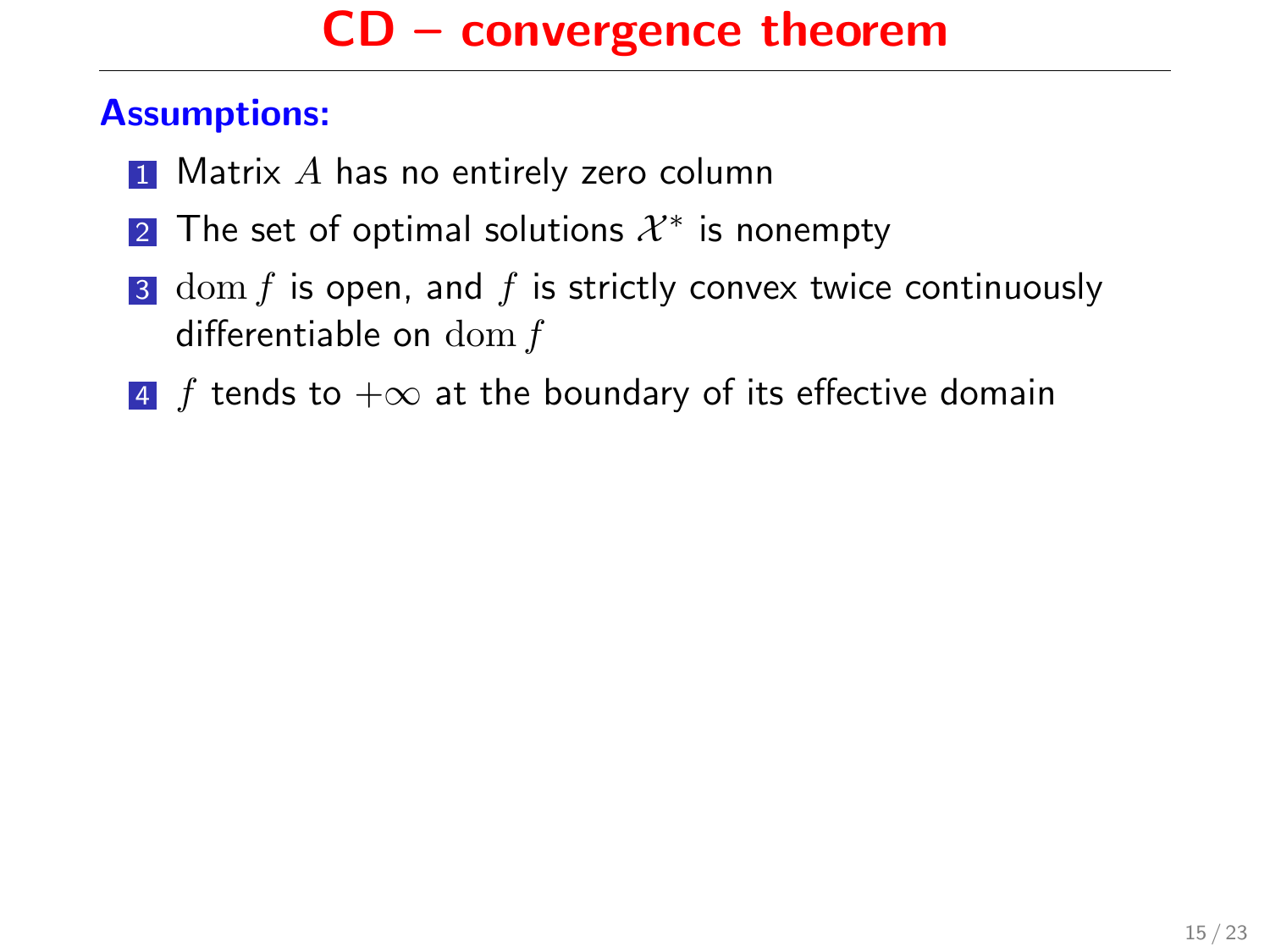# CD – convergence theorem

**Assumptions:**

1. Matrix $A$ has no entirely zero column
2. The set of optimal solutions $\mathcal{X}^*$ is nonempty
3. $\operatorname{dom} f$ is open, and $f$ is strictly convex twice continuously differentiable on $\operatorname{dom} f$
4. $f$ tends to $+\infty$ at the boundary of its effective domain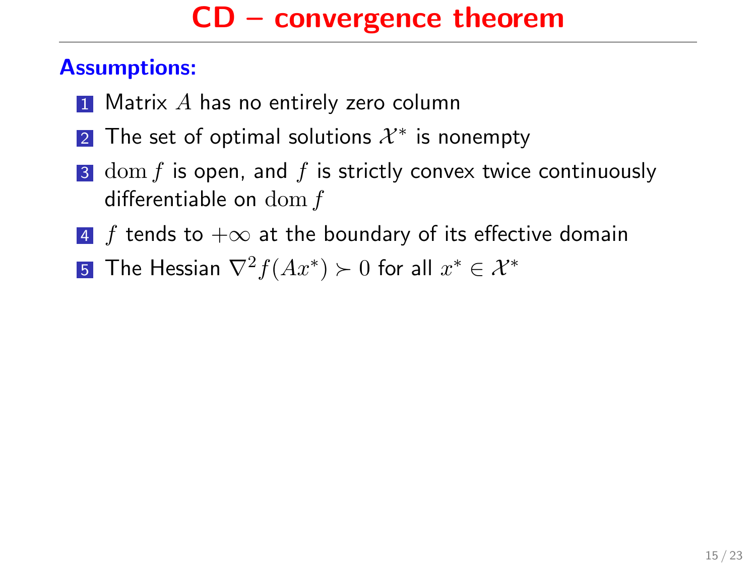# CD – convergence theorem

**Assumptions:**

1. Matrix $A$ has no entirely zero column
2. The set of optimal solutions $\mathcal{X}^*$ is nonempty
3. $\operatorname{dom} f$ is open, and $f$ is strictly convex twice continuously differentiable on $\operatorname{dom} f$
4. $f$ tends to $+\infty$ at the boundary of its effective domain
5. The Hessian $\nabla^2 f(Ax^*) \succ 0$ for all $x^* \in \mathcal{X}^*$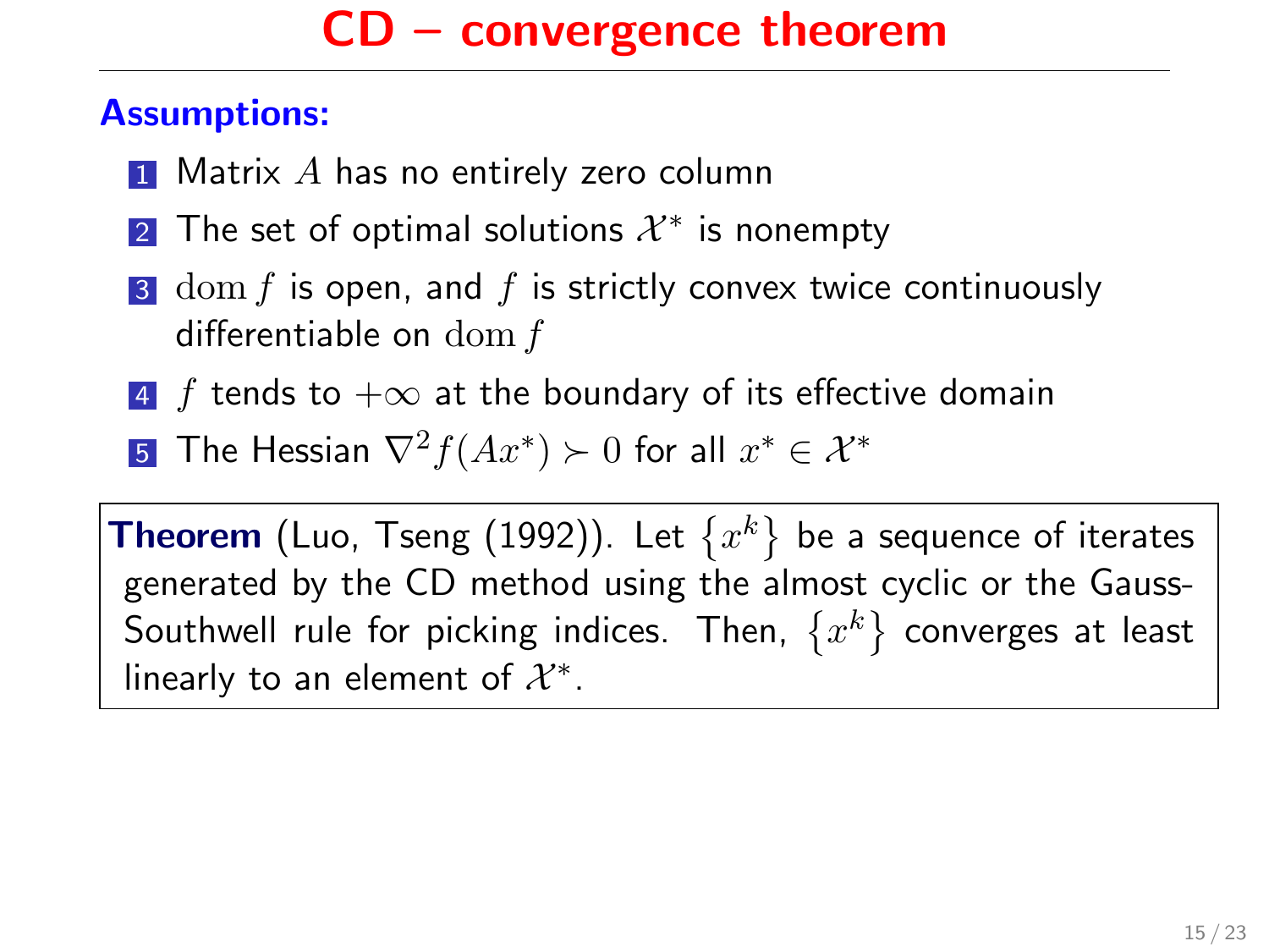# CD – convergence theorem

**Assumptions:**

1. Matrix $A$ has no entirely zero column
2. The set of optimal solutions $\mathcal{X}^*$ is nonempty
3. $\operatorname{dom} f$ is open, and $f$ is strictly convex twice continuously differentiable on $\operatorname{dom} f$
4. $f$ tends to $+\infty$ at the boundary of its effective domain
5. The Hessian $\nabla^2 f(Ax^*) \succ 0$ for all $x^* \in \mathcal{X}^*$

**Theorem** (Luo, Tseng (1992)). Let $\{x^k\}$ be a sequence of iterates generated by the CD method using the almost cyclic or the Gauss-Southwell rule for picking indices. Then, $\{x^k\}$ converges at least linearly to an element of $\mathcal{X}^*$.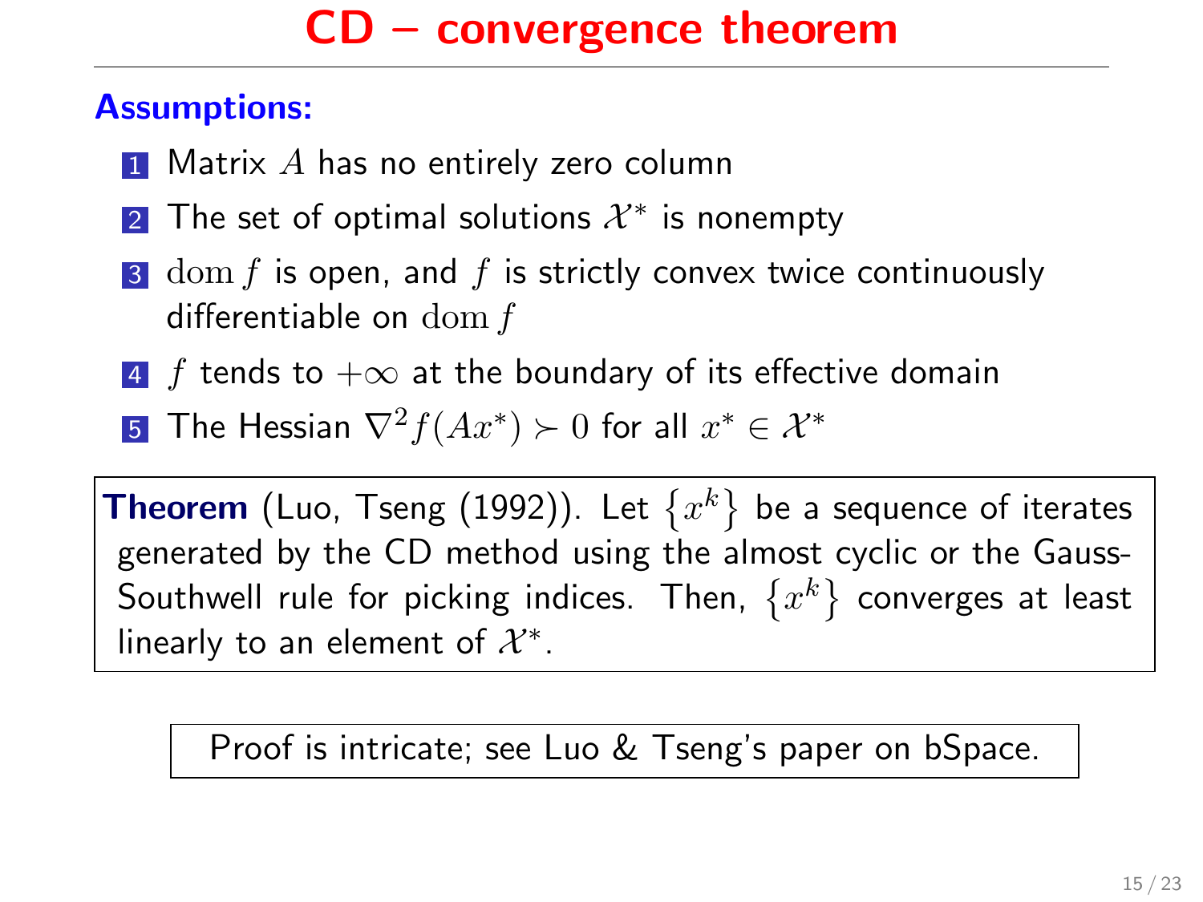# CD – convergence theorem

**Assumptions:**

1. Matrix $A$ has no entirely zero column
2. The set of optimal solutions $\mathcal{X}^*$ is nonempty
3. $\operatorname{dom} f$ is open, and $f$ is strictly convex twice continuously differentiable on $\operatorname{dom} f$
4. $f$ tends to $+\infty$ at the boundary of its effective domain
5. The Hessian $\nabla^2 f(Ax^*) \succ 0$ for all $x^* \in \mathcal{X}^*$

**Theorem** (Luo, Tseng (1992)). Let $\{x^k\}$ be a sequence of iterates generated by the CD method using the almost cyclic or the Gauss-Southwell rule for picking indices. Then, $\{x^k\}$ converges at least linearly to an element of $\mathcal{X}^*$.

Proof is intricate; see Luo & Tseng's paper on bSpace.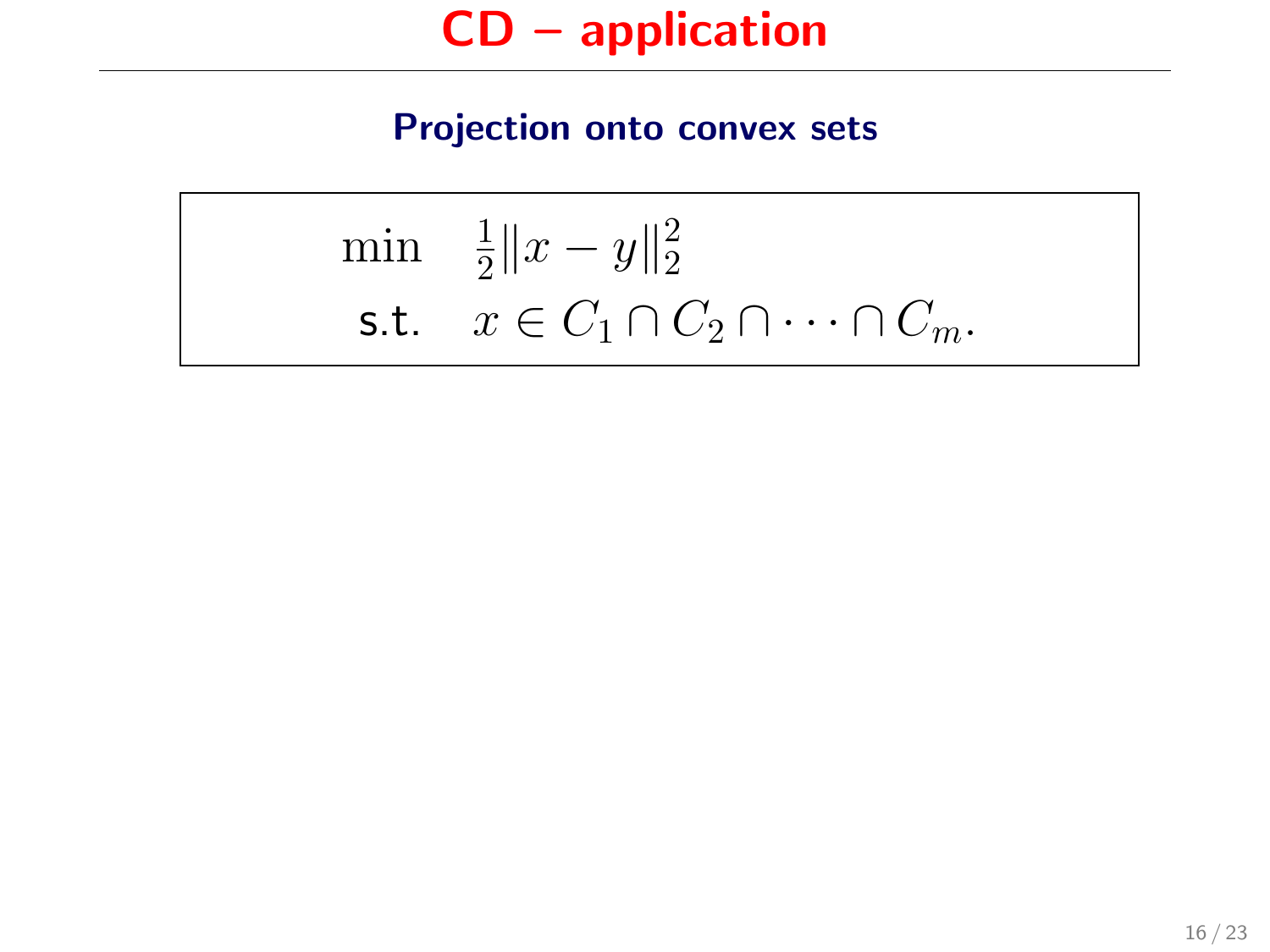# CD – application

## Projection onto convex sets

$$
\begin{array}{ll}
\min & \frac{1}{2}\|x - y\|_2^2 \\
\text{s.t.} & x \in C_1 \cap C_2 \cap \cdots \cap C_m.
\end{array}
$$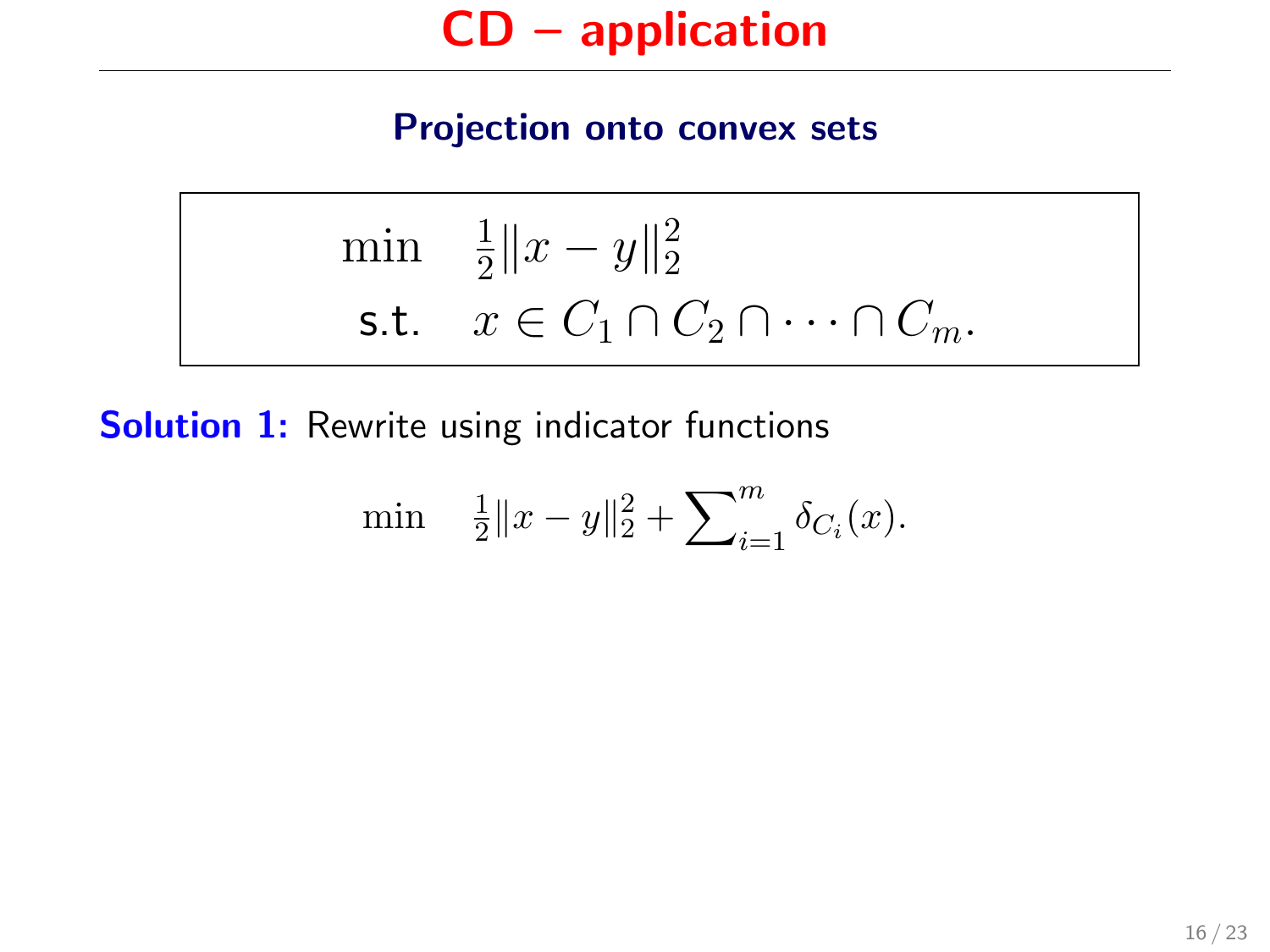# CD – application

### Projection onto convex sets

$$
\begin{array}{ll}
\min & \frac{1}{2}\|x-y\|_2^2 \\
\text{s.t.} & x \in C_1 \cap C_2 \cap \cdots \cap C_m.
\end{array}
$$

**Solution 1:** Rewrite using indicator functions

$$
\min \quad \tfrac{1}{2}\|x-y\|_2^2 + \sum\nolimits_{i=1}^{m} \delta_{C_i}(x).
$$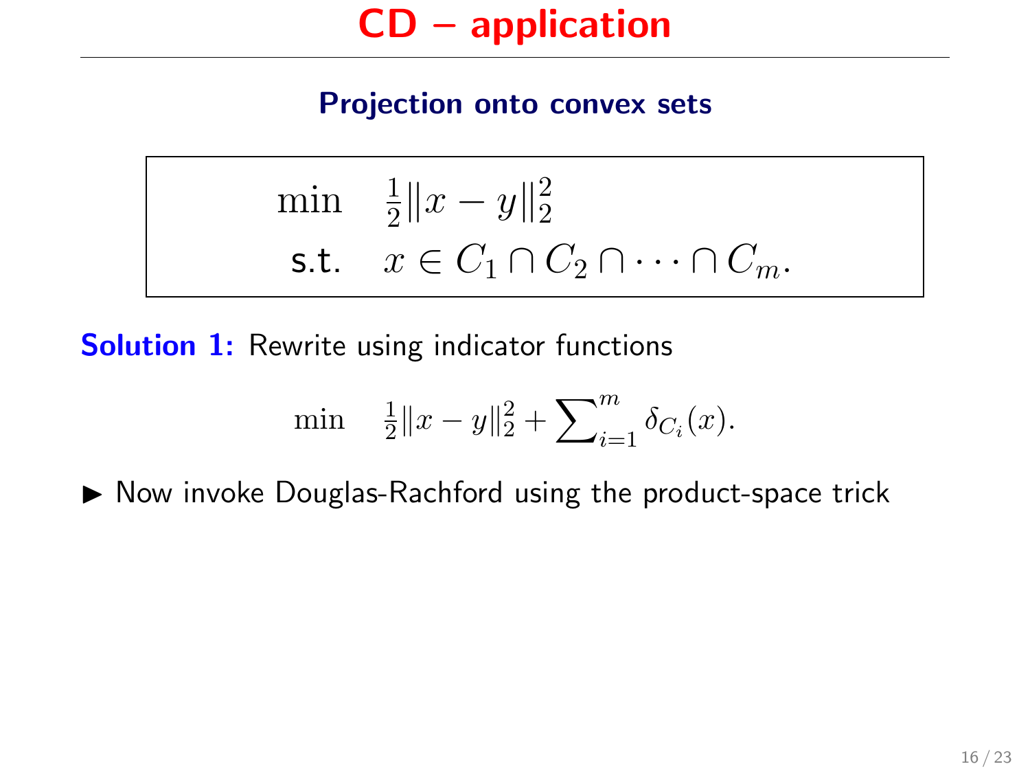# CD – application

### Projection onto convex sets

$$
\begin{aligned}
\min \quad & \tfrac{1}{2}\|x-y\|_2^2 \\
\text{s.t.} \quad & x \in C_1 \cap C_2 \cap \cdots \cap C_m.
\end{aligned}
$$

**Solution 1:** Rewrite using indicator functions

$$
\min \quad \tfrac{1}{2}\|x-y\|_2^2 + \sum\nolimits_{i=1}^{m} \delta_{C_i}(x).
$$

- Now invoke Douglas-Rachford using the product-space trick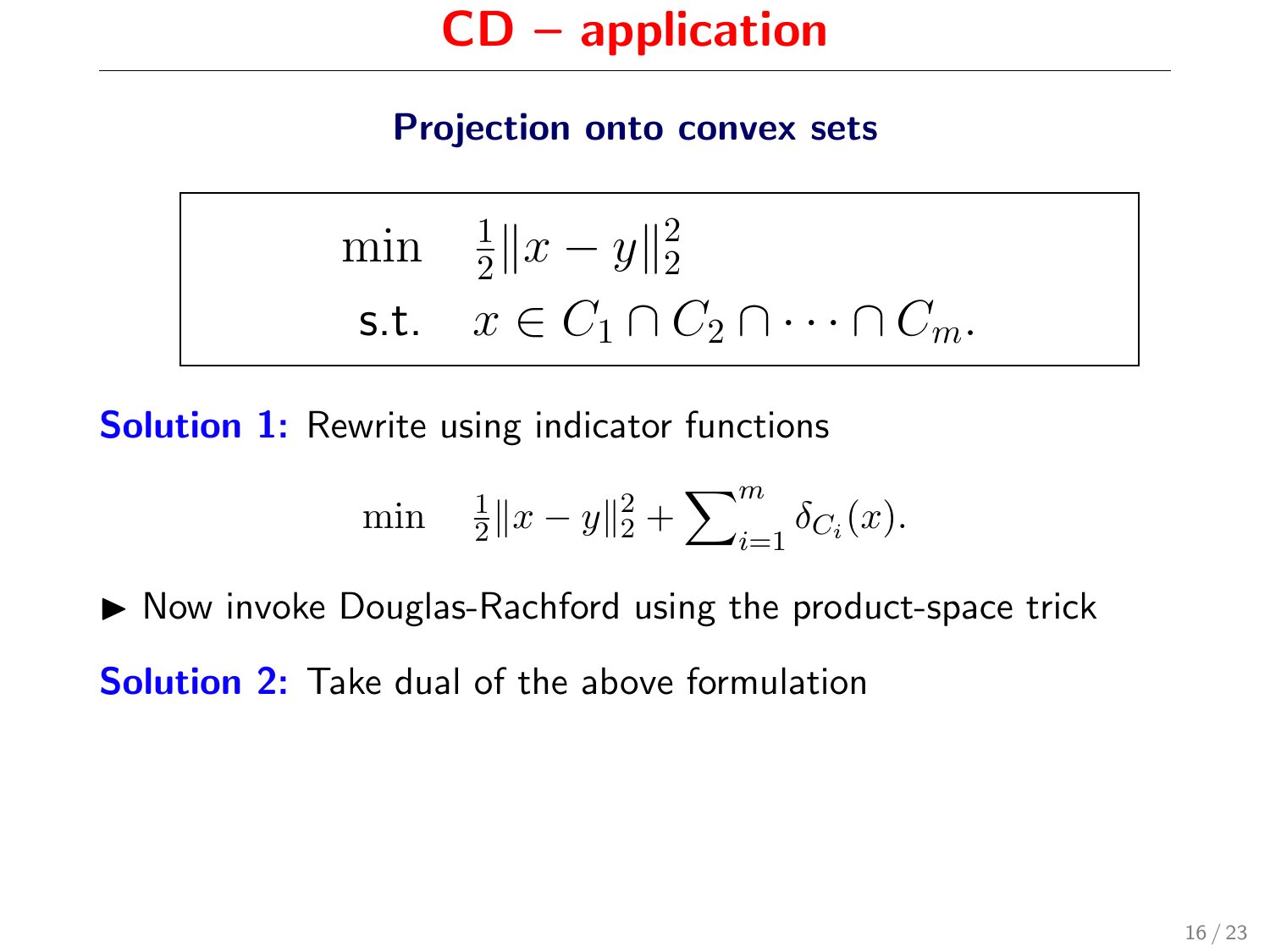# CD – application

## Projection onto convex sets

$$
\begin{aligned}
\min \quad & \tfrac{1}{2}\|x - y\|_2^2 \\
\text{s.t.} \quad & x \in C_1 \cap C_2 \cap \cdots \cap C_m.
\end{aligned}
$$

**Solution 1:** Rewrite using indicator functions

$$
\min \quad \tfrac{1}{2}\|x - y\|_2^2 + \sum\nolimits_{i=1}^{m} \delta_{C_i}(x).
$$

- Now invoke Douglas-Rachford using the product-space trick

**Solution 2:** Take dual of the above formulation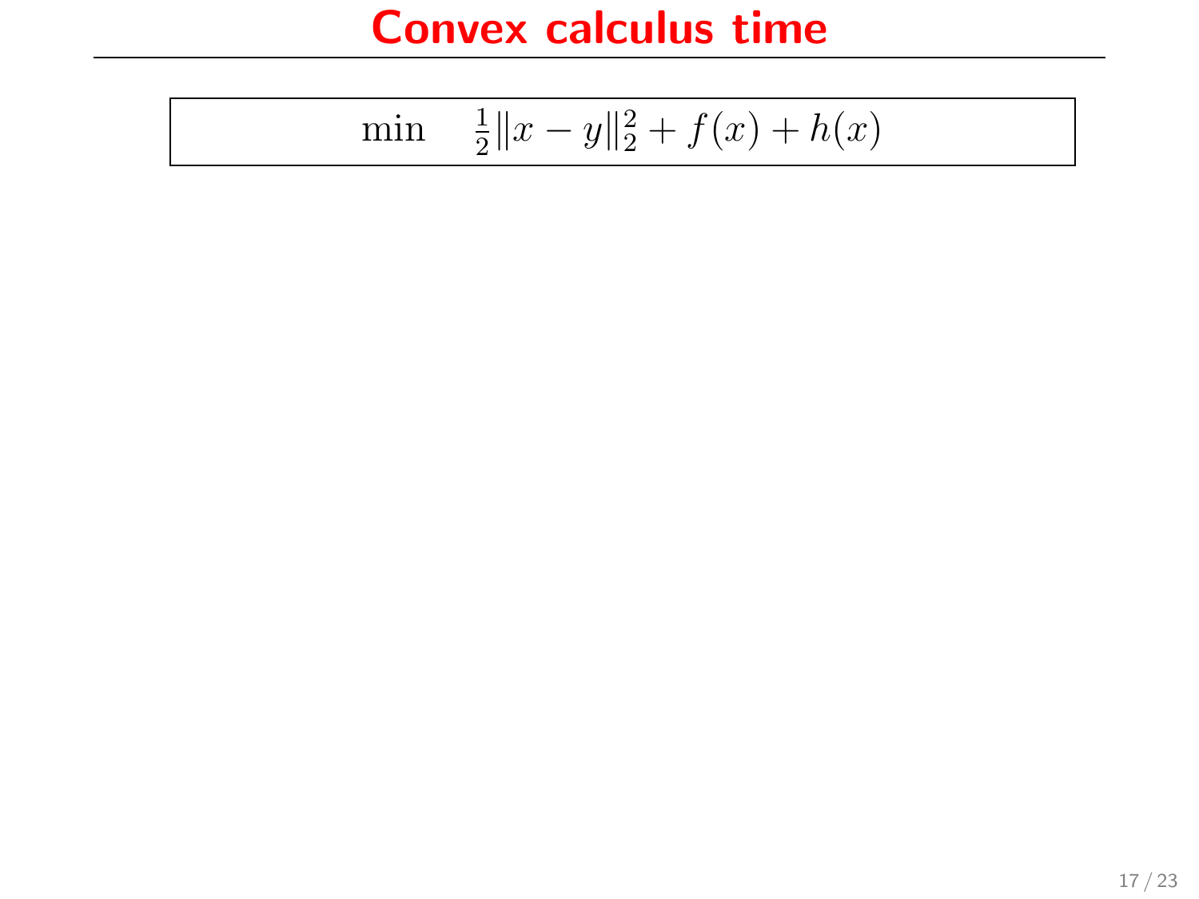# Convex calculus time

$$\min \quad \tfrac{1}{2}\|x-y\|_2^2 + f(x) + h(x)$$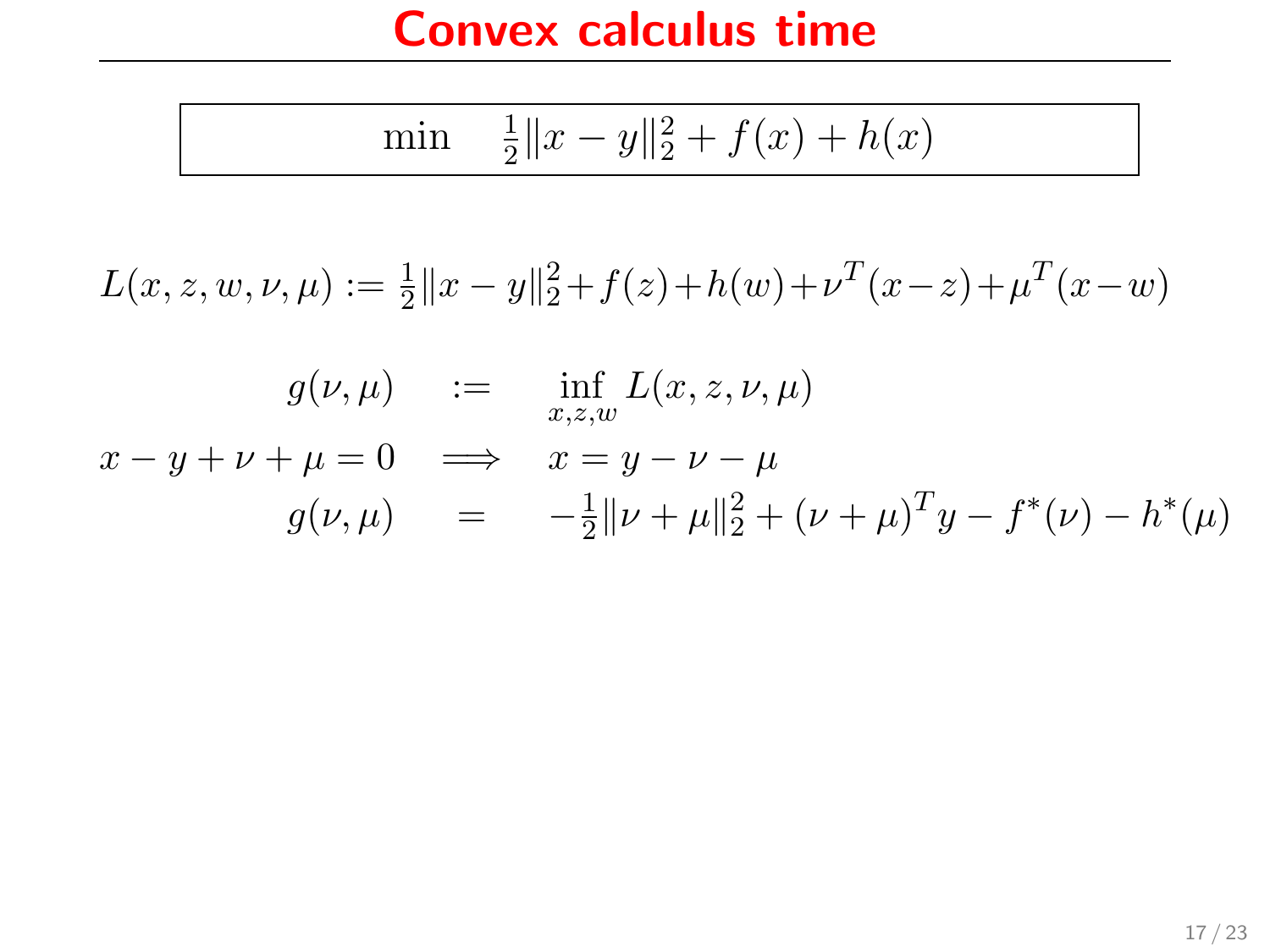# Convex calculus time

$$\min \quad \tfrac{1}{2}\|x-y\|_2^2 + f(x) + h(x)$$

$$L(x,z,w,\nu,\mu) := \tfrac{1}{2}\|x-y\|_2^2 + f(z) + h(w) + \nu^T(x-z) + \mu^T(x-w)$$

$$
\begin{aligned}
g(\nu,\mu) \quad &:= \quad \inf_{x,z,w} L(x,z,\nu,\mu) \\
x - y + \nu + \mu = 0 \quad &\Longrightarrow \quad x = y - \nu - \mu \\
g(\nu,\mu) \quad &= \quad -\tfrac{1}{2}\|\nu+\mu\|_2^2 + (\nu+\mu)^T y - f^*(\nu) - h^*(\mu)
\end{aligned}
$$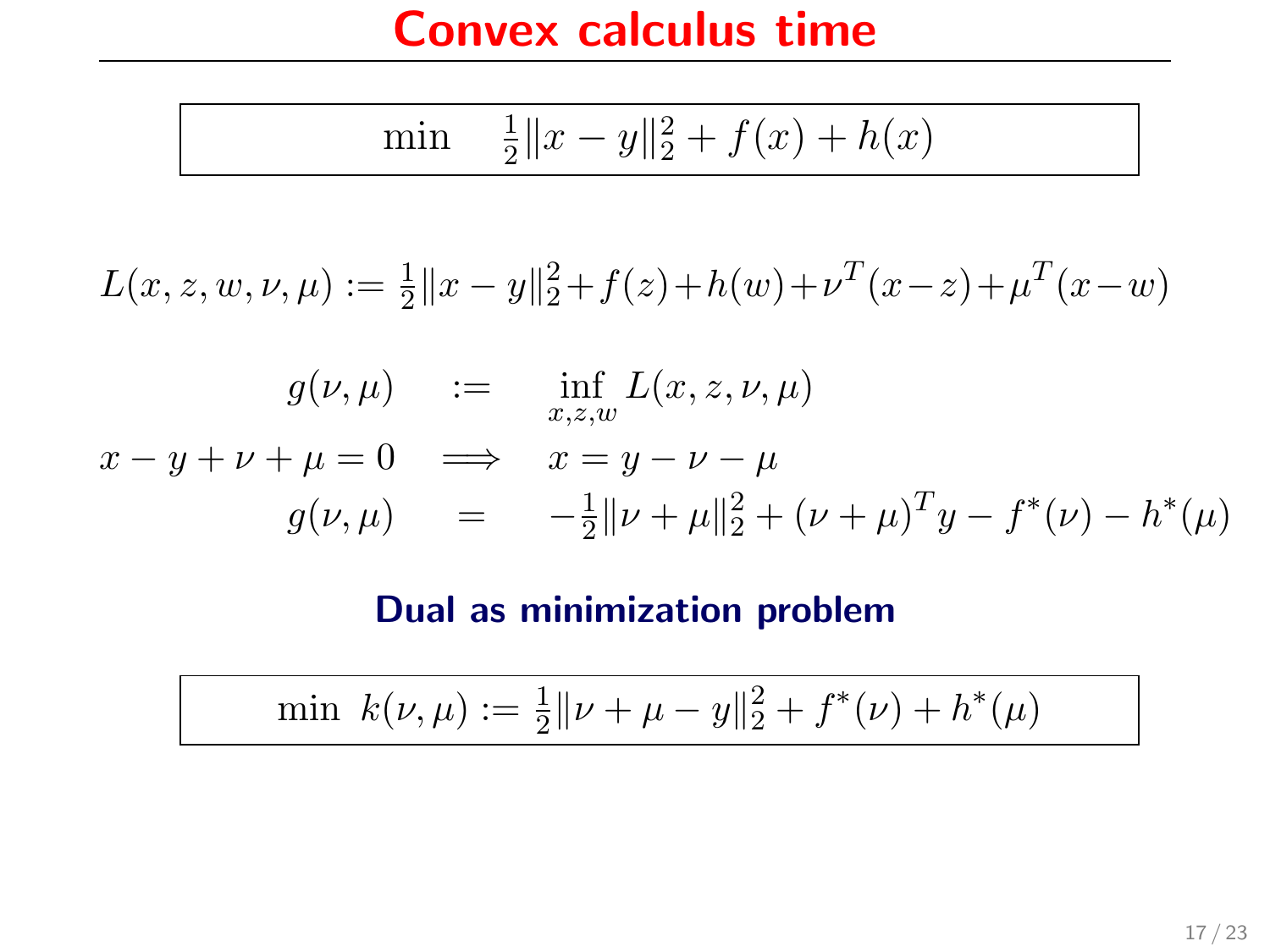# Convex calculus time

$$
\boxed{\min \quad \tfrac{1}{2}\|x-y\|_2^2 + f(x) + h(x)}
$$

$$
L(x,z,w,\nu,\mu) := \tfrac{1}{2}\|x-y\|_2^2 + f(z) + h(w) + \nu^T(x-z) + \mu^T(x-w)
$$

$$
\begin{aligned}
g(\nu,\mu) \quad &:= \quad \inf_{x,z,w} L(x,z,\nu,\mu) \\
x - y + \nu + \mu = 0 \quad &\Longrightarrow \quad x = y - \nu - \mu \\
g(\nu,\mu) \quad &= \quad -\tfrac{1}{2}\|\nu+\mu\|_2^2 + (\nu+\mu)^T y - f^*(\nu) - h^*(\mu)
\end{aligned}
$$

**Dual as minimization problem**

$$
\boxed{\min \;\; k(\nu,\mu) := \tfrac{1}{2}\|\nu+\mu-y\|_2^2 + f^*(\nu) + h^*(\mu)}
$$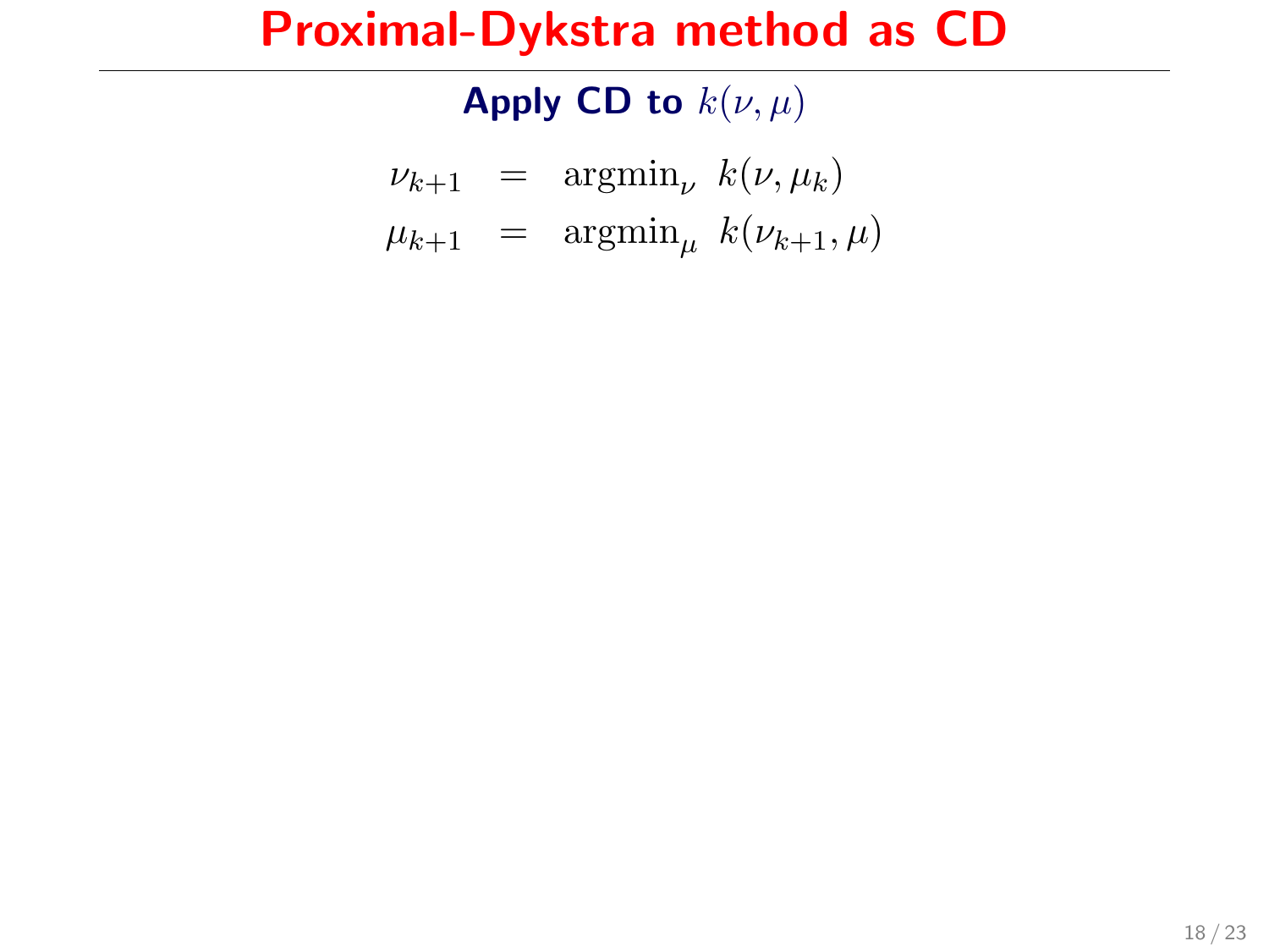# Proximal-Dykstra method as CD

## Apply CD to $k(\nu, \mu)$

$$
\begin{aligned}
\nu_{k+1} &= \operatorname{argmin}_\nu \; k(\nu, \mu_k) \\
\mu_{k+1} &= \operatorname{argmin}_\mu \; k(\nu_{k+1}, \mu)
\end{aligned}
$$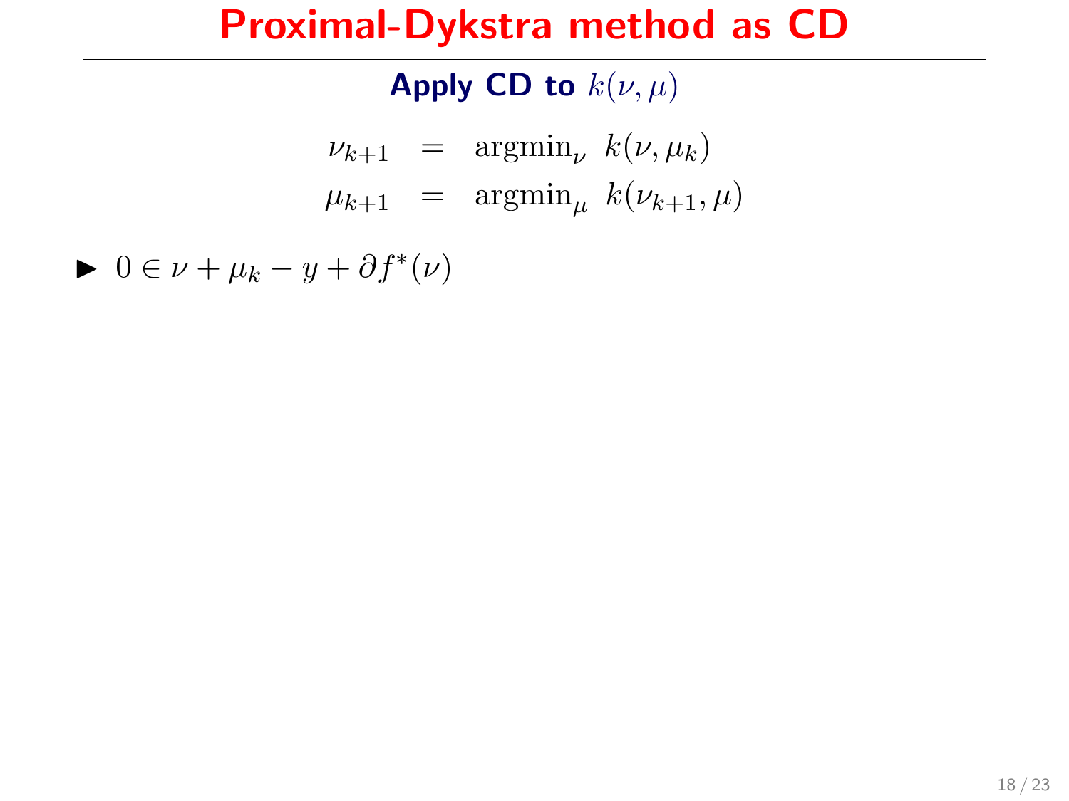# Proximal-Dykstra method as CD

**Apply CD to $k(\nu, \mu)$**

$$
\begin{aligned}
\nu_{k+1} &= \operatorname{argmin}_{\nu} \; k(\nu, \mu_k) \\
\mu_{k+1} &= \operatorname{argmin}_{\mu} \; k(\nu_{k+1}, \mu)
\end{aligned}
$$

- $0 \in \nu + \mu_k - y + \partial f^*(\nu)$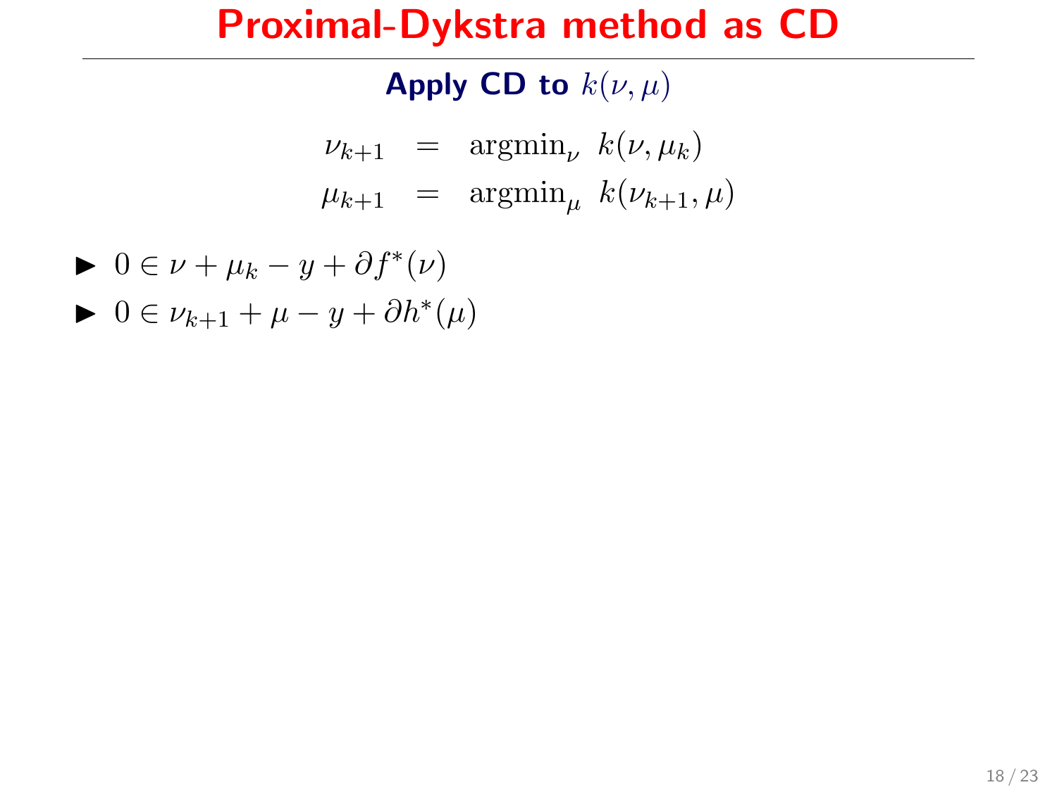# Proximal-Dykstra method as CD

### Apply CD to $k(\nu, \mu)$

$$
\begin{aligned}
\nu_{k+1} &= \operatorname{argmin}_{\nu}\ k(\nu, \mu_k) \\
\mu_{k+1} &= \operatorname{argmin}_{\mu}\ k(\nu_{k+1}, \mu)
\end{aligned}
$$

- $0 \in \nu + \mu_k - y + \partial f^*(\nu)$
- $0 \in \nu_{k+1} + \mu - y + \partial h^*(\mu)$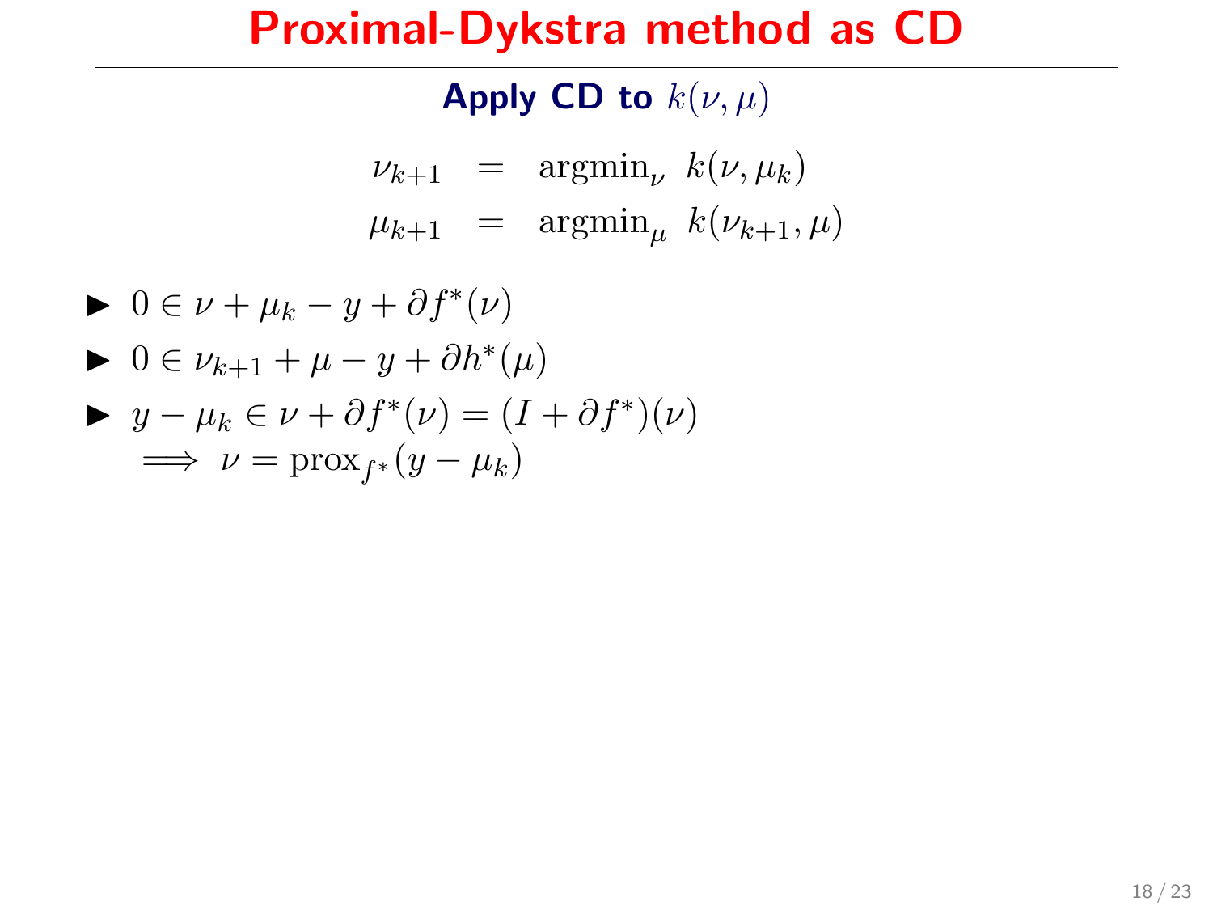# Proximal-Dykstra method as CD

### Apply CD to $k(\nu, \mu)$

$$
\begin{aligned}
\nu_{k+1} &= \operatorname{argmin}_{\nu} \; k(\nu, \mu_k) \\
\mu_{k+1} &= \operatorname{argmin}_{\mu} \; k(\nu_{k+1}, \mu)
\end{aligned}
$$

- $0 \in \nu + \mu_k - y + \partial f^*(\nu)$
- $0 \in \nu_{k+1} + \mu - y + \partial h^*(\mu)$
- $y - \mu_k \in \nu + \partial f^*(\nu) = (I + \partial f^*)(\nu)$
  $\implies \nu = \operatorname{prox}_{f^*}(y - \mu_k)$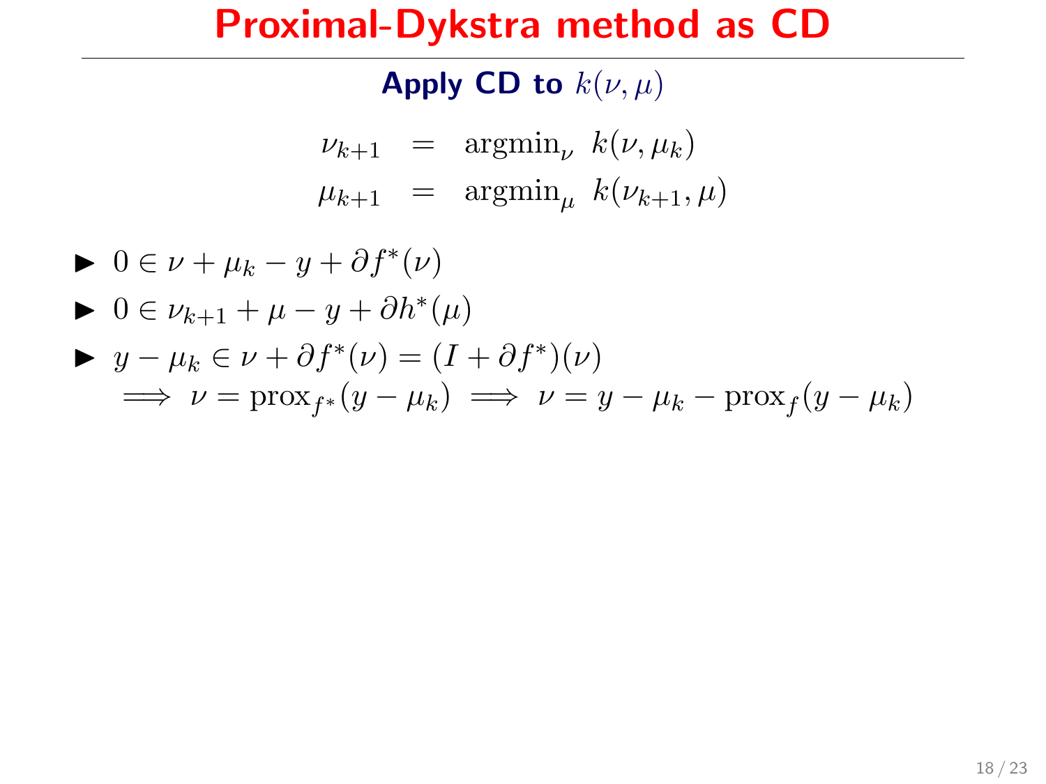# Proximal-Dykstra method as CD

### Apply CD to $k(\nu, \mu)$

$$
\begin{aligned}
\nu_{k+1} &= \operatorname{argmin}_{\nu} \ k(\nu, \mu_k) \\
\mu_{k+1} &= \operatorname{argmin}_{\mu} \ k(\nu_{k+1}, \mu)
\end{aligned}
$$

- $0 \in \nu + \mu_k - y + \partial f^*(\nu)$
- $0 \in \nu_{k+1} + \mu - y + \partial h^*(\mu)$
- $y - \mu_k \in \nu + \partial f^*(\nu) = (I + \partial f^*)(\nu)$
  $\implies \nu = \operatorname{prox}_{f^*}(y - \mu_k) \implies \nu = y - \mu_k - \operatorname{prox}_f(y - \mu_k)$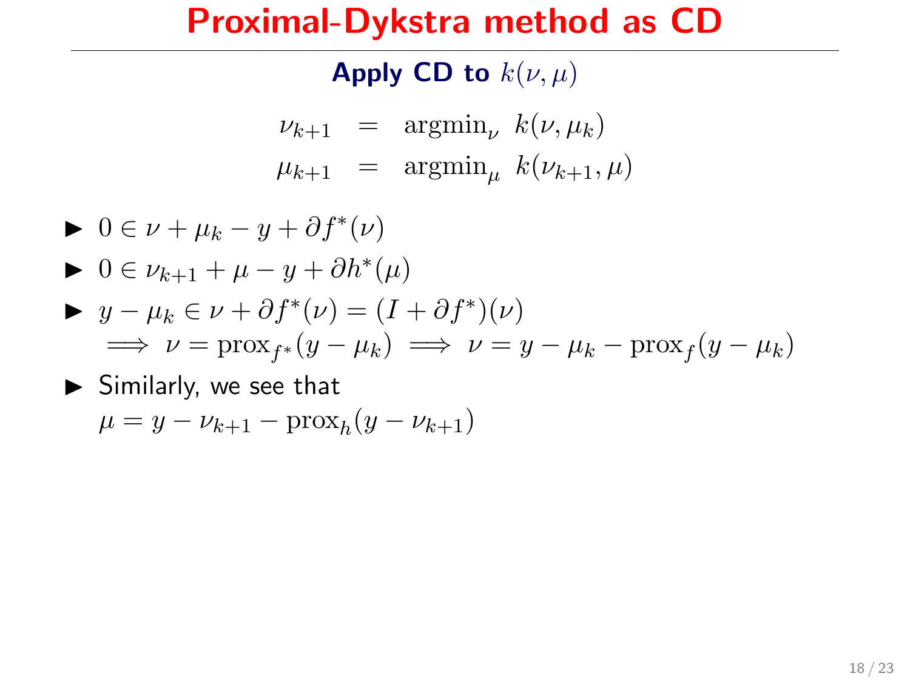# Proximal-Dykstra method as CD

## Apply CD to $k(\nu, \mu)$

$$
\begin{aligned}
\nu_{k+1} &= \operatorname{argmin}_\nu \; k(\nu, \mu_k) \\
\mu_{k+1} &= \operatorname{argmin}_\mu \; k(\nu_{k+1}, \mu)
\end{aligned}
$$

- $0 \in \nu + \mu_k - y + \partial f^*(\nu)$
- $0 \in \nu_{k+1} + \mu - y + \partial h^*(\mu)$
- $y - \mu_k \in \nu + \partial f^*(\nu) = (I + \partial f^*)(\nu)$
  $\implies \nu = \operatorname{prox}_{f^*}(y - \mu_k) \implies \nu = y - \mu_k - \operatorname{prox}_f(y - \mu_k)$
- Similarly, we see that
  $\mu = y - \nu_{k+1} - \operatorname{prox}_h(y - \nu_{k+1})$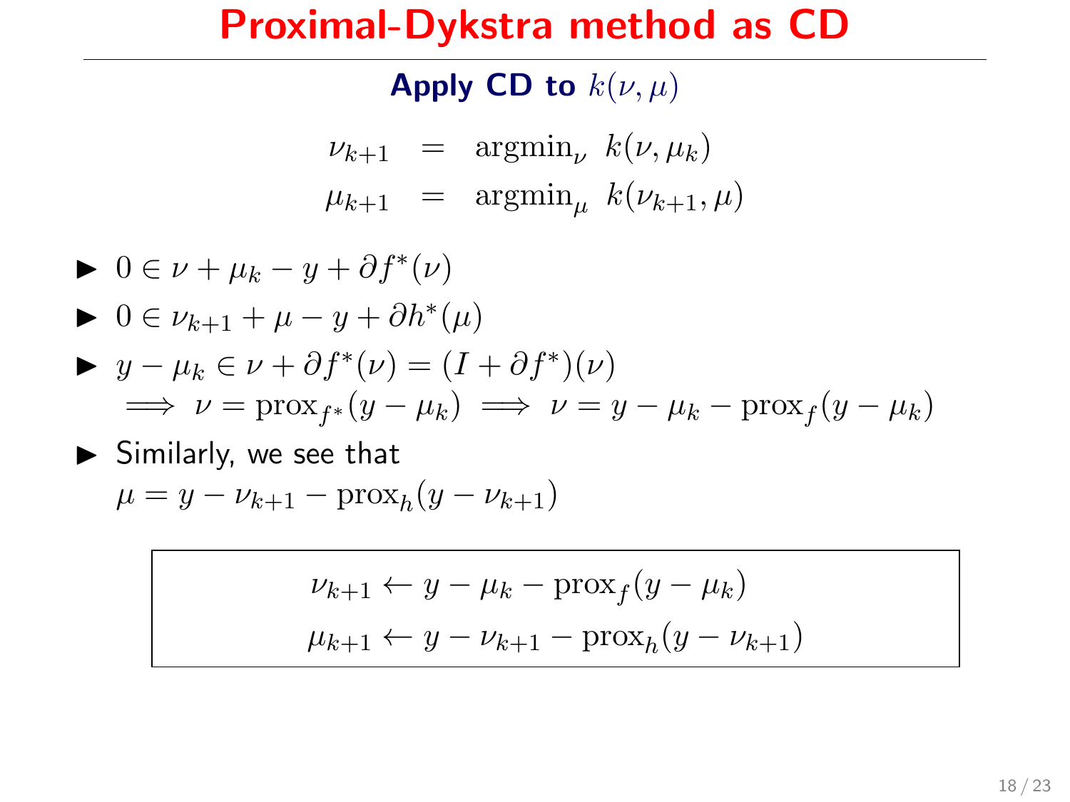# Proximal-Dykstra method as CD

### Apply CD to $k(\nu, \mu)$

$$
\begin{aligned}
\nu_{k+1} &= \operatorname{argmin}_\nu \ k(\nu, \mu_k) \\
\mu_{k+1} &= \operatorname{argmin}_\mu \ k(\nu_{k+1}, \mu)
\end{aligned}
$$

- $0 \in \nu + \mu_k - y + \partial f^*(\nu)$
- $0 \in \nu_{k+1} + \mu - y + \partial h^*(\mu)$
- $y - \mu_k \in \nu + \partial f^*(\nu) = (I + \partial f^*)(\nu)$
  $\implies \nu = \operatorname{prox}_{f^*}(y - \mu_k) \implies \nu = y - \mu_k - \operatorname{prox}_f(y - \mu_k)$
- Similarly, we see that
  $\mu = y - \nu_{k+1} - \operatorname{prox}_h(y - \nu_{k+1})$

$$
\begin{aligned}
\nu_{k+1} &\leftarrow y - \mu_k - \operatorname{prox}_f(y - \mu_k) \\
\mu_{k+1} &\leftarrow y - \nu_{k+1} - \operatorname{prox}_h(y - \nu_{k+1})
\end{aligned}
$$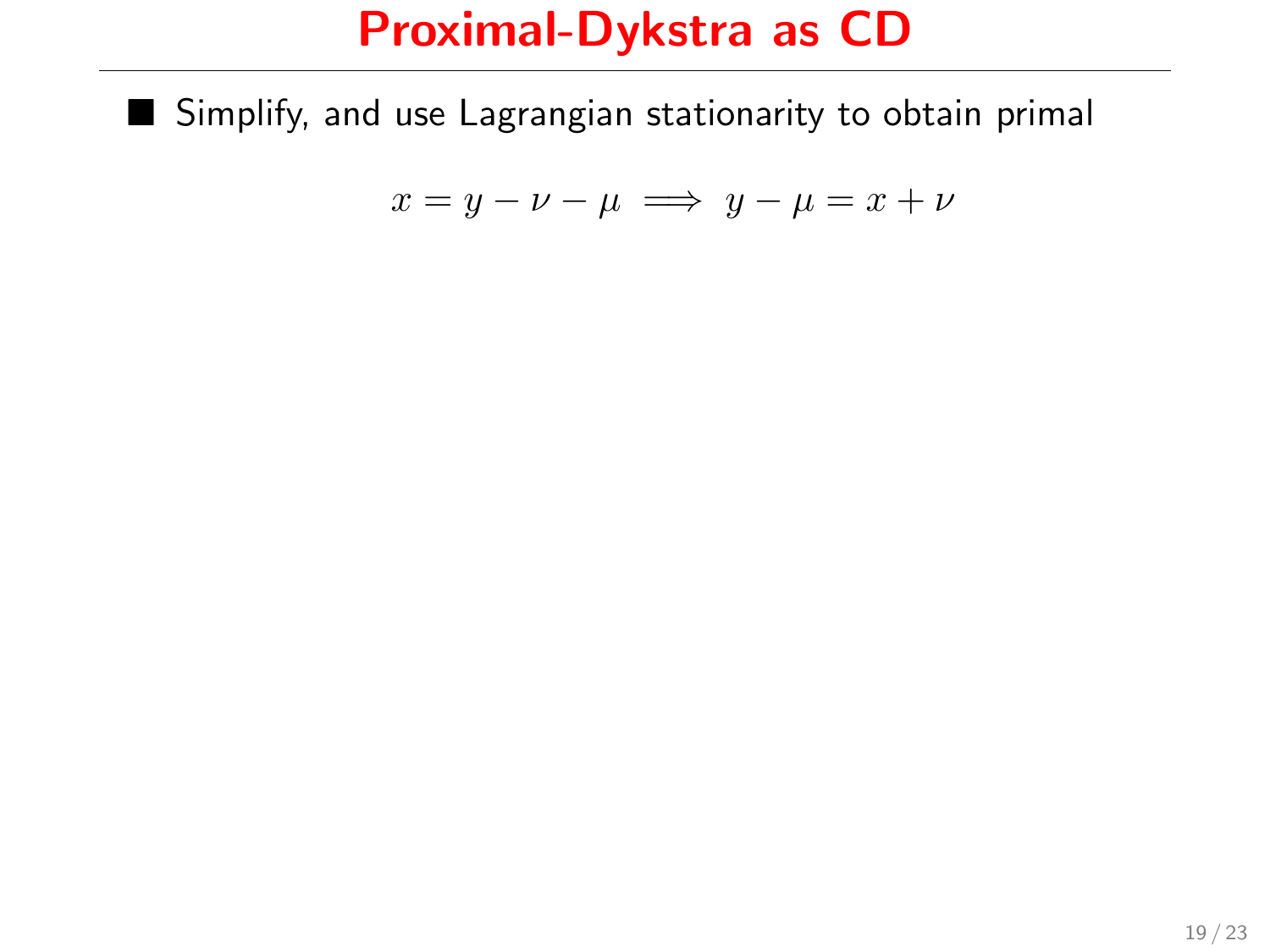# Proximal-Dykstra as CD

- Simplify, and use Lagrangian stationarity to obtain primal

$$x = y - \nu - \mu \implies y - \mu = x + \nu$$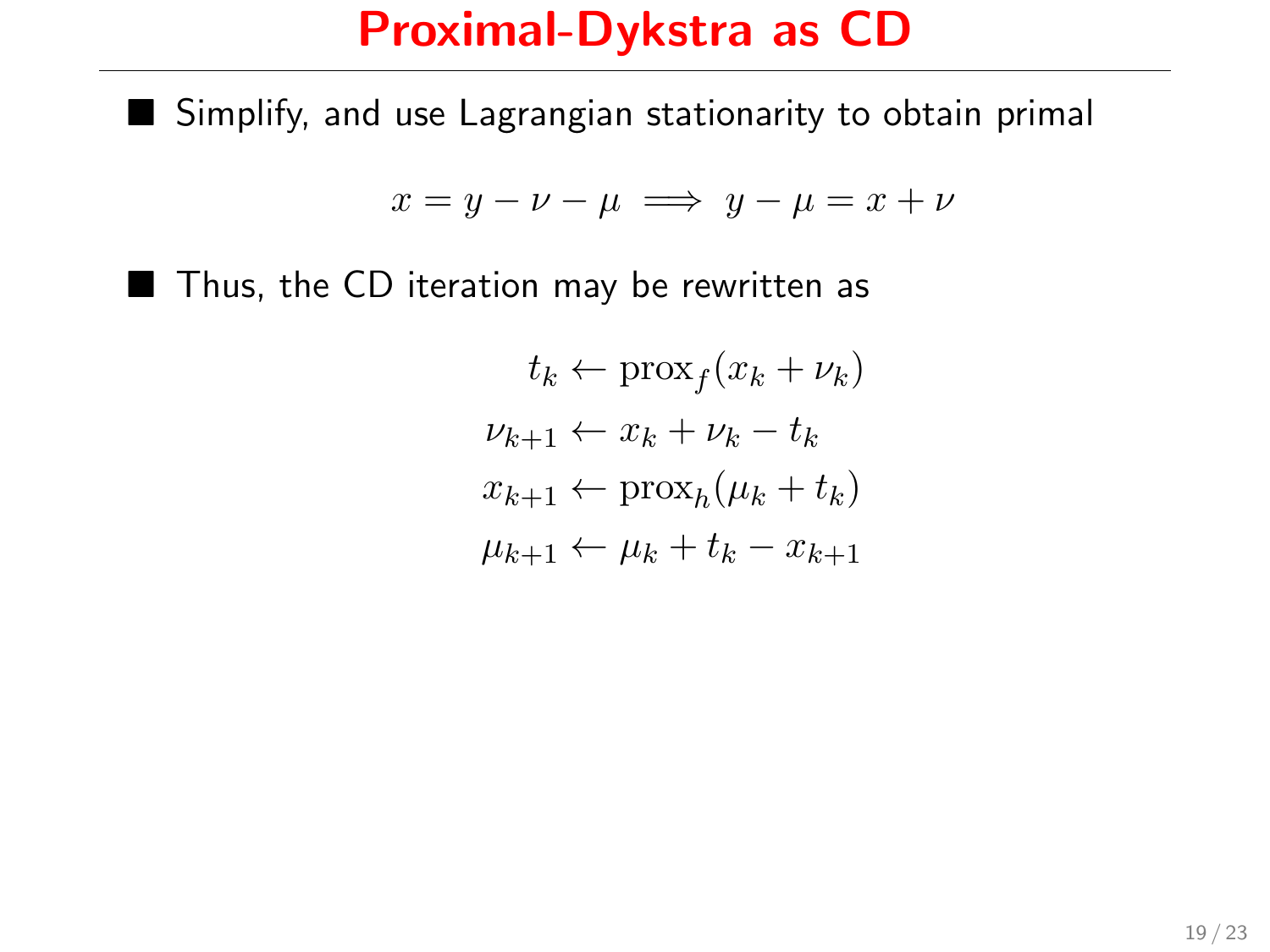# Proximal-Dykstra as CD

- Simplify, and use Lagrangian stationarity to obtain primal

$$x = y - \nu - \mu \implies y - \mu = x + \nu$$

- Thus, the CD iteration may be rewritten as

$$
\begin{aligned}
t_k &\leftarrow \operatorname{prox}_f(x_k + \nu_k) \\
\nu_{k+1} &\leftarrow x_k + \nu_k - t_k \\
x_{k+1} &\leftarrow \operatorname{prox}_h(\mu_k + t_k) \\
\mu_{k+1} &\leftarrow \mu_k + t_k - x_{k+1}
\end{aligned}
$$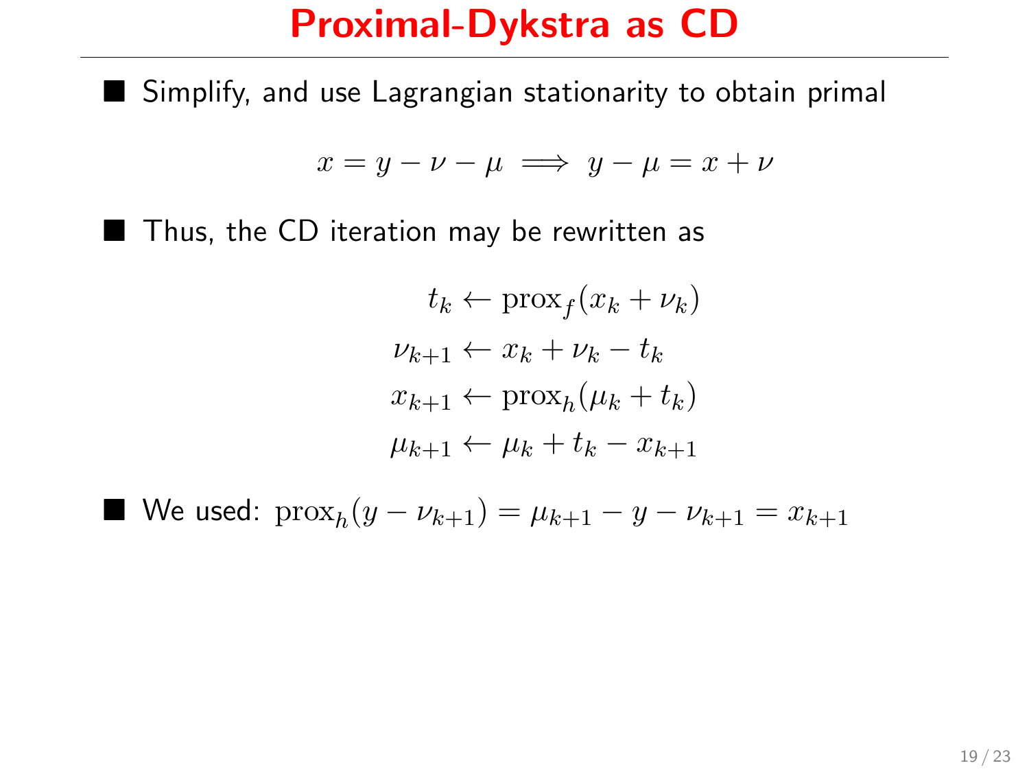# Proximal-Dykstra as CD

- Simplify, and use Lagrangian stationarity to obtain primal

$$x = y - \nu - \mu \implies y - \mu = x + \nu$$

- Thus, the CD iteration may be rewritten as

$$\begin{aligned}
t_k &\leftarrow \mathrm{prox}_f(x_k + \nu_k) \\
\nu_{k+1} &\leftarrow x_k + \nu_k - t_k \\
x_{k+1} &\leftarrow \mathrm{prox}_h(\mu_k + t_k) \\
\mu_{k+1} &\leftarrow \mu_k + t_k - x_{k+1}
\end{aligned}$$

- We used: $\mathrm{prox}_h(y - \nu_{k+1}) = \mu_{k+1} - y - \nu_{k+1} = x_{k+1}$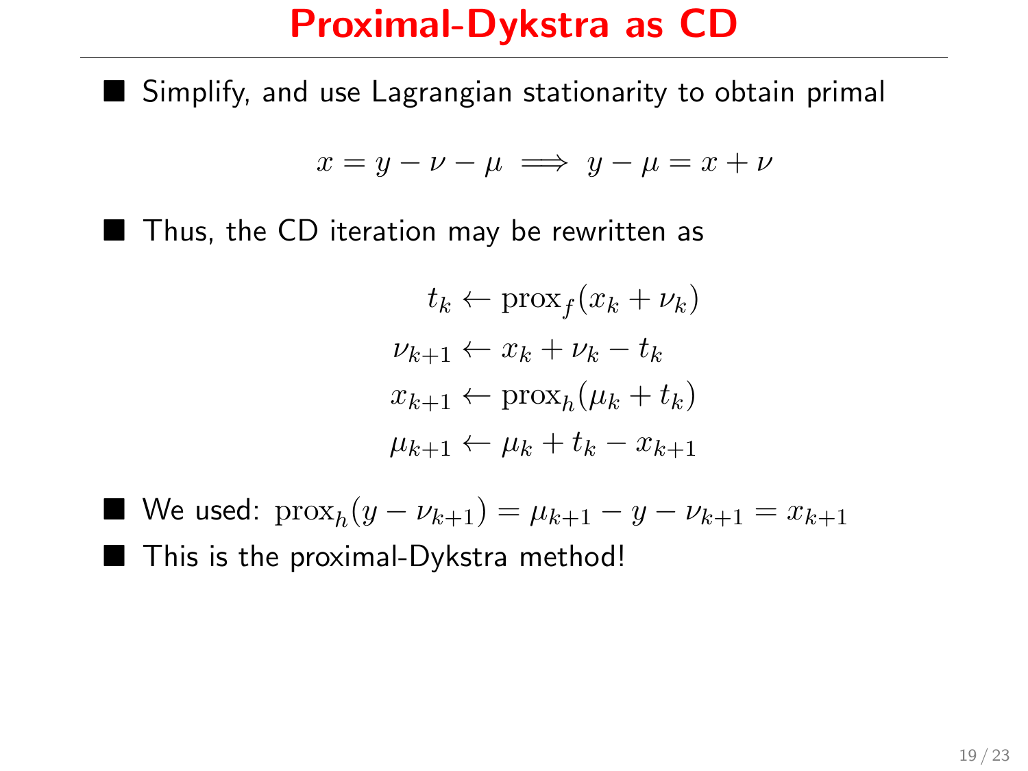# Proximal-Dykstra as CD

- Simplify, and use Lagrangian stationarity to obtain primal

$$x = y - \nu - \mu \implies y - \mu = x + \nu$$

- Thus, the CD iteration may be rewritten as

$$\begin{aligned}
t_k &\leftarrow \operatorname{prox}_f(x_k + \nu_k) \\
\nu_{k+1} &\leftarrow x_k + \nu_k - t_k \\
x_{k+1} &\leftarrow \operatorname{prox}_h(\mu_k + t_k) \\
\mu_{k+1} &\leftarrow \mu_k + t_k - x_{k+1}
\end{aligned}$$

- We used: $\operatorname{prox}_h(y - \nu_{k+1}) = \mu_{k+1} - y - \nu_{k+1} = x_{k+1}$
- This is the proximal-Dykstra method!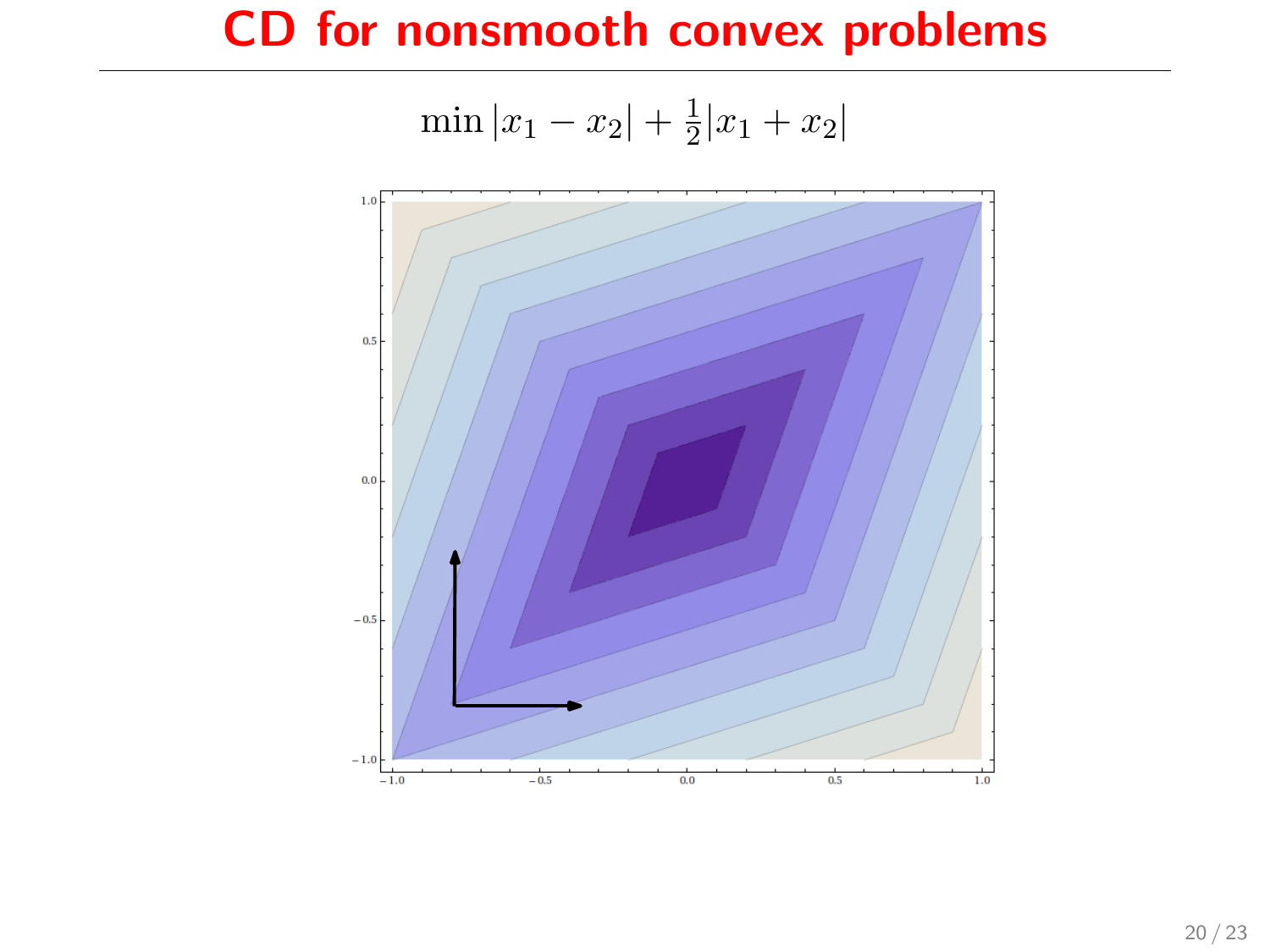# CD for nonsmooth convex problems

$$\min |x_1 - x_2| + \frac{1}{2}|x_1 + x_2|$$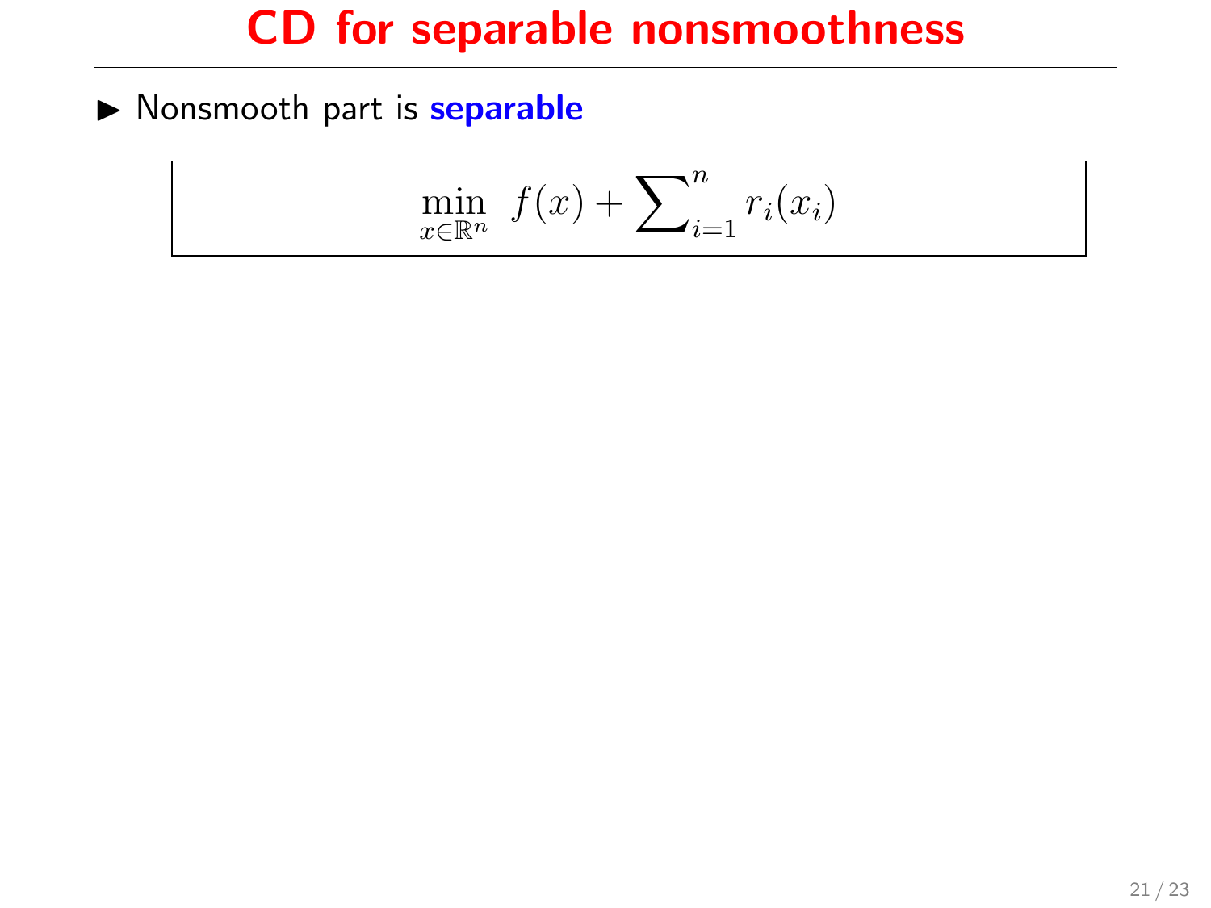# CD for separable nonsmoothness

- Nonsmooth part is **separable**

$$\min_{x \in \mathbb{R}^n} \; f(x) + \sum\nolimits_{i=1}^{n} r_i(x_i)$$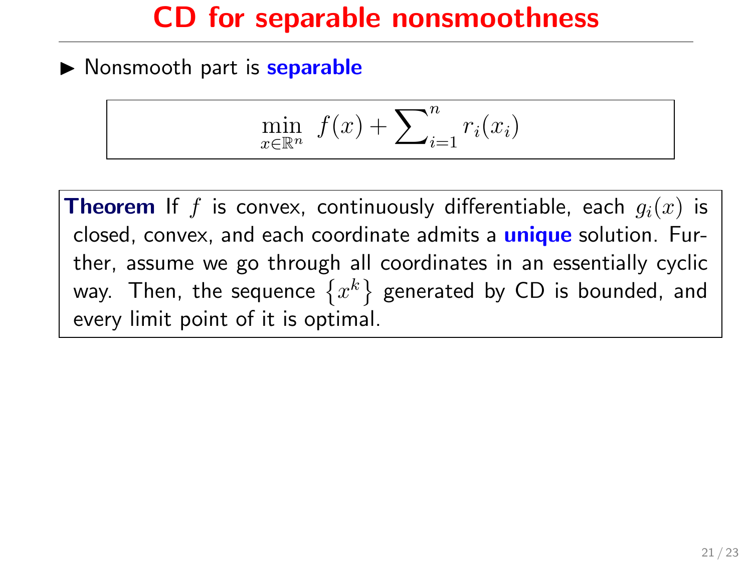# CD for separable nonsmoothness

- Nonsmooth part is **separable**

$$\min_{x \in \mathbb{R}^n} \; f(x) + \sum\nolimits_{i=1}^{n} r_i(x_i)$$

**Theorem** If $f$ is convex, continuously differentiable, each $g_i(x)$ is closed, convex, and each coordinate admits a **unique** solution. Further, assume we go through all coordinates in an essentially cyclic way. Then, the sequence $\{x^k\}$ generated by CD is bounded, and every limit point of it is optimal.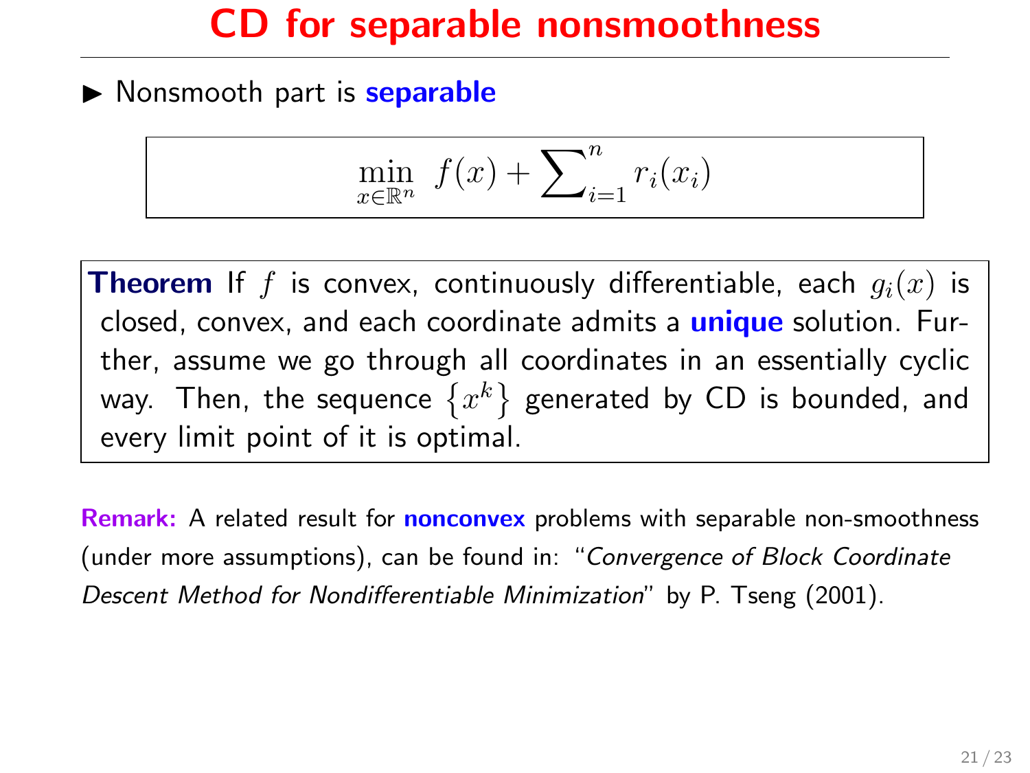# CD for separable nonsmoothness

- Nonsmooth part is **separable**

$$\min_{x \in \mathbb{R}^n} \; f(x) + \sum\nolimits_{i=1}^{n} r_i(x_i)$$

**Theorem** If $f$ is convex, continuously differentiable, each $g_i(x)$ is closed, convex, and each coordinate admits a **unique** solution. Further, assume we go through all coordinates in an essentially cyclic way. Then, the sequence $\{x^k\}$ generated by CD is bounded, and every limit point of it is optimal.

**Remark:** A related result for **nonconvex** problems with separable non-smoothness (under more assumptions), can be found in: "*Convergence of Block Coordinate Descent Method for Nondifferentiable Minimization*" by P. Tseng (2001).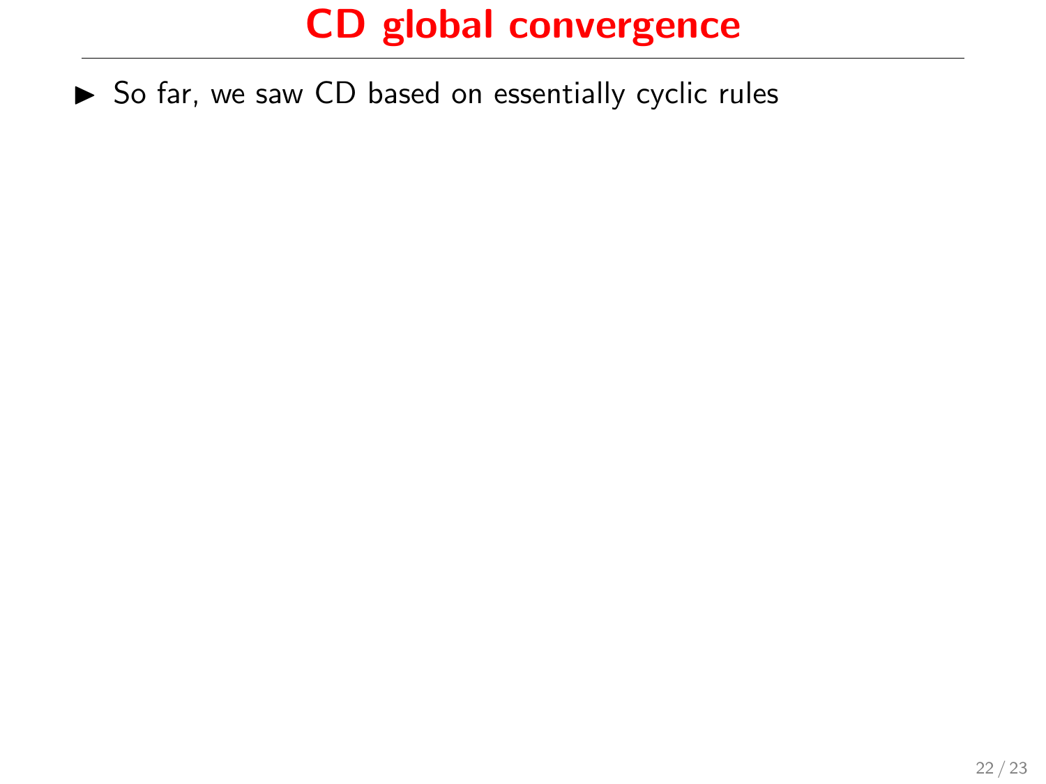# CD global convergence

- So far, we saw CD based on essentially cyclic rules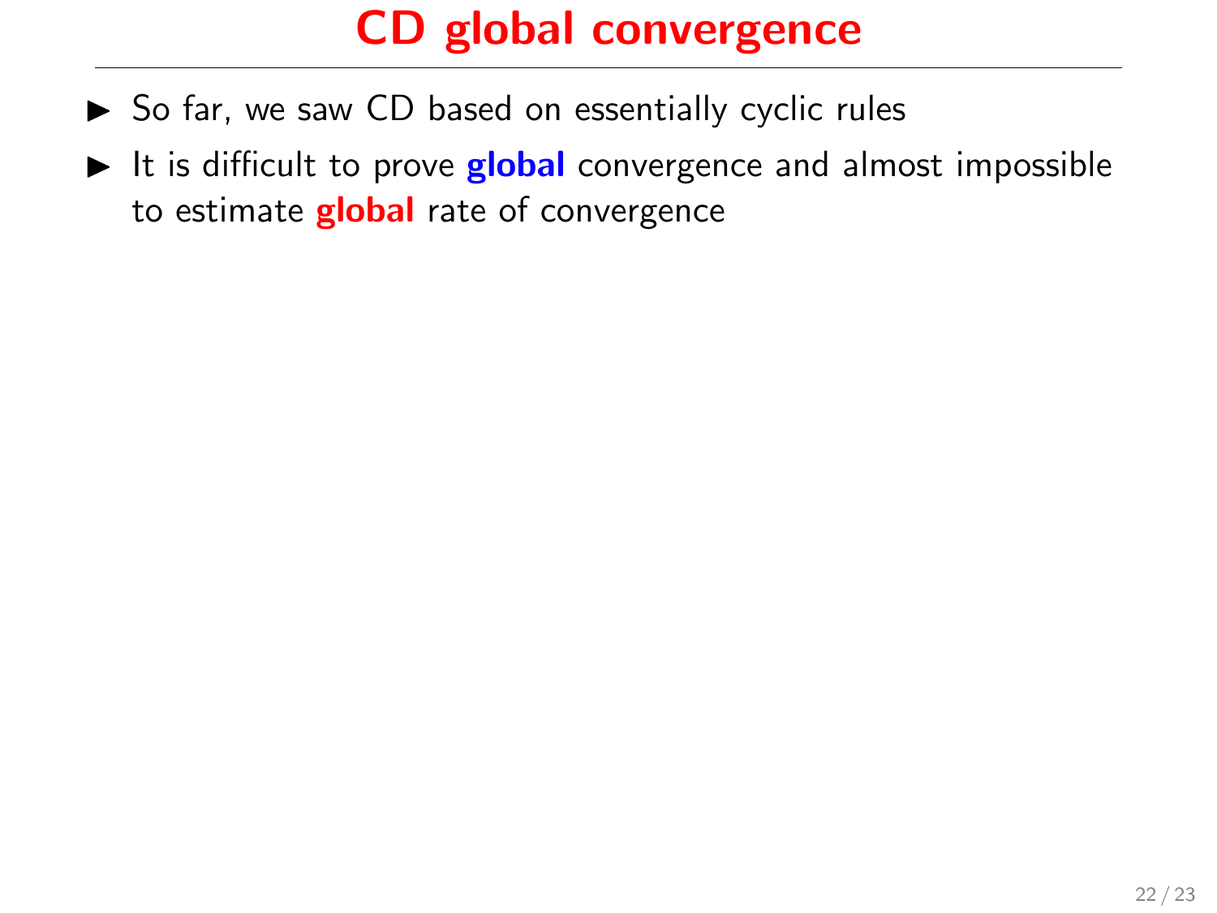# CD global convergence

- So far, we saw CD based on essentially cyclic rules
- It is difficult to prove **global** convergence and almost impossible to estimate **global** rate of convergence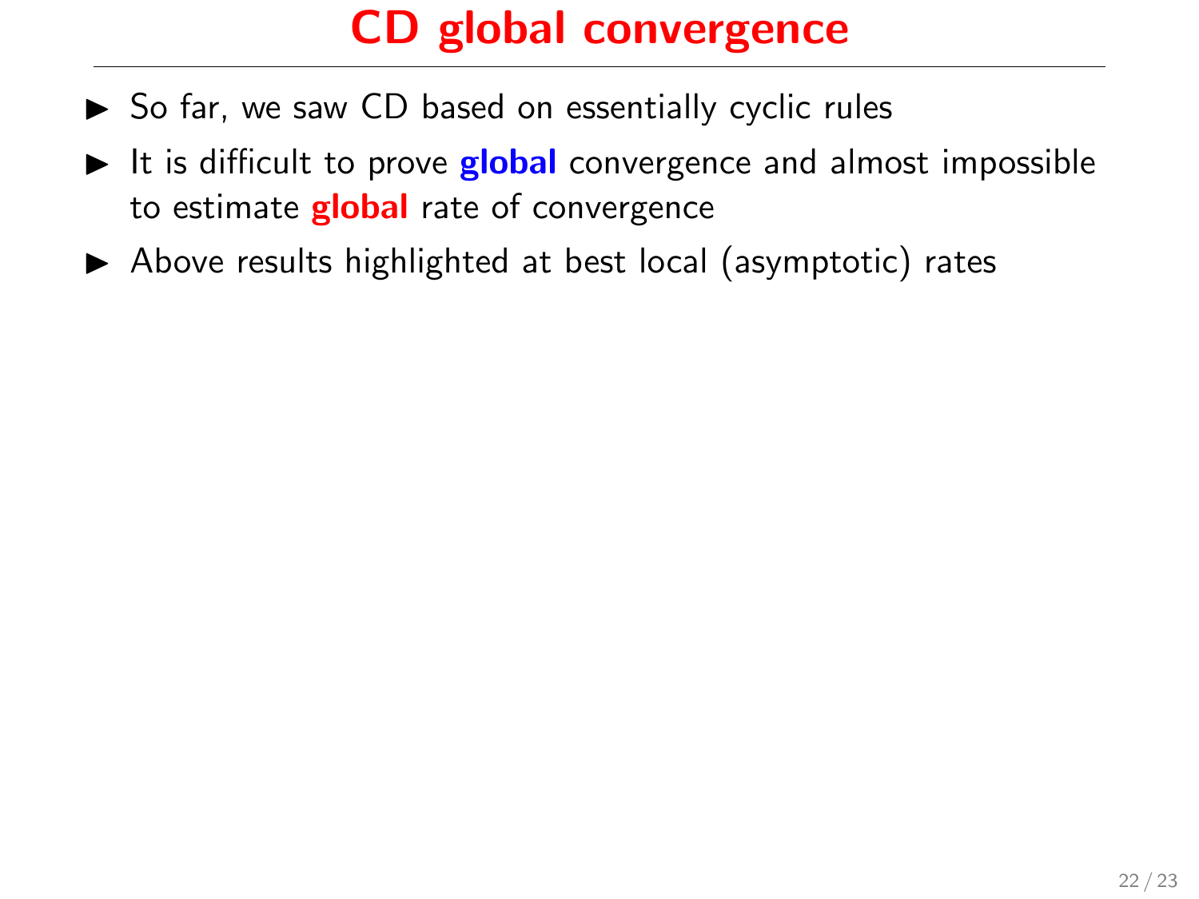# CD global convergence

- So far, we saw CD based on essentially cyclic rules
- It is difficult to prove **global** convergence and almost impossible to estimate **global** rate of convergence
- Above results highlighted at best local (asymptotic) rates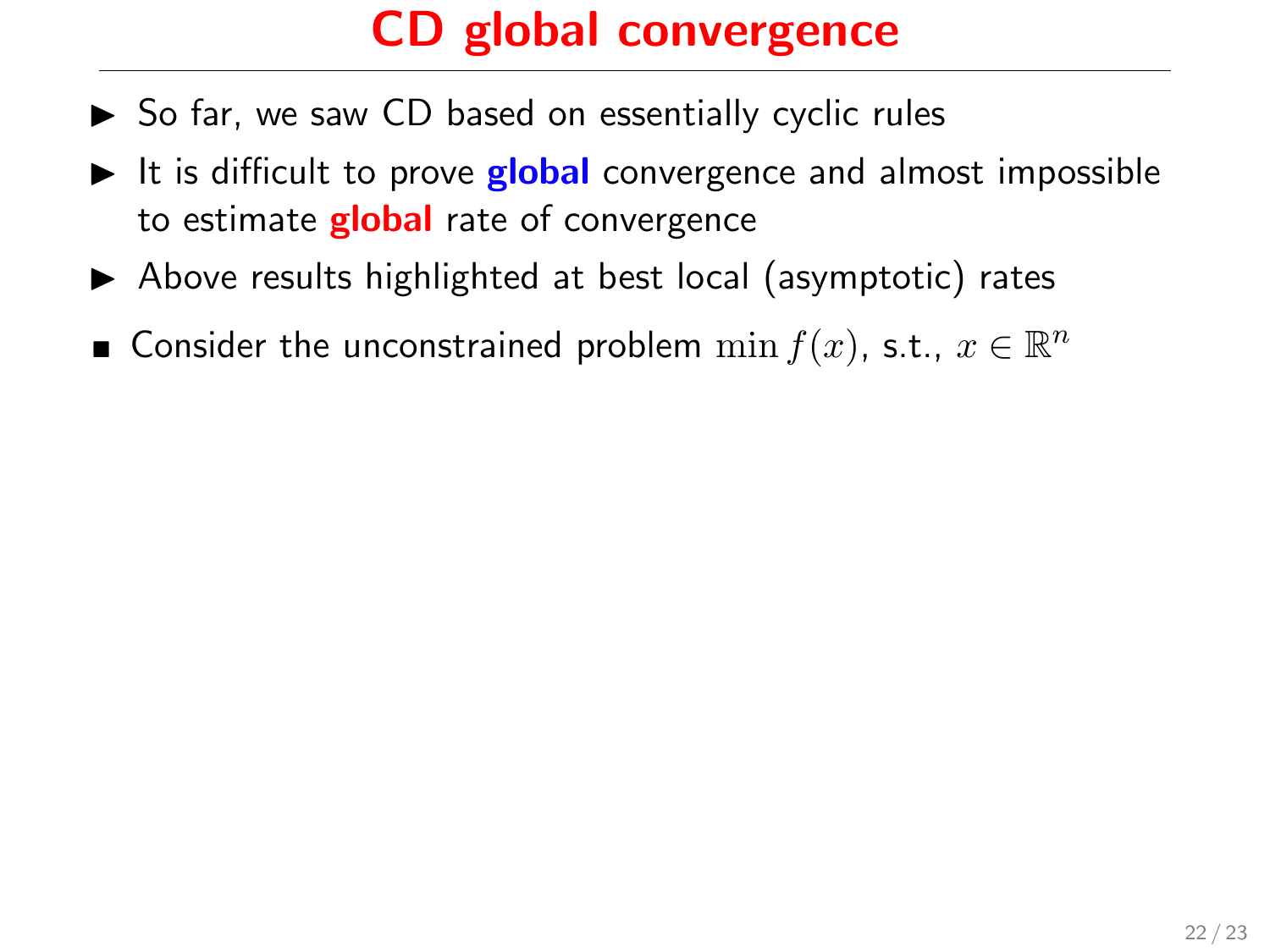# CD global convergence

- So far, we saw CD based on essentially cyclic rules
- It is difficult to prove **global** convergence and almost impossible to estimate **global** rate of convergence
- Above results highlighted at best local (asymptotic) rates

- Consider the unconstrained problem $\min f(x)$, s.t., $x \in \mathbb{R}^n$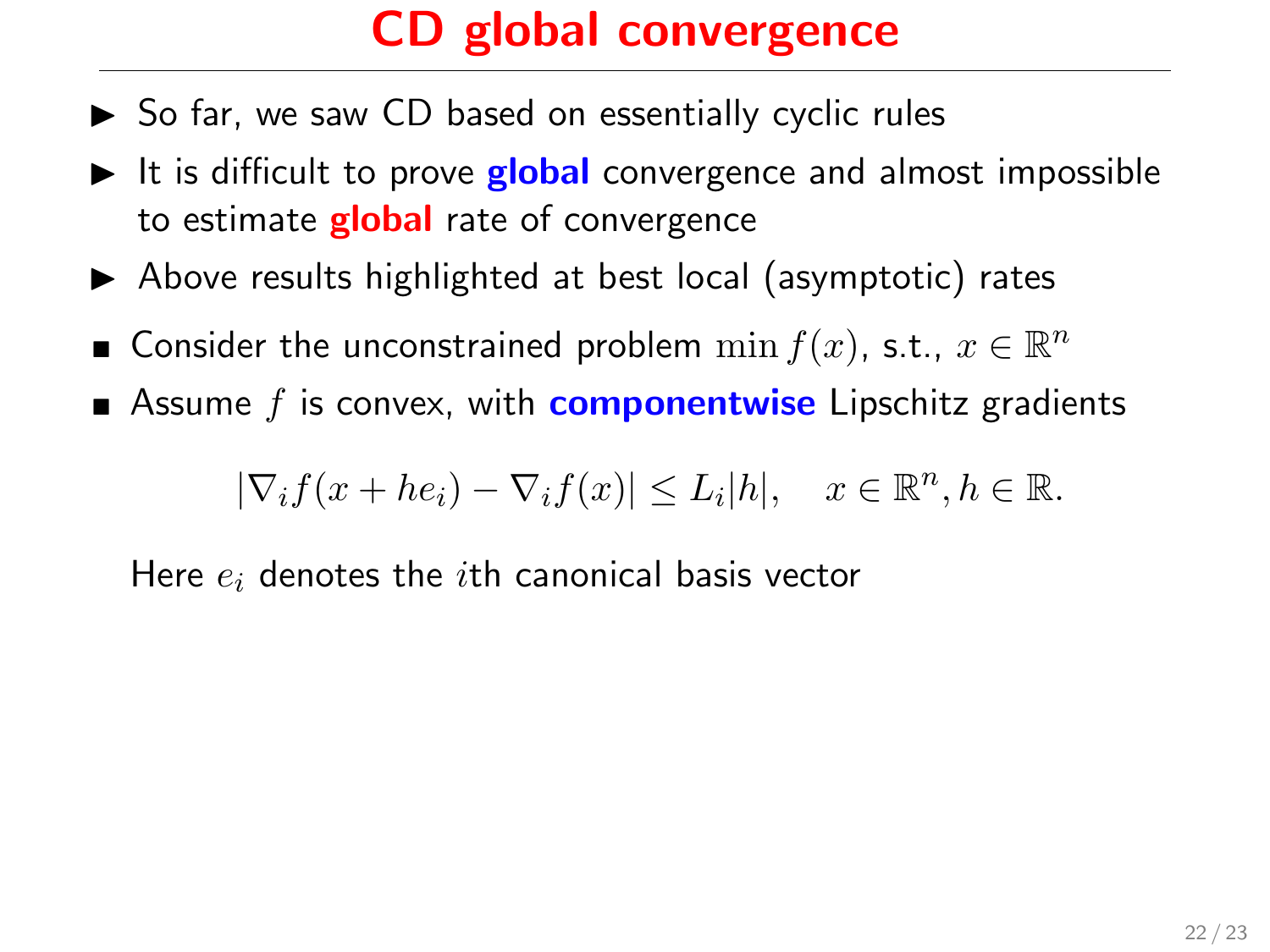# CD global convergence

- So far, we saw CD based on essentially cyclic rules
- It is difficult to prove **global** convergence and almost impossible to estimate **global** rate of convergence
- Above results highlighted at best local (asymptotic) rates

- Consider the unconstrained problem $\min f(x)$, s.t., $x \in \mathbb{R}^n$
- Assume $f$ is convex, with **componentwise** Lipschitz gradients

$$|\nabla_i f(x + he_i) - \nabla_i f(x)| \le L_i |h|, \quad x \in \mathbb{R}^n, h \in \mathbb{R}.$$

  Here $e_i$ denotes the $i$th canonical basis vector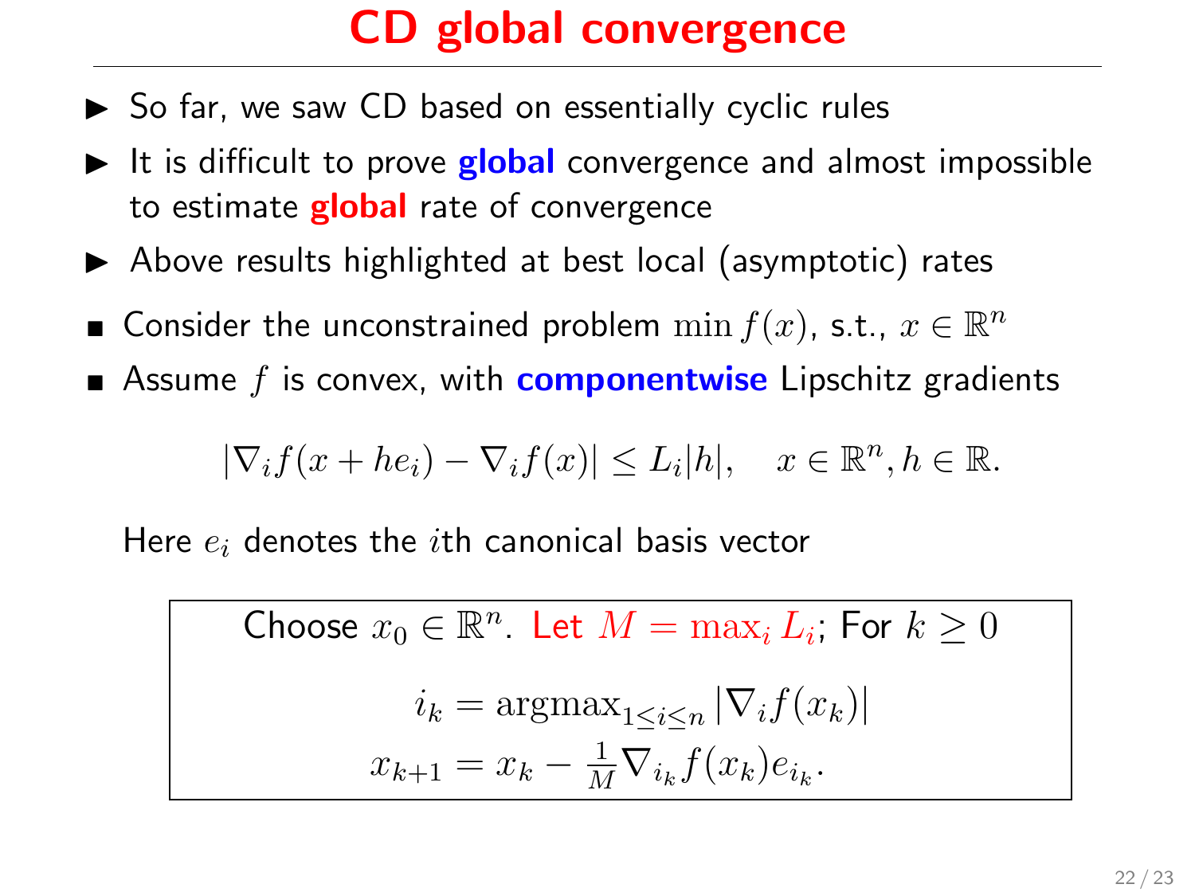# CD global convergence

- So far, we saw CD based on essentially cyclic rules
- It is difficult to prove **global** convergence and almost impossible to estimate **global** rate of convergence
- Above results highlighted at best local (asymptotic) rates

- Consider the unconstrained problem $\min f(x)$, s.t., $x \in \mathbb{R}^n$
- Assume $f$ is convex, with **componentwise** Lipschitz gradients

$$|\nabla_i f(x + he_i) - \nabla_i f(x)| \leq L_i |h|, \quad x \in \mathbb{R}^n, h \in \mathbb{R}.$$

Here $e_i$ denotes the $i$th canonical basis vector

> Choose $x_0 \in \mathbb{R}^n$. Let $M = \max_i L_i$; For $k \geq 0$
>
> $$i_k = \text{argmax}_{1 \leq i \leq n} |\nabla_i f(x_k)|$$
> $$x_{k+1} = x_k - \tfrac{1}{M} \nabla_{i_k} f(x_k) e_{i_k}.$$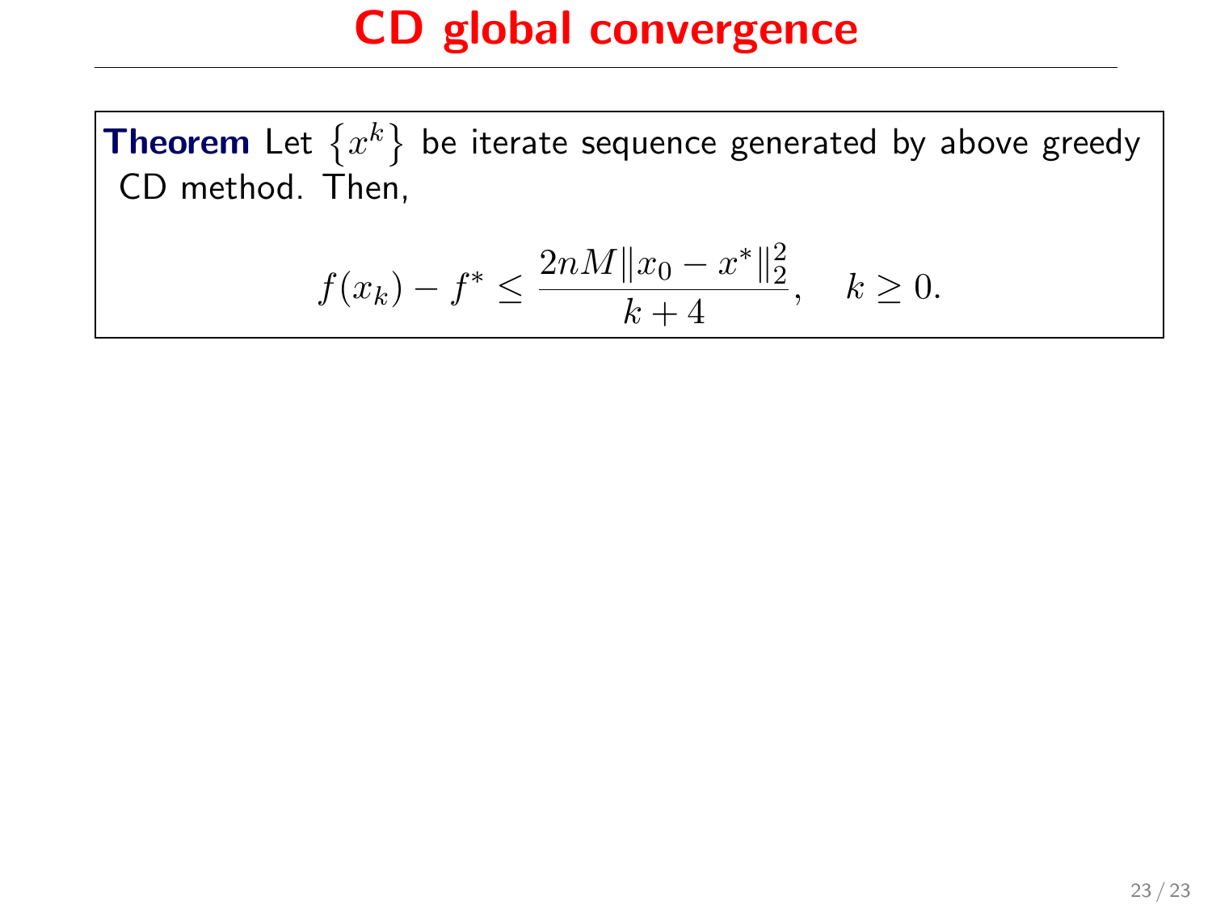# CD global convergence

**Theorem** Let $\{x^k\}$ be iterate sequence generated by above greedy CD method. Then,

$$f(x_k) - f^* \leq \frac{2nM\|x_0 - x^*\|_2^2}{k+4}, \quad k \geq 0.$$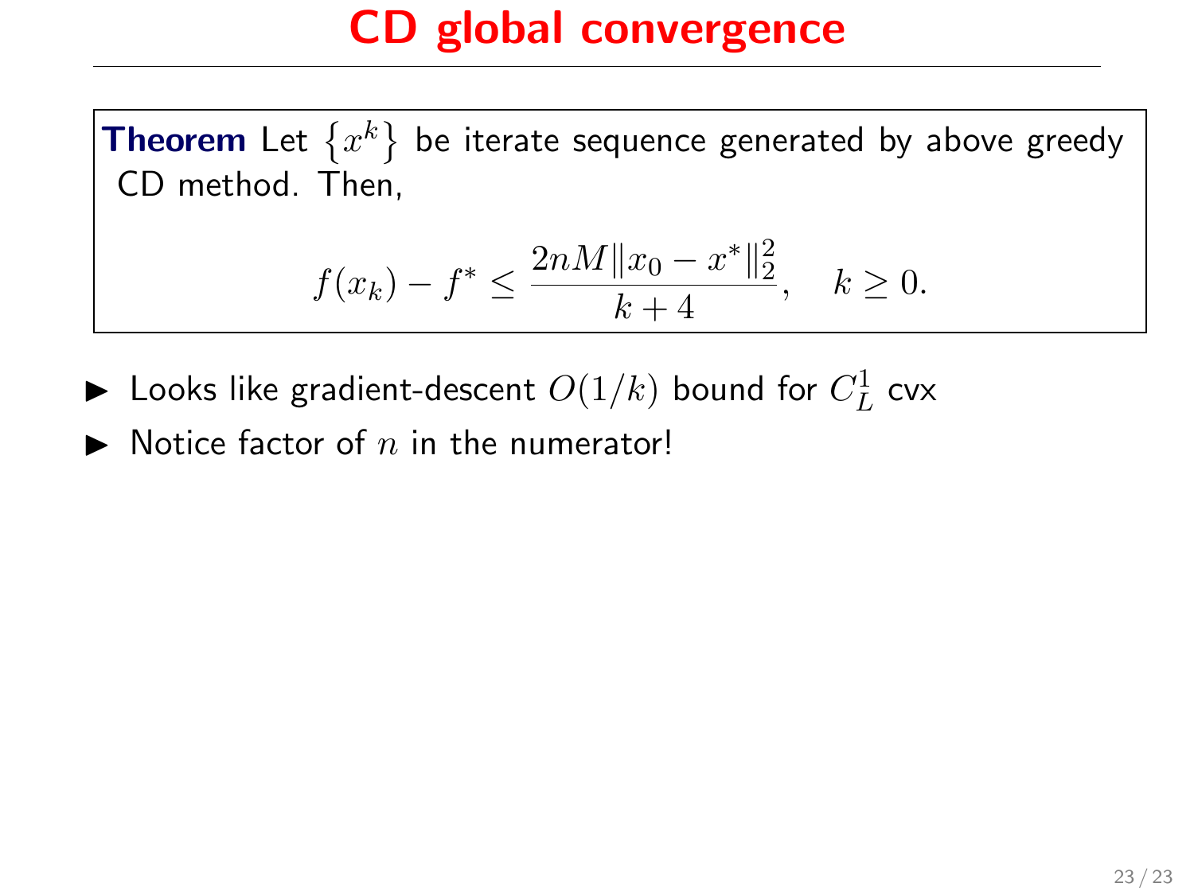# CD global convergence

**Theorem** Let $\{x^k\}$ be iterate sequence generated by above greedy CD method. Then,

$$f(x_k) - f^* \leq \frac{2nM\|x_0 - x^*\|_2^2}{k+4}, \quad k \geq 0.$$

- Looks like gradient-descent $O(1/k)$ bound for $C_L^1$ cvx
- Notice factor of $n$ in the numerator!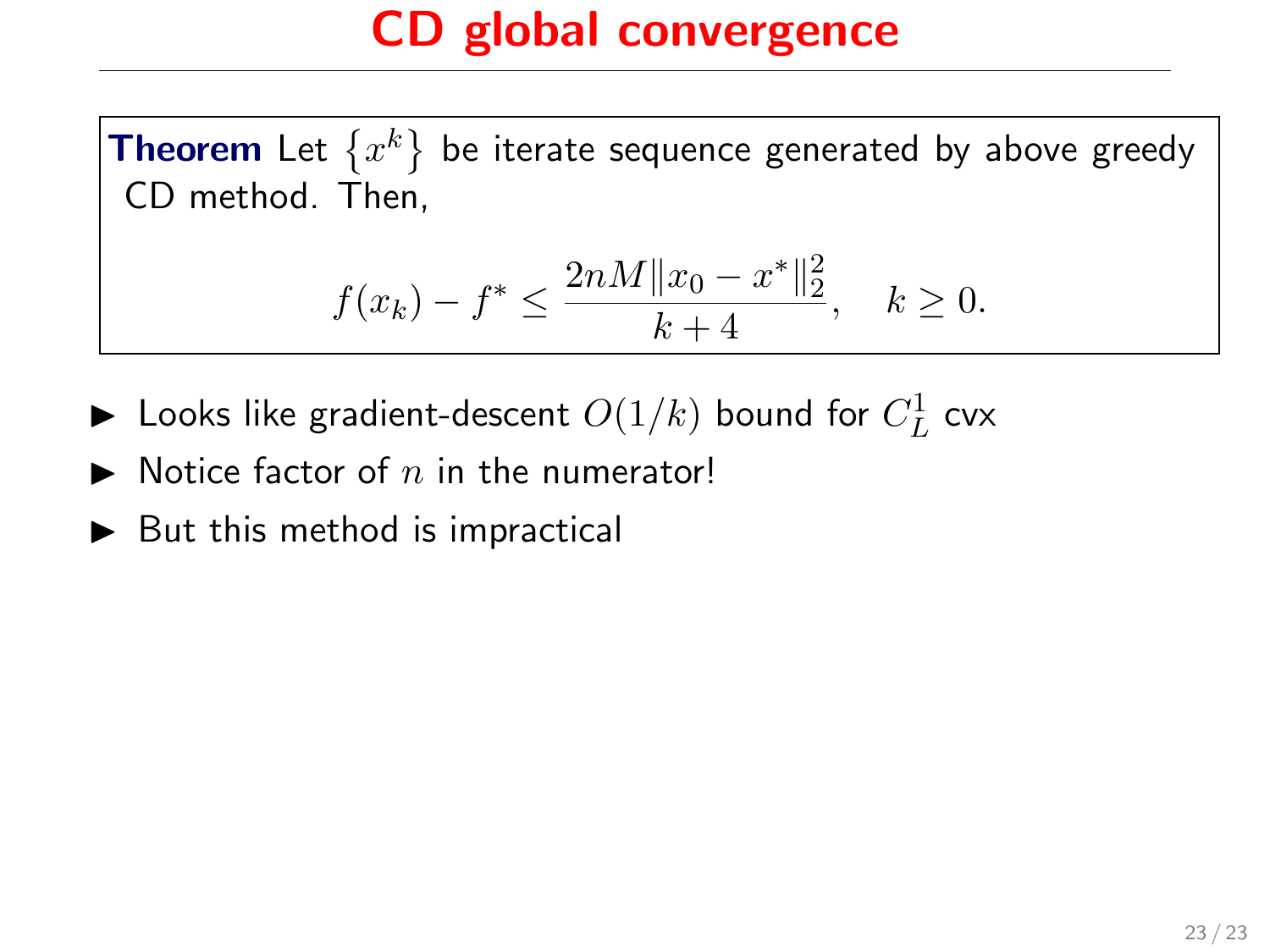# CD global convergence

**Theorem** Let $\{x^k\}$ be iterate sequence generated by above greedy CD method. Then,

$$f(x_k) - f^* \leq \frac{2nM\|x_0 - x^*\|_2^2}{k+4}, \quad k \geq 0.$$

- Looks like gradient-descent $O(1/k)$ bound for $C_L^1$ cvx
- Notice factor of $n$ in the numerator!
- But this method is impractical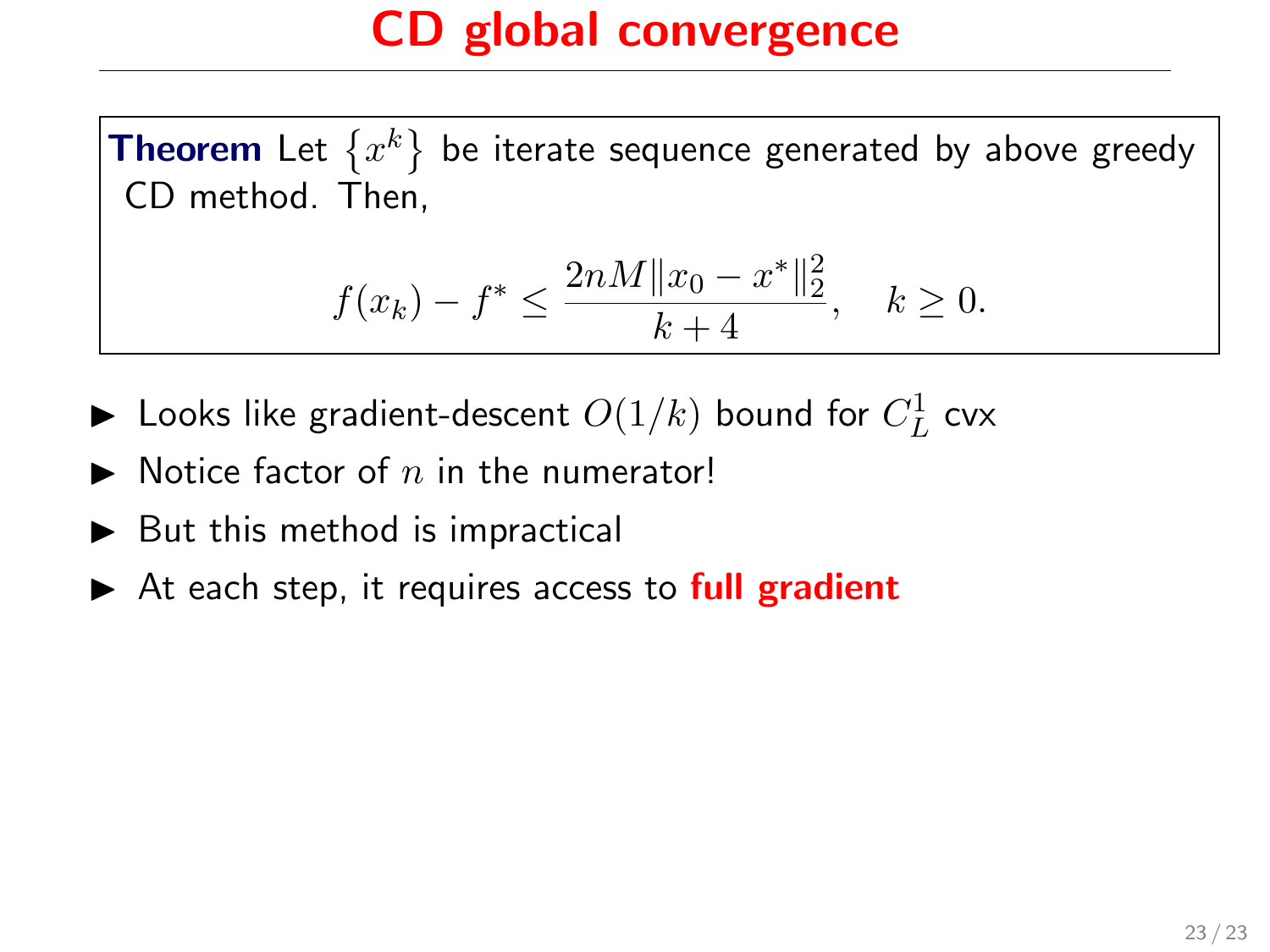# CD global convergence

**Theorem** Let $\{x^k\}$ be iterate sequence generated by above greedy CD method. Then,

$$f(x_k) - f^* \leq \frac{2nM\|x_0 - x^*\|_2^2}{k+4}, \quad k \geq 0.$$

- Looks like gradient-descent $O(1/k)$ bound for $C_L^1$ cvx
- Notice factor of $n$ in the numerator!
- But this method is impractical
- At each step, it requires access to **full gradient**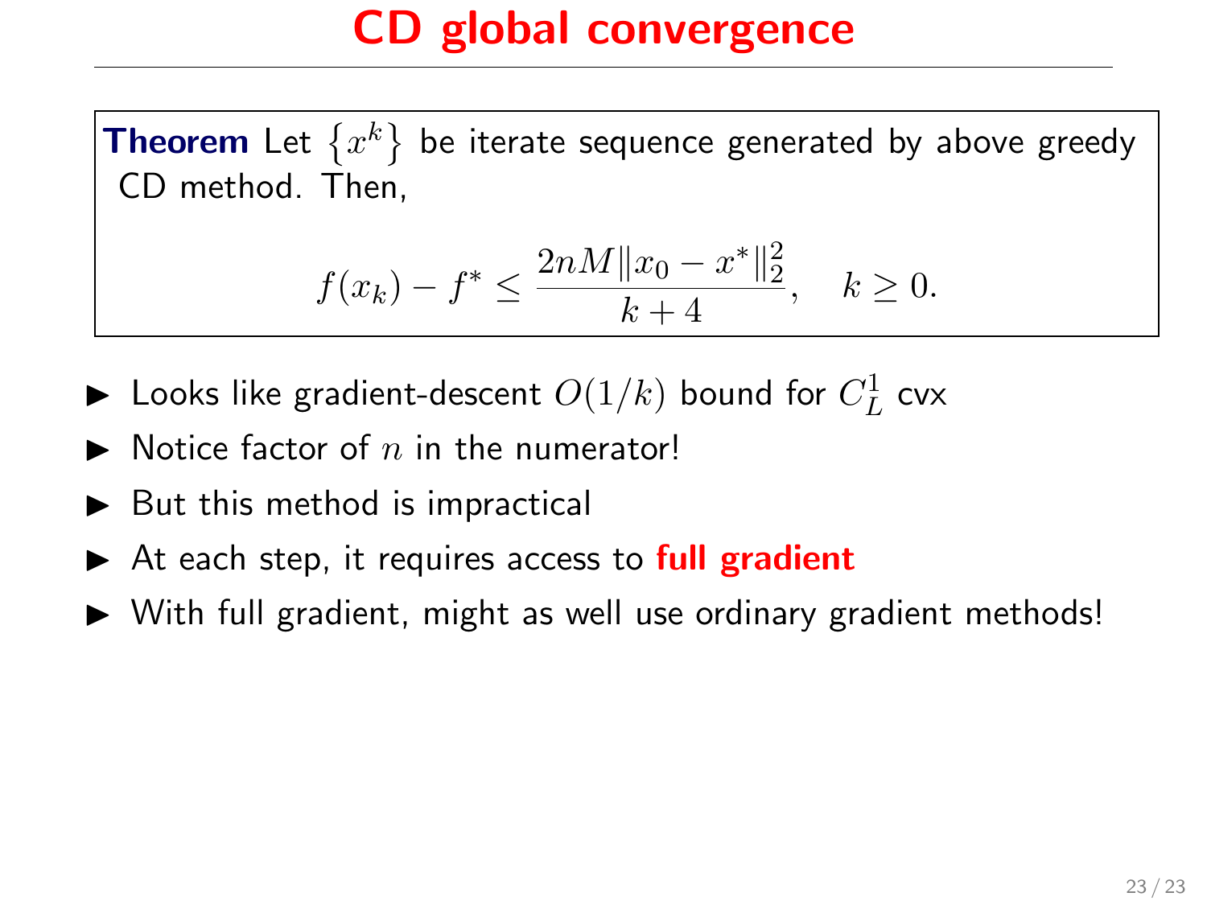# CD global convergence

**Theorem** Let $\{x^k\}$ be iterate sequence generated by above greedy CD method. Then,

$$f(x_k) - f^* \leq \frac{2nM\|x_0 - x^*\|_2^2}{k+4}, \quad k \geq 0.$$

- Looks like gradient-descent $O(1/k)$ bound for $C_L^1$ cvx
- Notice factor of $n$ in the numerator!
- But this method is impractical
- At each step, it requires access to **full gradient**
- With full gradient, might as well use ordinary gradient methods!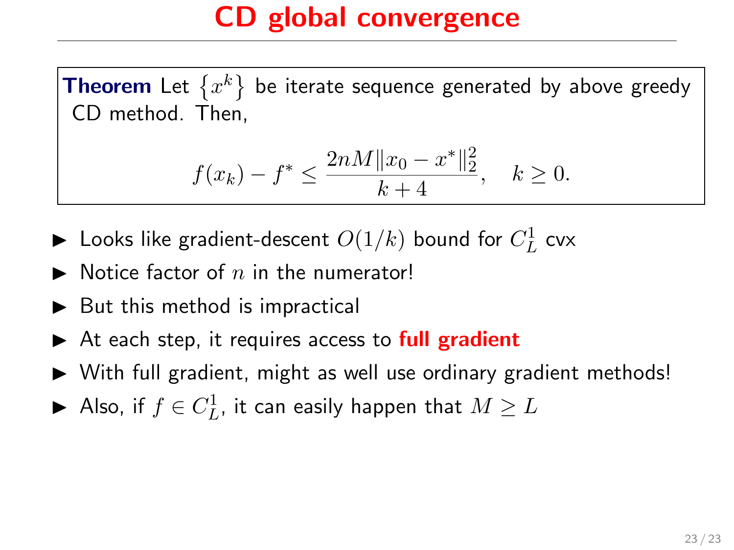# CD global convergence

**Theorem** Let $\{x^k\}$ be iterate sequence generated by above greedy CD method. Then,

$$f(x_k) - f^* \leq \frac{2nM\|x_0 - x^*\|_2^2}{k+4}, \quad k \geq 0.$$

- Looks like gradient-descent $O(1/k)$ bound for $C_L^1$ cvx
- Notice factor of $n$ in the numerator!
- But this method is impractical
- At each step, it requires access to **full gradient**
- With full gradient, might as well use ordinary gradient methods!
- Also, if $f \in C_L^1$, it can easily happen that $M \geq L$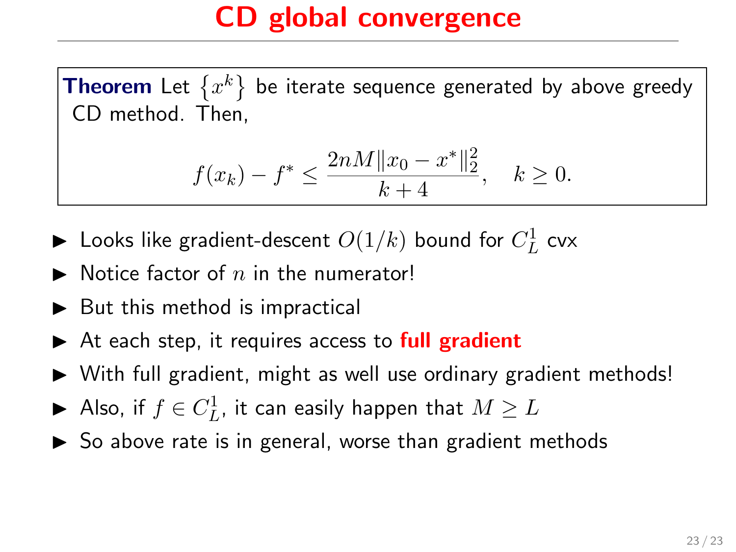# CD global convergence

**Theorem** Let $\{x^k\}$ be iterate sequence generated by above greedy CD method. Then,

$$f(x_k) - f^* \leq \frac{2nM\|x_0 - x^*\|_2^2}{k+4}, \quad k \geq 0.$$

- Looks like gradient-descent $O(1/k)$ bound for $C_L^1$ cvx
- Notice factor of $n$ in the numerator!
- But this method is impractical
- At each step, it requires access to **full gradient**
- With full gradient, might as well use ordinary gradient methods!
- Also, if $f \in C_L^1$, it can easily happen that $M \geq L$
- So above rate is in general, worse than gradient methods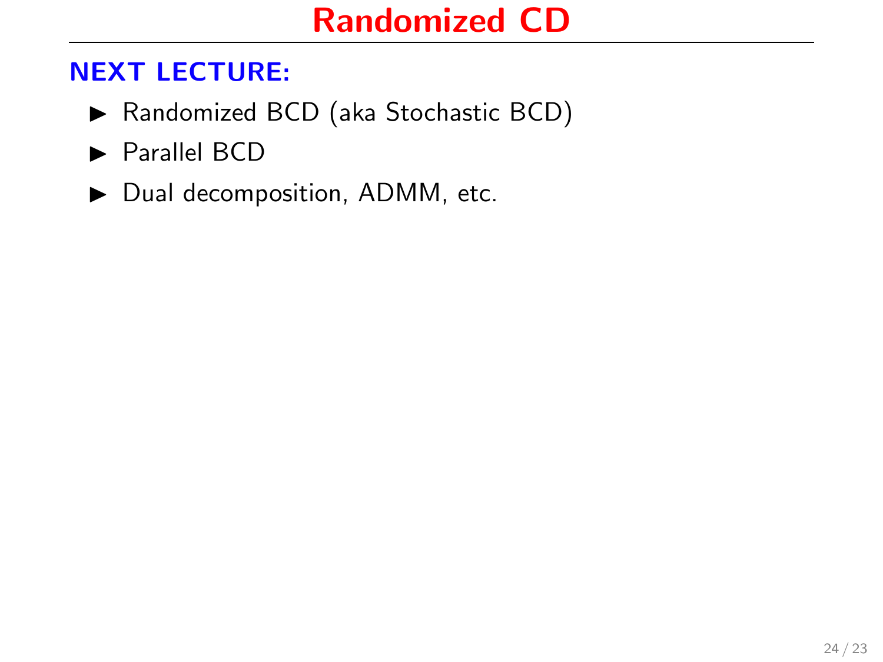# Randomized CD

**NEXT LECTURE:**

- Randomized BCD (aka Stochastic BCD)
- Parallel BCD
- Dual decomposition, ADMM, etc.